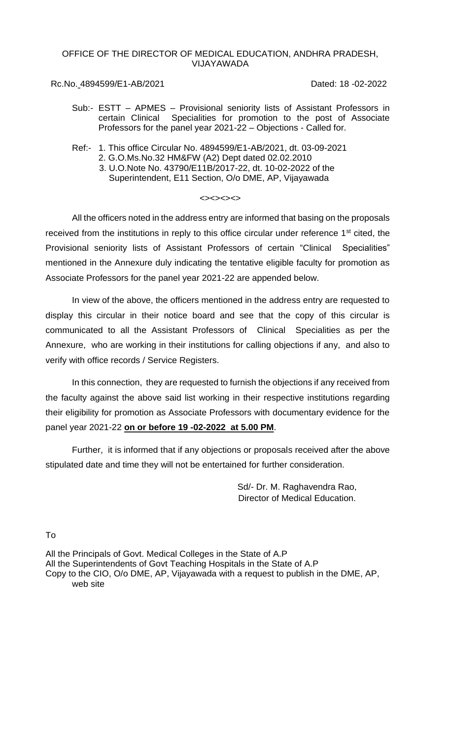# OFFICE OF THE DIRECTOR OF MEDICAL EDUCATION, ANDHRA PRADESH, VIJAYAWADA

Rc.No. 4894599/E1-AB/2021 Dated: 18 -02-2022

Sub:- ESTT – APMES – Provisional seniority lists of Assistant Professors in certain Clinical Specialities for promotion to the post of Associate Professors for the panel year 2021-22 – Objections - Called for.

Ref:- 1. This office Circular No. 4894599/E1-AB/2021, dt. 03-09-2021
2. G.O.Ms.No.32 HM&FW (A2) Dept dated 02.02.2010
3. U.O.Note No. 43790/E11B/2017-22, dt. 10-02-2022 of the Superintendent, E11 Section, O/o DME, AP, Vijayawada

<><><><>

All the officers noted in the address entry are informed that basing on the proposals received from the institutions in reply to this office circular under reference 1st cited, the Provisional seniority lists of Assistant Professors of certain "Clinical Specialities" mentioned in the Annexure duly indicating the tentative eligible faculty for promotion as Associate Professors for the panel year 2021-22 are appended below.

In view of the above, the officers mentioned in the address entry are requested to display this circular in their notice board and see that the copy of this circular is communicated to all the Assistant Professors of Clinical Specialities as per the Annexure, who are working in their institutions for calling objections if any, and also to verify with office records / Service Registers.

In this connection, they are requested to furnish the objections if any received from the faculty against the above said list working in their respective institutions regarding their eligibility for promotion as Associate Professors with documentary evidence for the panel year 2021-22 **on or before 19 -02-2022 at 5.00 PM**.

Further, it is informed that if any objections or proposals received after the above stipulated date and time they will not be entertained for further consideration.

Sd/- Dr. M. Raghavendra Rao,
Director of Medical Education.

To

All the Principals of Govt. Medical Colleges in the State of A.P
All the Superintendents of Govt Teaching Hospitals in the State of A.P
Copy to the CIO, O/o DME, AP, Vijayawada with a request to publish in the DME, AP, web site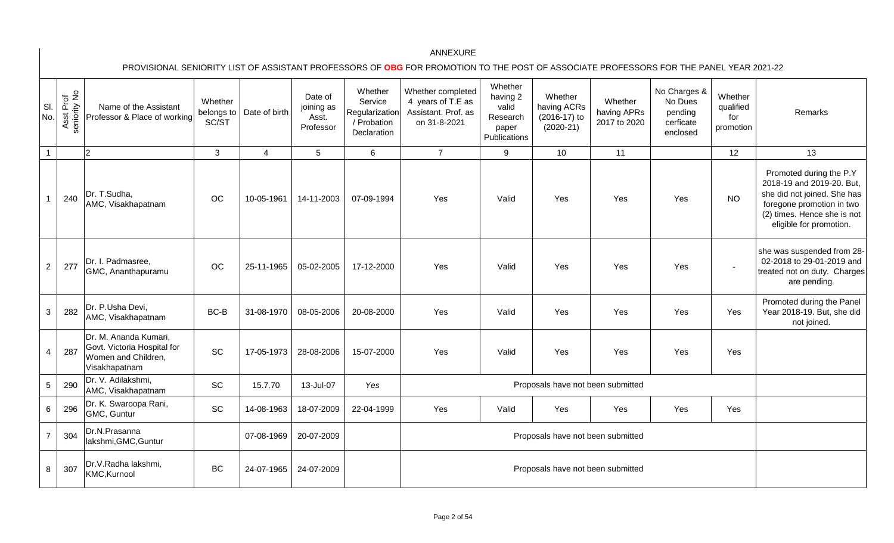# ANNEXURE

## PROVISIONAL SENIORITY LIST OF ASSISTANT PROFESSORS OF **OBG** FOR PROMOTION TO THE POST OF ASSOCIATE PROFESSORS FOR THE PANEL YEAR 2021-22

| Sl. No. | Asst Prof seniority No | Name of the Assistant Professor & Place of working | Whether belongs to SC/ST | Date of birth | Date of joining as Asst. Professor | Whether Service Regularization / Probation Declaration | Whether completed 4 years of T.E as Assistant. Prof. as on 31-8-2021 | Whether having 2 valid Research paper Publications | Whether having ACRs (2016-17) to (2020-21) | Whether having APRs 2017 to 2020 | No Charges & No Dues pending cerficate enclosed | Whether qualified for promotion | Remarks |
|---|---|---|---|---|---|---|---|---|---|---|---|---|---|
| 1 | | 2 | 3 | 4 | 5 | 6 | 7 | 9 | 10 | 11 | | 12 | 13 |
| 1 | 240 | Dr. T.Sudha, AMC, Visakhapatnam | OC | 10-05-1961 | 14-11-2003 | 07-09-1994 | Yes | Valid | Yes | Yes | Yes | NO | Promoted during the P.Y 2018-19 and 2019-20. But, she did not joined. She has foregone promotion in two (2) times. Hence she is not eligible for promotion. |
| 2 | 277 | Dr. I. Padmasree, GMC, Ananthapuramu | OC | 25-11-1965 | 05-02-2005 | 17-12-2000 | Yes | Valid | Yes | Yes | Yes | - | she was suspended from 28-02-2018 to 29-01-2019 and treated not on duty. Charges are pending. |
| 3 | 282 | Dr. P.Usha Devi, AMC, Visakhapatnam | BC-B | 31-08-1970 | 08-05-2006 | 20-08-2000 | Yes | Valid | Yes | Yes | Yes | Yes | Promoted during the Panel Year 2018-19. But, she did not joined. |
| 4 | 287 | Dr. M. Ananda Kumari, Govt. Victoria Hospital for Women and Children, Visakhapatnam | SC | 17-05-1973 | 28-08-2006 | 15-07-2000 | Yes | Valid | Yes | Yes | Yes | Yes | |
| 5 | 290 | Dr. V. Adilakshmi, AMC, Visakhapatnam | SC | 15.7.70 | 13-Jul-07 | *Yes* | Proposals have not been submitted | | | | | | |
| 6 | 296 | Dr. K. Swaroopa Rani, GMC, Guntur | SC | 14-08-1963 | 18-07-2009 | 22-04-1999 | Yes | Valid | Yes | Yes | Yes | Yes | |
| 7 | 304 | Dr.N.Prasanna lakshmi,GMC,Guntur | | 07-08-1969 | 20-07-2009 | | Proposals have not been submitted | | | | | | |
| 8 | 307 | Dr.V.Radha lakshmi, KMC,Kurnool | BC | 24-07-1965 | 24-07-2009 | | Proposals have not been submitted | | | | | | |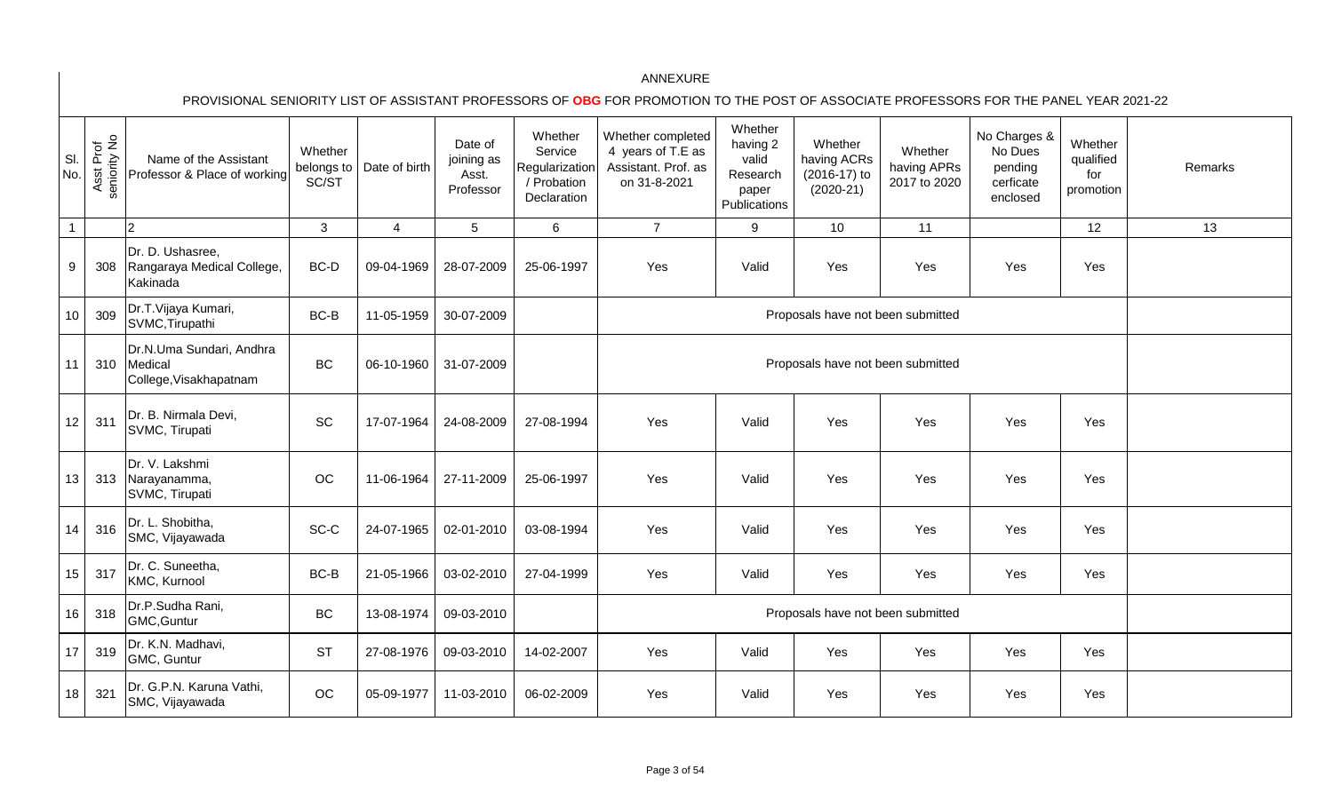ANNEXURE

PROVISIONAL SENIORITY LIST OF ASSISTANT PROFESSORS OF **OBG** FOR PROMOTION TO THE POST OF ASSOCIATE PROFESSORS FOR THE PANEL YEAR 2021-22

| Sl. No. | Asst Prof seniority No | Name of the Assistant Professor & Place of working | Whether belongs to SC/ST | Date of birth | Date of joining as Asst. Professor | Whether Service Regularization / Probation Declaration | Whether completed 4 years of T.E as Assistant. Prof. as on 31-8-2021 | Whether having 2 valid Research paper Publications | Whether having ACRs (2016-17) to (2020-21) | Whether having APRs 2017 to 2020 | No Charges & No Dues pending cerficate enclosed | Whether qualified for promotion | Remarks |
|---|---|---|---|---|---|---|---|---|---|---|---|---|---|
| 1 | | 2 | 3 | 4 | 5 | 6 | 7 | 9 | 10 | 11 | | 12 | 13 |
| 9 | 308 | Dr. D. Ushasree, Rangaraya Medical College, Kakinada | BC-D | 09-04-1969 | 28-07-2009 | 25-06-1997 | Yes | Valid | Yes | Yes | Yes | Yes | |
| 10 | 309 | Dr.T.Vijaya Kumari, SVMC,Tirupathi | BC-B | 11-05-1959 | 30-07-2009 | | Proposals have not been submitted | | | | | | |
| 11 | 310 | Dr.N.Uma Sundari, Andhra Medical College,Visakhapatnam | BC | 06-10-1960 | 31-07-2009 | | Proposals have not been submitted | | | | | | |
| 12 | 311 | Dr. B. Nirmala Devi, SVMC, Tirupati | SC | 17-07-1964 | 24-08-2009 | 27-08-1994 | Yes | Valid | Yes | Yes | Yes | Yes | |
| 13 | 313 | Dr. V. Lakshmi Narayanamma, SVMC, Tirupati | OC | 11-06-1964 | 27-11-2009 | 25-06-1997 | Yes | Valid | Yes | Yes | Yes | Yes | |
| 14 | 316 | Dr. L. Shobitha, SMC, Vijayawada | SC-C | 24-07-1965 | 02-01-2010 | 03-08-1994 | Yes | Valid | Yes | Yes | Yes | Yes | |
| 15 | 317 | Dr. C. Suneetha, KMC, Kurnool | BC-B | 21-05-1966 | 03-02-2010 | 27-04-1999 | Yes | Valid | Yes | Yes | Yes | Yes | |
| 16 | 318 | Dr.P.Sudha Rani, GMC,Guntur | BC | 13-08-1974 | 09-03-2010 | | Proposals have not been submitted | | | | | | |
| 17 | 319 | Dr. K.N. Madhavi, GMC, Guntur | ST | 27-08-1976 | 09-03-2010 | 14-02-2007 | Yes | Valid | Yes | Yes | Yes | Yes | |
| 18 | 321 | Dr. G.P.N. Karuna Vathi, SMC, Vijayawada | OC | 05-09-1977 | 11-03-2010 | 06-02-2009 | Yes | Valid | Yes | Yes | Yes | Yes | |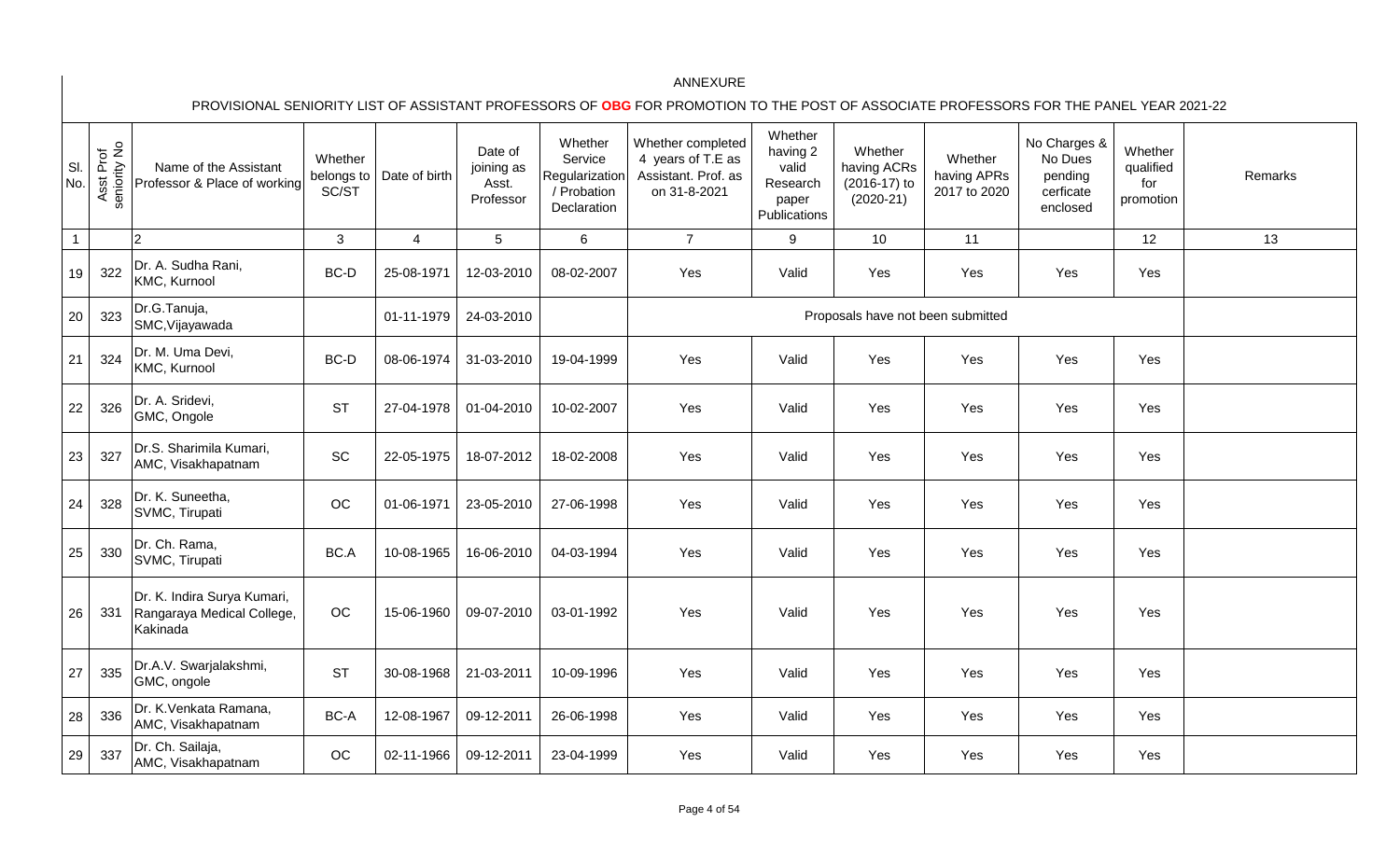ANNEXURE

PROVISIONAL SENIORITY LIST OF ASSISTANT PROFESSORS OF **OBG** FOR PROMOTION TO THE POST OF ASSOCIATE PROFESSORS FOR THE PANEL YEAR 2021-22

| Sl. No. | Asst Prof seniority No | Name of the Assistant Professor & Place of working | Whether belongs to SC/ST | Date of birth | Date of joining as Asst. Professor | Whether Service Regularization / Probation Declaration | Whether completed 4 years of T.E as Assistant. Prof. as on 31-8-2021 | Whether having 2 valid Research paper Publications | Whether having ACRs (2016-17) to (2020-21) | Whether having APRs 2017 to 2020 | No Charges & No Dues pending cerficate enclosed | Whether qualified for promotion | Remarks |
|---|---|---|---|---|---|---|---|---|---|---|---|---|---|
| 1 | | 2 | 3 | 4 | 5 | 6 | 7 | 9 | 10 | 11 | | 12 | 13 |
| 19 | 322 | Dr. A. Sudha Rani, KMC, Kurnool | BC-D | 25-08-1971 | 12-03-2010 | 08-02-2007 | Yes | Valid | Yes | Yes | Yes | Yes | |
| 20 | 323 | Dr.G.Tanuja, SMC,Vijayawada | | 01-11-1979 | 24-03-2010 | | Proposals have not been submitted | | | | | | |
| 21 | 324 | Dr. M. Uma Devi, KMC, Kurnool | BC-D | 08-06-1974 | 31-03-2010 | 19-04-1999 | Yes | Valid | Yes | Yes | Yes | Yes | |
| 22 | 326 | Dr. A. Sridevi, GMC, Ongole | ST | 27-04-1978 | 01-04-2010 | 10-02-2007 | Yes | Valid | Yes | Yes | Yes | Yes | |
| 23 | 327 | Dr.S. Sharimila Kumari, AMC, Visakhapatnam | SC | 22-05-1975 | 18-07-2012 | 18-02-2008 | Yes | Valid | Yes | Yes | Yes | Yes | |
| 24 | 328 | Dr. K. Suneetha, SVMC, Tirupati | OC | 01-06-1971 | 23-05-2010 | 27-06-1998 | Yes | Valid | Yes | Yes | Yes | Yes | |
| 25 | 330 | Dr. Ch. Rama, SVMC, Tirupati | BC.A | 10-08-1965 | 16-06-2010 | 04-03-1994 | Yes | Valid | Yes | Yes | Yes | Yes | |
| 26 | 331 | Dr. K. Indira Surya Kumari, Rangaraya Medical College, Kakinada | OC | 15-06-1960 | 09-07-2010 | 03-01-1992 | Yes | Valid | Yes | Yes | Yes | Yes | |
| 27 | 335 | Dr.A.V. Swarjalakshmi, GMC, ongole | ST | 30-08-1968 | 21-03-2011 | 10-09-1996 | Yes | Valid | Yes | Yes | Yes | Yes | |
| 28 | 336 | Dr. K.Venkata Ramana, AMC, Visakhapatnam | BC-A | 12-08-1967 | 09-12-2011 | 26-06-1998 | Yes | Valid | Yes | Yes | Yes | Yes | |
| 29 | 337 | Dr. Ch. Sailaja, AMC, Visakhapatnam | OC | 02-11-1966 | 09-12-2011 | 23-04-1999 | Yes | Valid | Yes | Yes | Yes | Yes | |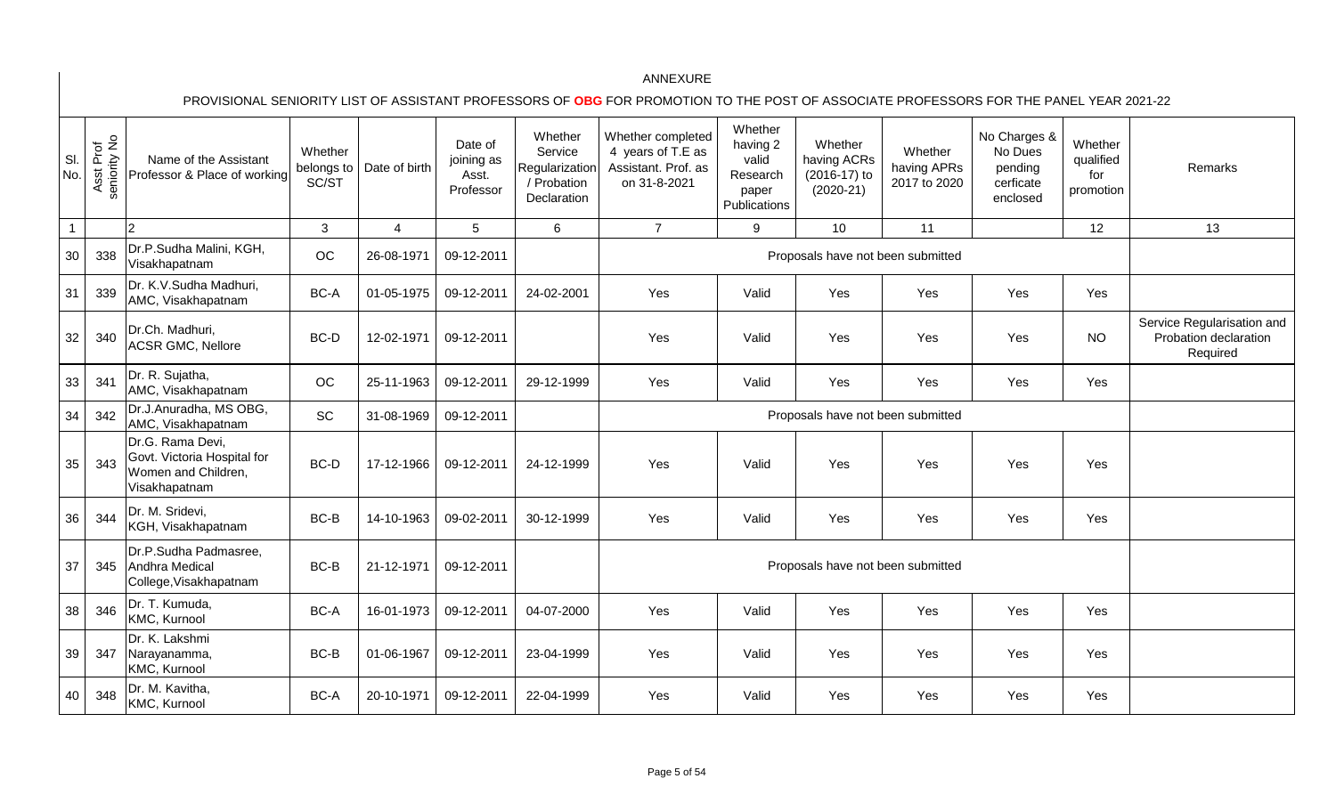ANNEXURE

PROVISIONAL SENIORITY LIST OF ASSISTANT PROFESSORS OF **OBG** FOR PROMOTION TO THE POST OF ASSOCIATE PROFESSORS FOR THE PANEL YEAR 2021-22

| Sl. No. | Asst Prof seniority No | Name of the Assistant Professor & Place of working | Whether belongs to SC/ST | Date of birth | Date of joining as Asst. Professor | Whether Service Regularization / Probation Declaration | Whether completed 4 years of T.E as Assistant. Prof. as on 31-8-2021 | Whether having 2 valid Research paper Publications | Whether having ACRs (2016-17) to (2020-21) | Whether having APRs 2017 to 2020 | No Charges & No Dues pending cerficate enclosed | Whether qualified for promotion | Remarks |
|---|---|---|---|---|---|---|---|---|---|---|---|---|---|
| 1 | | 2 | 3 | 4 | 5 | 6 | 7 | 9 | 10 | 11 | | 12 | 13 |
| 30 | 338 | Dr.P.Sudha Malini, KGH, Visakhapatnam | OC | 26-08-1971 | 09-12-2011 | | Proposals have not been submitted | | | | | | |
| 31 | 339 | Dr. K.V.Sudha Madhuri, AMC, Visakhapatnam | BC-A | 01-05-1975 | 09-12-2011 | 24-02-2001 | Yes | Valid | Yes | Yes | Yes | Yes | |
| 32 | 340 | Dr.Ch. Madhuri, ACSR GMC, Nellore | BC-D | 12-02-1971 | 09-12-2011 | | Yes | Valid | Yes | Yes | Yes | NO | Service Regularisation and Probation declaration Required |
| 33 | 341 | Dr. R. Sujatha, AMC, Visakhapatnam | OC | 25-11-1963 | 09-12-2011 | 29-12-1999 | Yes | Valid | Yes | Yes | Yes | Yes | |
| 34 | 342 | Dr.J.Anuradha, MS OBG, AMC, Visakhapatnam | SC | 31-08-1969 | 09-12-2011 | | Proposals have not been submitted | | | | | | |
| 35 | 343 | Dr.G. Rama Devi, Govt. Victoria Hospital for Women and Children, Visakhapatnam | BC-D | 17-12-1966 | 09-12-2011 | 24-12-1999 | Yes | Valid | Yes | Yes | Yes | Yes | |
| 36 | 344 | Dr. M. Sridevi, KGH, Visakhapatnam | BC-B | 14-10-1963 | 09-02-2011 | 30-12-1999 | Yes | Valid | Yes | Yes | Yes | Yes | |
| 37 | 345 | Dr.P.Sudha Padmasree, Andhra Medical College,Visakhapatnam | BC-B | 21-12-1971 | 09-12-2011 | | Proposals have not been submitted | | | | | | |
| 38 | 346 | Dr. T. Kumuda, KMC, Kurnool | BC-A | 16-01-1973 | 09-12-2011 | 04-07-2000 | Yes | Valid | Yes | Yes | Yes | Yes | |
| 39 | 347 | Dr. K. Lakshmi Narayanamma, KMC, Kurnool | BC-B | 01-06-1967 | 09-12-2011 | 23-04-1999 | Yes | Valid | Yes | Yes | Yes | Yes | |
| 40 | 348 | Dr. M. Kavitha, KMC, Kurnool | BC-A | 20-10-1971 | 09-12-2011 | 22-04-1999 | Yes | Valid | Yes | Yes | Yes | Yes | |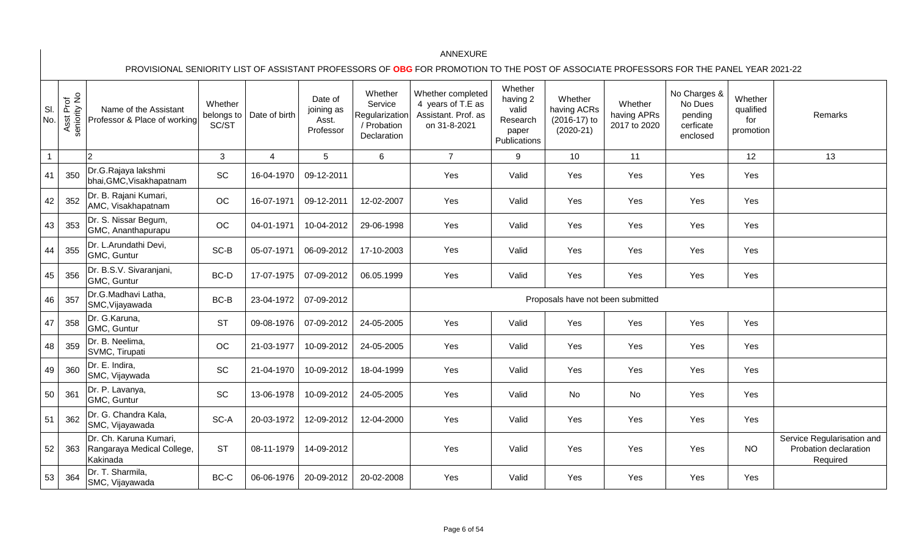ANNEXURE

PROVISIONAL SENIORITY LIST OF ASSISTANT PROFESSORS OF **OBG** FOR PROMOTION TO THE POST OF ASSOCIATE PROFESSORS FOR THE PANEL YEAR 2021-22

| Sl. No. | Asst Prof seniority No | Name of the Assistant Professor & Place of working | Whether belongs to SC/ST | Date of birth | Date of joining as Asst. Professor | Whether Service Regularization / Probation Declaration | Whether completed 4 years of T.E as Assistant. Prof. as on 31-8-2021 | Whether having 2 valid Research paper Publications | Whether having ACRs (2016-17) to (2020-21) | Whether having APRs 2017 to 2020 | No Charges & No Dues pending cerficate enclosed | Whether qualified for promotion | Remarks |
|---|---|---|---|---|---|---|---|---|---|---|---|---|---|
| 1 | | 2 | 3 | 4 | 5 | 6 | 7 | 9 | 10 | 11 | | 12 | 13 |
| 41 | 350 | Dr.G.Rajaya lakshmi bhai,GMC,Visakhapatnam | SC | 16-04-1970 | 09-12-2011 | | Yes | Valid | Yes | Yes | Yes | Yes | |
| 42 | 352 | Dr. B. Rajani Kumari, AMC, Visakhapatnam | OC | 16-07-1971 | 09-12-2011 | 12-02-2007 | Yes | Valid | Yes | Yes | Yes | Yes | |
| 43 | 353 | Dr. S. Nissar Begum, GMC, Ananthapurapu | OC | 04-01-1971 | 10-04-2012 | 29-06-1998 | Yes | Valid | Yes | Yes | Yes | Yes | |
| 44 | 355 | Dr. L.Arundathi Devi, GMC, Guntur | SC-B | 05-07-1971 | 06-09-2012 | 17-10-2003 | Yes | Valid | Yes | Yes | Yes | Yes | |
| 45 | 356 | Dr. B.S.V. Sivaranjani, GMC, Guntur | BC-D | 17-07-1975 | 07-09-2012 | 06.05.1999 | Yes | Valid | Yes | Yes | Yes | Yes | |
| 46 | 357 | Dr.G.Madhavi Latha, SMC,Vijayawada | BC-B | 23-04-1972 | 07-09-2012 | | Proposals have not been submitted | | | | | | |
| 47 | 358 | Dr. G.Karuna, GMC, Guntur | ST | 09-08-1976 | 07-09-2012 | 24-05-2005 | Yes | Valid | Yes | Yes | Yes | Yes | |
| 48 | 359 | Dr. B. Neelima, SVMC, Tirupati | OC | 21-03-1977 | 10-09-2012 | 24-05-2005 | Yes | Valid | Yes | Yes | Yes | Yes | |
| 49 | 360 | Dr. E. Indira, SMC, Vijaywada | SC | 21-04-1970 | 10-09-2012 | 18-04-1999 | Yes | Valid | Yes | Yes | Yes | Yes | |
| 50 | 361 | Dr. P. Lavanya, GMC, Guntur | SC | 13-06-1978 | 10-09-2012 | 24-05-2005 | Yes | Valid | No | No | Yes | Yes | |
| 51 | 362 | Dr. G. Chandra Kala, SMC, Vijayawada | SC-A | 20-03-1972 | 12-09-2012 | 12-04-2000 | Yes | Valid | Yes | Yes | Yes | Yes | |
| 52 | 363 | Dr. Ch. Karuna Kumari, Rangaraya Medical College, Kakinada | ST | 08-11-1979 | 14-09-2012 | | Yes | Valid | Yes | Yes | Yes | NO | Service Regularisation and Probation declaration Required |
| 53 | 364 | Dr. T. Sharmila, SMC, Vijayawada | BC-C | 06-06-1976 | 20-09-2012 | 20-02-2008 | Yes | Valid | Yes | Yes | Yes | Yes | |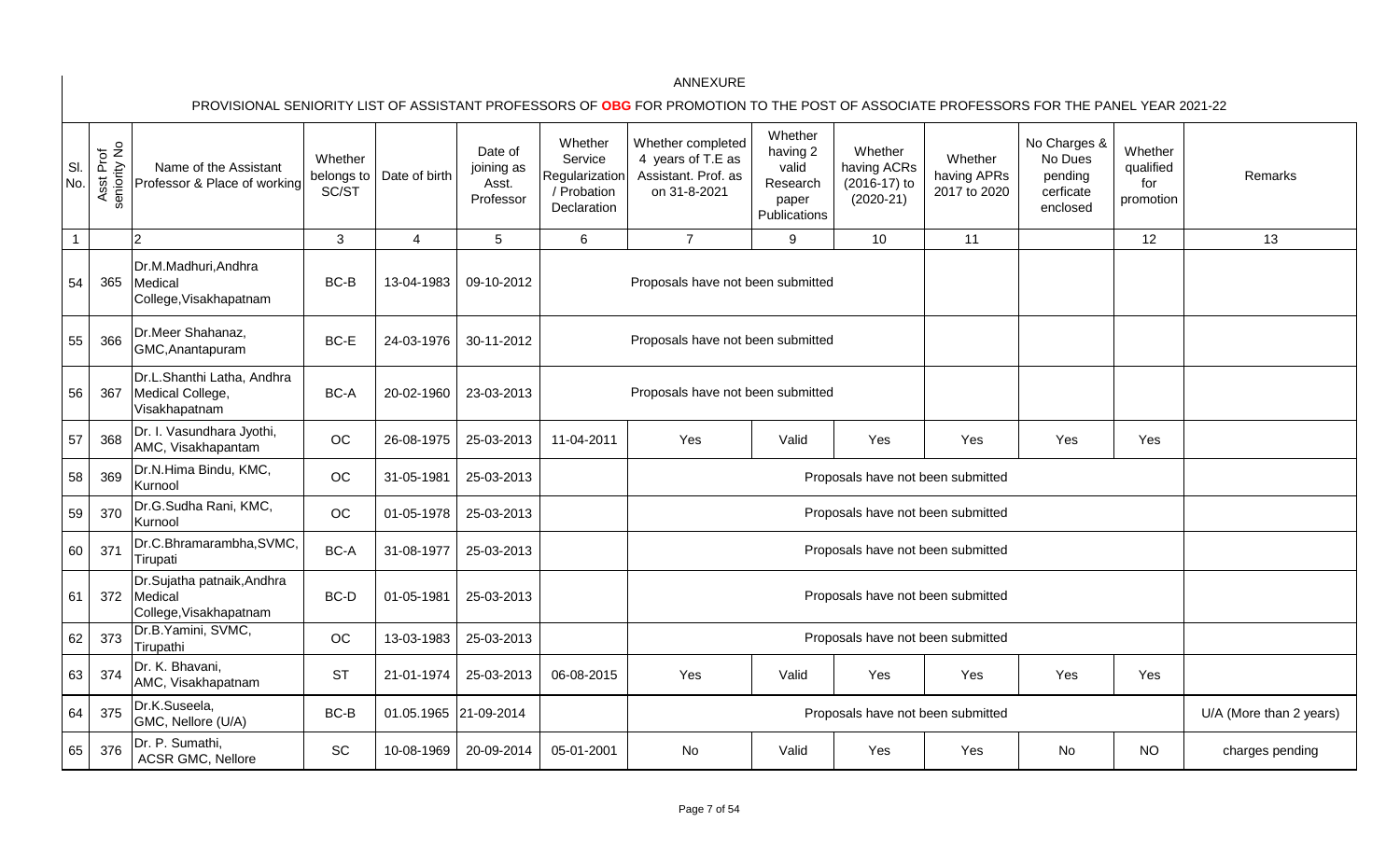ANNEXURE

PROVISIONAL SENIORITY LIST OF ASSISTANT PROFESSORS OF **OBG** FOR PROMOTION TO THE POST OF ASSOCIATE PROFESSORS FOR THE PANEL YEAR 2021-22

| Sl. No. | Asst Prof seniority No | Name of the Assistant Professor & Place of working | Whether belongs to SC/ST | Date of birth | Date of joining as Asst. Professor | Whether Service Regularization / Probation Declaration | Whether completed 4 years of T.E as Assistant. Prof. as on 31-8-2021 | Whether having 2 valid Research paper Publications | Whether having ACRs (2016-17) to (2020-21) | Whether having APRs 2017 to 2020 | No Charges & No Dues pending cerficate enclosed | Whether qualified for promotion | Remarks |
|---|---|---|---|---|---|---|---|---|---|---|---|---|---|
| 1 | | 2 | 3 | 4 | 5 | 6 | 7 | 9 | 10 | 11 | | 12 | 13 |
| 54 | 365 | Dr.M.Madhuri,Andhra Medical College,Visakhapatnam | BC-B | 13-04-1983 | 09-10-2012 | Proposals have not been submitted | | | | | | | |
| 55 | 366 | Dr.Meer Shahanaz, GMC,Anantapuram | BC-E | 24-03-1976 | 30-11-2012 | Proposals have not been submitted | | | | | | | |
| 56 | 367 | Dr.L.Shanthi Latha, Andhra Medical College, Visakhapatnam | BC-A | 20-02-1960 | 23-03-2013 | Proposals have not been submitted | | | | | | | |
| 57 | 368 | Dr. I. Vasundhara Jyothi, AMC, Visakhapantam | OC | 26-08-1975 | 25-03-2013 | 11-04-2011 | Yes | Valid | Yes | Yes | Yes | Yes | |
| 58 | 369 | Dr.N.Hima Bindu, KMC, Kurnool | OC | 31-05-1981 | 25-03-2013 | | Proposals have not been submitted | | | | | | |
| 59 | 370 | Dr.G.Sudha Rani, KMC, Kurnool | OC | 01-05-1978 | 25-03-2013 | | Proposals have not been submitted | | | | | | |
| 60 | 371 | Dr.C.Bhramarambha,SVMC, Tirupati | BC-A | 31-08-1977 | 25-03-2013 | | Proposals have not been submitted | | | | | | |
| 61 | 372 | Dr.Sujatha patnaik,Andhra Medical College,Visakhapatnam | BC-D | 01-05-1981 | 25-03-2013 | | Proposals have not been submitted | | | | | | |
| 62 | 373 | Dr.B.Yamini, SVMC, Tirupathi | OC | 13-03-1983 | 25-03-2013 | | Proposals have not been submitted | | | | | | |
| 63 | 374 | Dr. K. Bhavani, AMC, Visakhapatnam | ST | 21-01-1974 | 25-03-2013 | 06-08-2015 | Yes | Valid | Yes | Yes | Yes | Yes | |
| 64 | 375 | Dr.K.Suseela, GMC, Nellore (U/A) | BC-B | 01.05.1965 | 21-09-2014 | | Proposals have not been submitted | | | | | | U/A (More than 2 years) |
| 65 | 376 | Dr. P. Sumathi, ACSR GMC, Nellore | SC | 10-08-1969 | 20-09-2014 | 05-01-2001 | No | Valid | Yes | Yes | No | NO | charges pending |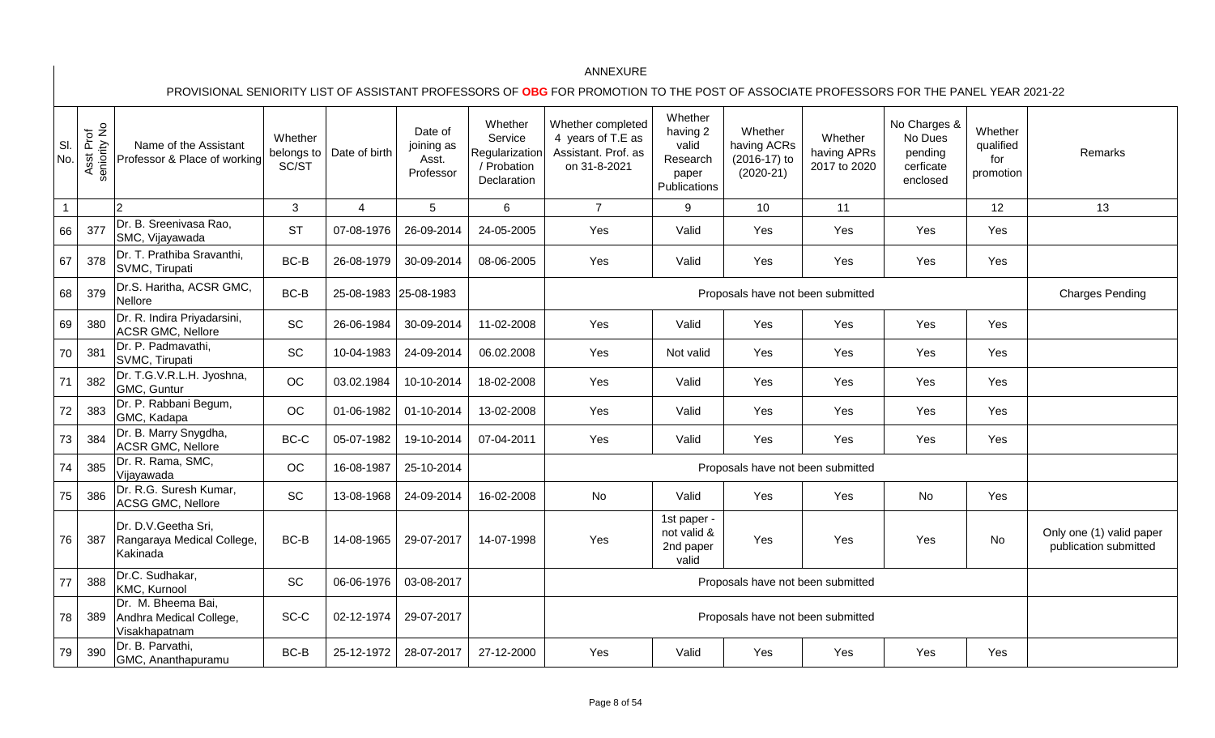# ANNEXURE

## PROVISIONAL SENIORITY LIST OF ASSISTANT PROFESSORS OF OBG FOR PROMOTION TO THE POST OF ASSOCIATE PROFESSORS FOR THE PANEL YEAR 2021-22

| Sl. No. | Asst Prof seniority No | Name of the Assistant Professor & Place of working | Whether belongs to SC/ST | Date of birth | Date of joining as Asst. Professor | Whether Service Regularization / Probation Declaration | Whether completed 4 years of T.E as Assistant. Prof. as on 31-8-2021 | Whether having 2 valid Research paper Publications | Whether having ACRs (2016-17) to (2020-21) | Whether having APRs 2017 to 2020 | No Charges & No Dues pending cerficate enclosed | Whether qualified for promotion | Remarks |
|---|---|---|---|---|---|---|---|---|---|---|---|---|---|
| 1 | | 2 | 3 | 4 | 5 | 6 | 7 | 9 | 10 | 11 | | 12 | 13 |
| 66 | 377 | Dr. B. Sreenivasa Rao, SMC, Vijayawada | ST | 07-08-1976 | 26-09-2014 | 24-05-2005 | Yes | Valid | Yes | Yes | Yes | Yes | |
| 67 | 378 | Dr. T. Prathiba Sravanthi, SVMC, Tirupati | BC-B | 26-08-1979 | 30-09-2014 | 08-06-2005 | Yes | Valid | Yes | Yes | Yes | Yes | |
| 68 | 379 | Dr.S. Haritha, ACSR GMC, Nellore | BC-B | 25-08-1983 | 25-08-1983 | | Proposals have not been submitted | | | | | | Charges Pending |
| 69 | 380 | Dr. R. Indira Priyadarsini, ACSR GMC, Nellore | SC | 26-06-1984 | 30-09-2014 | 11-02-2008 | Yes | Valid | Yes | Yes | Yes | Yes | |
| 70 | 381 | Dr. P. Padmavathi, SVMC, Tirupati | SC | 10-04-1983 | 24-09-2014 | 06.02.2008 | Yes | Not valid | Yes | Yes | Yes | Yes | |
| 71 | 382 | Dr. T.G.V.R.L.H. Jyoshna, GMC, Guntur | OC | 03.02.1984 | 10-10-2014 | 18-02-2008 | Yes | Valid | Yes | Yes | Yes | Yes | |
| 72 | 383 | Dr. P. Rabbani Begum, GMC, Kadapa | OC | 01-06-1982 | 01-10-2014 | 13-02-2008 | Yes | Valid | Yes | Yes | Yes | Yes | |
| 73 | 384 | Dr. B. Marry Snygdha, ACSR GMC, Nellore | BC-C | 05-07-1982 | 19-10-2014 | 07-04-2011 | Yes | Valid | Yes | Yes | Yes | Yes | |
| 74 | 385 | Dr. R. Rama, SMC, Vijayawada | OC | 16-08-1987 | 25-10-2014 | | Proposals have not been submitted | | | | | | |
| 75 | 386 | Dr. R.G. Suresh Kumar, ACSG GMC, Nellore | SC | 13-08-1968 | 24-09-2014 | 16-02-2008 | No | Valid | Yes | Yes | No | Yes | |
| 76 | 387 | Dr. D.V.Geetha Sri, Rangaraya Medical College, Kakinada | BC-B | 14-08-1965 | 29-07-2017 | 14-07-1998 | Yes | 1st paper - not valid & 2nd paper valid | Yes | Yes | Yes | No | Only one (1) valid paper publication submitted |
| 77 | 388 | Dr.C. Sudhakar, KMC, Kurnool | SC | 06-06-1976 | 03-08-2017 | | Proposals have not been submitted | | | | | | |
| 78 | 389 | Dr. M. Bheema Bai, Andhra Medical College, Visakhapatnam | SC-C | 02-12-1974 | 29-07-2017 | | Proposals have not been submitted | | | | | | |
| 79 | 390 | Dr. B. Parvathi, GMC, Ananthapuramu | BC-B | 25-12-1972 | 28-07-2017 | 27-12-2000 | Yes | Valid | Yes | Yes | Yes | Yes | |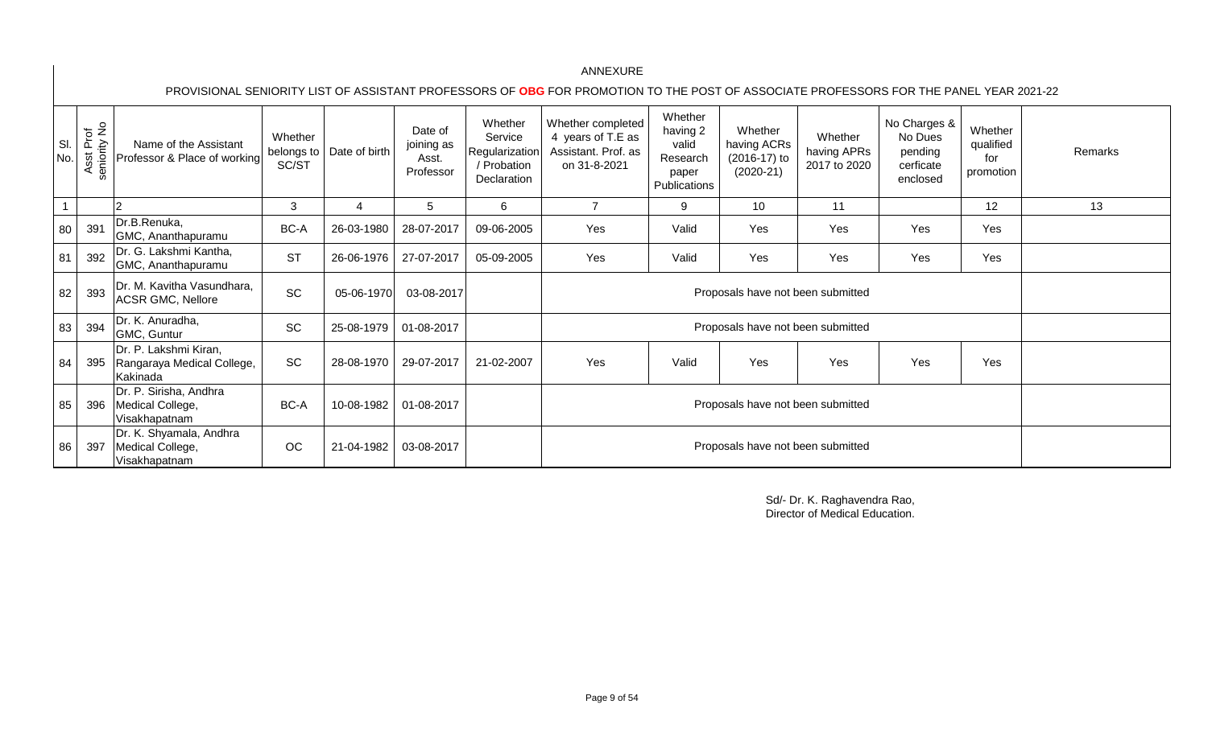ANNEXURE

PROVISIONAL SENIORITY LIST OF ASSISTANT PROFESSORS OF **OBG** FOR PROMOTION TO THE POST OF ASSOCIATE PROFESSORS FOR THE PANEL YEAR 2021-22

| Sl. No. | Asst Prof seniority No | Name of the Assistant Professor & Place of working | Whether belongs to SC/ST | Date of birth | Date of joining as Asst. Professor | Whether Service Regularization / Probation Declaration | Whether completed 4 years of T.E as Assistant. Prof. as on 31-8-2021 | Whether having 2 valid Research paper Publications | Whether having ACRs (2016-17) to (2020-21) | Whether having APRs 2017 to 2020 | No Charges & No Dues pending cerficate enclosed | Whether qualified for promotion | Remarks |
|---|---|---|---|---|---|---|---|---|---|---|---|---|---|
| 1 | | 2 | 3 | 4 | 5 | 6 | 7 | 9 | 10 | 11 | | 12 | 13 |
| 80 | 391 | Dr.B.Renuka, GMC, Ananthapuramu | BC-A | 26-03-1980 | 28-07-2017 | 09-06-2005 | Yes | Valid | Yes | Yes | Yes | Yes | |
| 81 | 392 | Dr. G. Lakshmi Kantha, GMC, Ananthapuramu | ST | 26-06-1976 | 27-07-2017 | 05-09-2005 | Yes | Valid | Yes | Yes | Yes | Yes | |
| 82 | 393 | Dr. M. Kavitha Vasundhara, ACSR GMC, Nellore | SC | 05-06-1970 | 03-08-2017 | | Proposals have not been submitted | | | | | | |
| 83 | 394 | Dr. K. Anuradha, GMC, Guntur | SC | 25-08-1979 | 01-08-2017 | | Proposals have not been submitted | | | | | | |
| 84 | 395 | Dr. P. Lakshmi Kiran, Rangaraya Medical College, Kakinada | SC | 28-08-1970 | 29-07-2017 | 21-02-2007 | Yes | Valid | Yes | Yes | Yes | Yes | |
| 85 | 396 | Dr. P. Sirisha, Andhra Medical College, Visakhapatnam | BC-A | 10-08-1982 | 01-08-2017 | | Proposals have not been submitted | | | | | | |
| 86 | 397 | Dr. K. Shyamala, Andhra Medical College, Visakhapatnam | OC | 21-04-1982 | 03-08-2017 | | Proposals have not been submitted | | | | | | |

Sd/- Dr. K. Raghavendra Rao,
Director of Medical Education.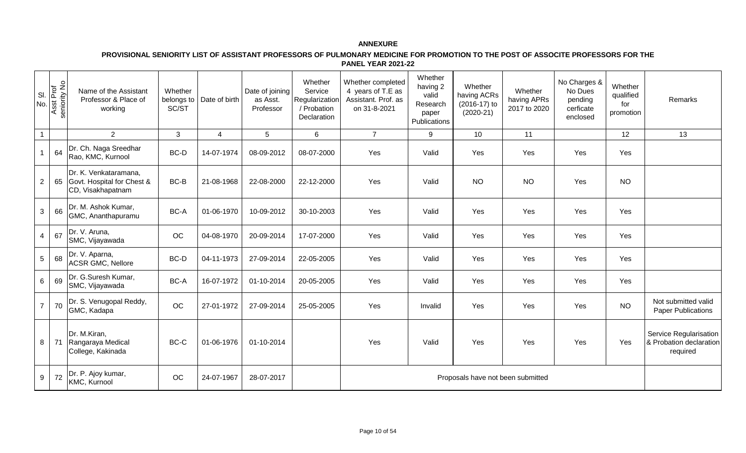**ANNEXURE**

**PROVISIONAL SENIORITY LIST OF ASSISTANT PROFESSORS OF PULMONARY MEDICINE FOR PROMOTION TO THE POST OF ASSOCITE PROFESSORS FOR THE PANEL YEAR 2021-22**

| Sl. No. | Asst Prof seniority No | Name of the Assistant Professor & Place of working | Whether belongs to SC/ST | Date of birth | Date of joining as Asst. Professor | Whether Service Regularization / Probation Declaration | Whether completed 4 years of T.E as Assistant. Prof. as on 31-8-2021 | Whether having 2 valid Research paper Publications | Whether having ACRs (2016-17) to (2020-21) | Whether having APRs 2017 to 2020 | No Charges & No Dues pending cerficate enclosed | Whether qualified for promotion | Remarks |
|---|---|---|---|---|---|---|---|---|---|---|---|---|---|
| 1 | | 2 | 3 | 4 | 5 | 6 | 7 | 9 | 10 | 11 | | 12 | 13 |
| 1 | 64 | Dr. Ch. Naga Sreedhar Rao, KMC, Kurnool | BC-D | 14-07-1974 | 08-09-2012 | 08-07-2000 | Yes | Valid | Yes | Yes | Yes | Yes | |
| 2 | 65 | Dr. K. Venkataramana, Govt. Hospital for Chest & CD, Visakhapatnam | BC-B | 21-08-1968 | 22-08-2000 | 22-12-2000 | Yes | Valid | NO | NO | Yes | NO | |
| 3 | 66 | Dr. M. Ashok Kumar, GMC, Ananthapuramu | BC-A | 01-06-1970 | 10-09-2012 | 30-10-2003 | Yes | Valid | Yes | Yes | Yes | Yes | |
| 4 | 67 | Dr. V. Aruna, SMC, Vijayawada | OC | 04-08-1970 | 20-09-2014 | 17-07-2000 | Yes | Valid | Yes | Yes | Yes | Yes | |
| 5 | 68 | Dr. V. Aparna, ACSR GMC, Nellore | BC-D | 04-11-1973 | 27-09-2014 | 22-05-2005 | Yes | Valid | Yes | Yes | Yes | Yes | |
| 6 | 69 | Dr. G.Suresh Kumar, SMC, Vijayawada | BC-A | 16-07-1972 | 01-10-2014 | 20-05-2005 | Yes | Valid | Yes | Yes | Yes | Yes | |
| 7 | 70 | Dr. S. Venugopal Reddy, GMC, Kadapa | OC | 27-01-1972 | 27-09-2014 | 25-05-2005 | Yes | Invalid | Yes | Yes | Yes | NO | Not submitted valid Paper Publications |
| 8 | 71 | Dr. M.Kiran, Rangaraya Medical College, Kakinada | BC-C | 01-06-1976 | 01-10-2014 | | Yes | Valid | Yes | Yes | Yes | Yes | Service Regularisation & Probation declaration required |
| 9 | 72 | Dr. P. Ajoy kumar, KMC, Kurnool | OC | 24-07-1967 | 28-07-2017 | | Proposals have not been submitted | | | | | | |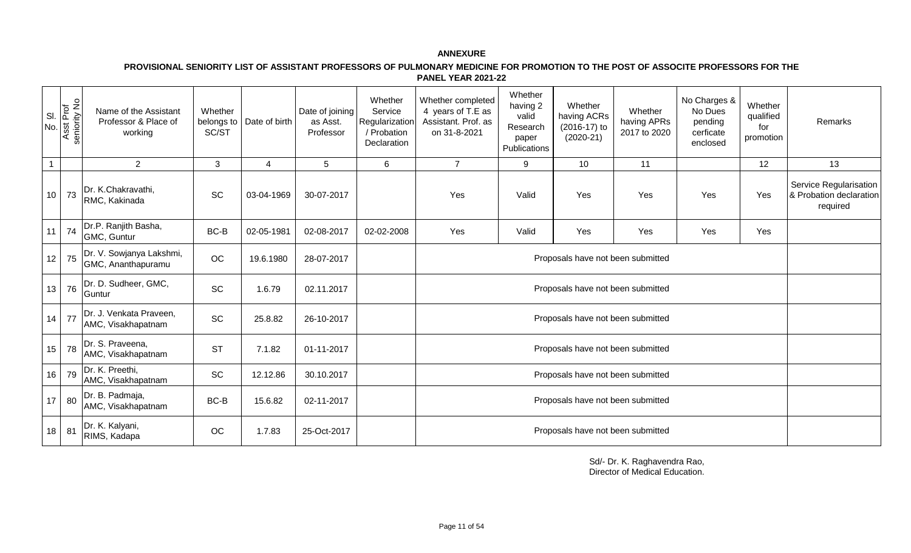**ANNEXURE**

**PROVISIONAL SENIORITY LIST OF ASSISTANT PROFESSORS OF PULMONARY MEDICINE FOR PROMOTION TO THE POST OF ASSOCITE PROFESSORS FOR THE PANEL YEAR 2021-22**

| Sl. No. | Asst Prof seniority No | Name of the Assistant Professor & Place of working | Whether belongs to SC/ST | Date of birth | Date of joining as Asst. Professor | Whether Service Regularization / Probation Declaration | Whether completed 4 years of T.E as Assistant. Prof. as on 31-8-2021 | Whether having 2 valid Research paper Publications | Whether having ACRs (2016-17) to (2020-21) | Whether having APRs 2017 to 2020 | No Charges & No Dues pending cerficate enclosed | Whether qualified for promotion | Remarks |
|---|---|---|---|---|---|---|---|---|---|---|---|---|---|
| 1 | | 2 | 3 | 4 | 5 | 6 | 7 | 9 | 10 | 11 | | 12 | 13 |
| 10 | 73 | Dr. K.Chakravathi, RMC, Kakinada | SC | 03-04-1969 | 30-07-2017 | | Yes | Valid | Yes | Yes | Yes | Yes | Service Regularisation & Probation declaration required |
| 11 | 74 | Dr.P. Ranjith Basha, GMC, Guntur | BC-B | 02-05-1981 | 02-08-2017 | 02-02-2008 | Yes | Valid | Yes | Yes | Yes | Yes | |
| 12 | 75 | Dr. V. Sowjanya Lakshmi, GMC, Ananthapuramu | OC | 19.6.1980 | 28-07-2017 | | Proposals have not been submitted | | | | | | |
| 13 | 76 | Dr. D. Sudheer, GMC, Guntur | SC | 1.6.79 | 02.11.2017 | | Proposals have not been submitted | | | | | | |
| 14 | 77 | Dr. J. Venkata Praveen, AMC, Visakhapatnam | SC | 25.8.82 | 26-10-2017 | | Proposals have not been submitted | | | | | | |
| 15 | 78 | Dr. S. Praveena, AMC, Visakhapatnam | ST | 7.1.82 | 01-11-2017 | | Proposals have not been submitted | | | | | | |
| 16 | 79 | Dr. K. Preethi, AMC, Visakhapatnam | SC | 12.12.86 | 30.10.2017 | | Proposals have not been submitted | | | | | | |
| 17 | 80 | Dr. B. Padmaja, AMC, Visakhapatnam | BC-B | 15.6.82 | 02-11-2017 | | Proposals have not been submitted | | | | | | |
| 18 | 81 | Dr. K. Kalyani, RIMS, Kadapa | OC | 1.7.83 | 25-Oct-2017 | | Proposals have not been submitted | | | | | | |

Sd/- Dr. K. Raghavendra Rao,
Director of Medical Education.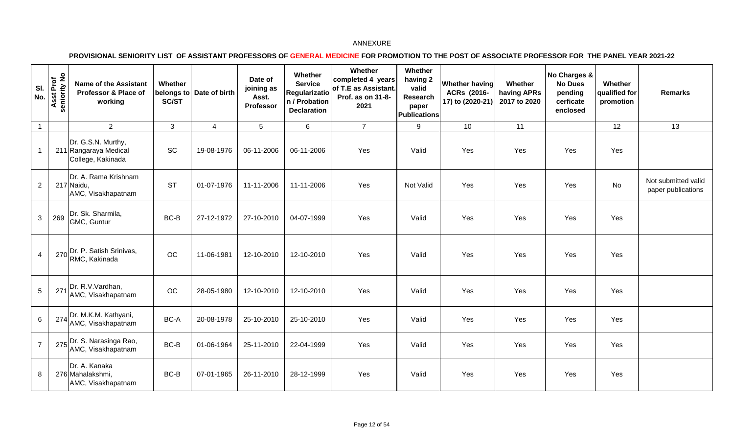ANNEXURE

**PROVISIONAL SENIORITY LIST OF ASSISTANT PROFESSORS OF GENERAL MEDICINE FOR PROMOTION TO THE POST OF ASSOCIATE PROFESSOR FOR THE PANEL YEAR 2021-22**

| Sl. No. | Asst Prof seniority No | Name of the Assistant Professor & Place of working | Whether belongs to SC/ST | Date of birth | Date of joining as Asst. Professor | Whether Service Regularizatio n / Probation Declaration | Whether completed 4 years of T.E as Assistant. Prof. as on 31-8-2021 | Whether having 2 valid Research paper Publications | Whether having ACRs (2016-17) to (2020-21) | Whether having APRs 2017 to 2020 | No Charges & No Dues pending cerficate enclosed | Whether qualified for promotion | Remarks |
|---|---|---|---|---|---|---|---|---|---|---|---|---|---|
| 1 | | 2 | 3 | 4 | 5 | 6 | 7 | 9 | 10 | 11 | | 12 | 13 |
| 1 | 211 | Dr. G.S.N. Murthy, Rangaraya Medical College, Kakinada | SC | 19-08-1976 | 06-11-2006 | 06-11-2006 | Yes | Valid | Yes | Yes | Yes | Yes | |
| 2 | 217 | Dr. A. Rama Krishnam Naidu, AMC, Visakhapatnam | ST | 01-07-1976 | 11-11-2006 | 11-11-2006 | Yes | Not Valid | Yes | Yes | Yes | No | Not submitted valid paper publications |
| 3 | 269 | Dr. Sk. Sharmila, GMC, Guntur | BC-B | 27-12-1972 | 27-10-2010 | 04-07-1999 | Yes | Valid | Yes | Yes | Yes | Yes | |
| 4 | 270 | Dr. P. Satish Srinivas, RMC, Kakinada | OC | 11-06-1981 | 12-10-2010 | 12-10-2010 | Yes | Valid | Yes | Yes | Yes | Yes | |
| 5 | 271 | Dr. R.V.Vardhan, AMC, Visakhapatnam | OC | 28-05-1980 | 12-10-2010 | 12-10-2010 | Yes | Valid | Yes | Yes | Yes | Yes | |
| 6 | 274 | Dr. M.K.M. Kathyani, AMC, Visakhapatnam | BC-A | 20-08-1978 | 25-10-2010 | 25-10-2010 | Yes | Valid | Yes | Yes | Yes | Yes | |
| 7 | 275 | Dr. S. Narasinga Rao, AMC, Visakhapatnam | BC-B | 01-06-1964 | 25-11-2010 | 22-04-1999 | Yes | Valid | Yes | Yes | Yes | Yes | |
| 8 | 276 | Dr. A. Kanaka Mahalakshmi, AMC, Visakhapatnam | BC-B | 07-01-1965 | 26-11-2010 | 28-12-1999 | Yes | Valid | Yes | Yes | Yes | Yes | |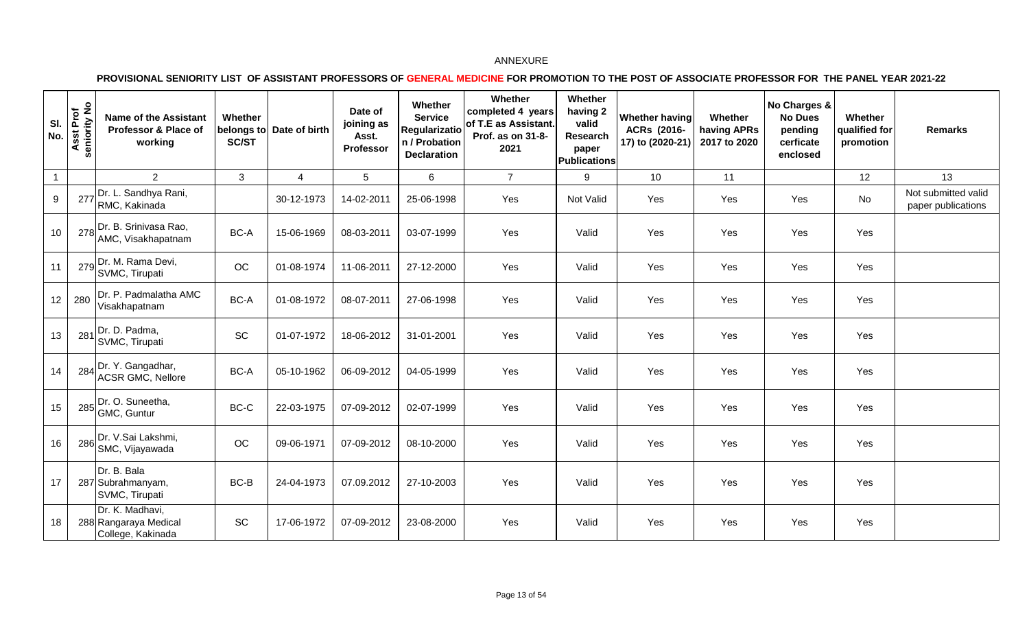ANNEXURE

**PROVISIONAL SENIORITY LIST OF ASSISTANT PROFESSORS OF GENERAL MEDICINE FOR PROMOTION TO THE POST OF ASSOCIATE PROFESSOR FOR THE PANEL YEAR 2021-22**

| Sl. No. | Asst Prof seniority No | Name of the Assistant Professor & Place of working | Whether belongs to SC/ST | Date of birth | Date of joining as Asst. Professor | Whether Service Regularization / Probation Declaration | Whether completed 4 years of T.E as Assistant. Prof. as on 31-8-2021 | Whether having 2 valid Research paper Publications | Whether having ACRs (2016-17) to (2020-21) | Whether having APRs 2017 to 2020 | No Charges & No Dues pending cerficate enclosed | Whether qualified for promotion | Remarks |
|---|---|---|---|---|---|---|---|---|---|---|---|---|---|
| 1 | | 2 | 3 | 4 | 5 | 6 | 7 | 9 | 10 | 11 | | 12 | 13 |
| 9 | 277 | Dr. L. Sandhya Rani, RMC, Kakinada | | 30-12-1973 | 14-02-2011 | 25-06-1998 | Yes | Not Valid | Yes | Yes | Yes | No | Not submitted valid paper publications |
| 10 | 278 | Dr. B. Srinivasa Rao, AMC, Visakhapatnam | BC-A | 15-06-1969 | 08-03-2011 | 03-07-1999 | Yes | Valid | Yes | Yes | Yes | Yes | |
| 11 | 279 | Dr. M. Rama Devi, SVMC, Tirupati | OC | 01-08-1974 | 11-06-2011 | 27-12-2000 | Yes | Valid | Yes | Yes | Yes | Yes | |
| 12 | 280 | Dr. P. Padmalatha AMC Visakhapatnam | BC-A | 01-08-1972 | 08-07-2011 | 27-06-1998 | Yes | Valid | Yes | Yes | Yes | Yes | |
| 13 | 281 | Dr. D. Padma, SVMC, Tirupati | SC | 01-07-1972 | 18-06-2012 | 31-01-2001 | Yes | Valid | Yes | Yes | Yes | Yes | |
| 14 | 284 | Dr. Y. Gangadhar, ACSR GMC, Nellore | BC-A | 05-10-1962 | 06-09-2012 | 04-05-1999 | Yes | Valid | Yes | Yes | Yes | Yes | |
| 15 | 285 | Dr. O. Suneetha, GMC, Guntur | BC-C | 22-03-1975 | 07-09-2012 | 02-07-1999 | Yes | Valid | Yes | Yes | Yes | Yes | |
| 16 | 286 | Dr. V.Sai Lakshmi, SMC, Vijayawada | OC | 09-06-1971 | 07-09-2012 | 08-10-2000 | Yes | Valid | Yes | Yes | Yes | Yes | |
| 17 | 287 | Dr. B. Bala Subrahmanyam, SVMC, Tirupati | BC-B | 24-04-1973 | 07.09.2012 | 27-10-2003 | Yes | Valid | Yes | Yes | Yes | Yes | |
| 18 | 288 | Dr. K. Madhavi, Rangaraya Medical College, Kakinada | SC | 17-06-1972 | 07-09-2012 | 23-08-2000 | Yes | Valid | Yes | Yes | Yes | Yes | |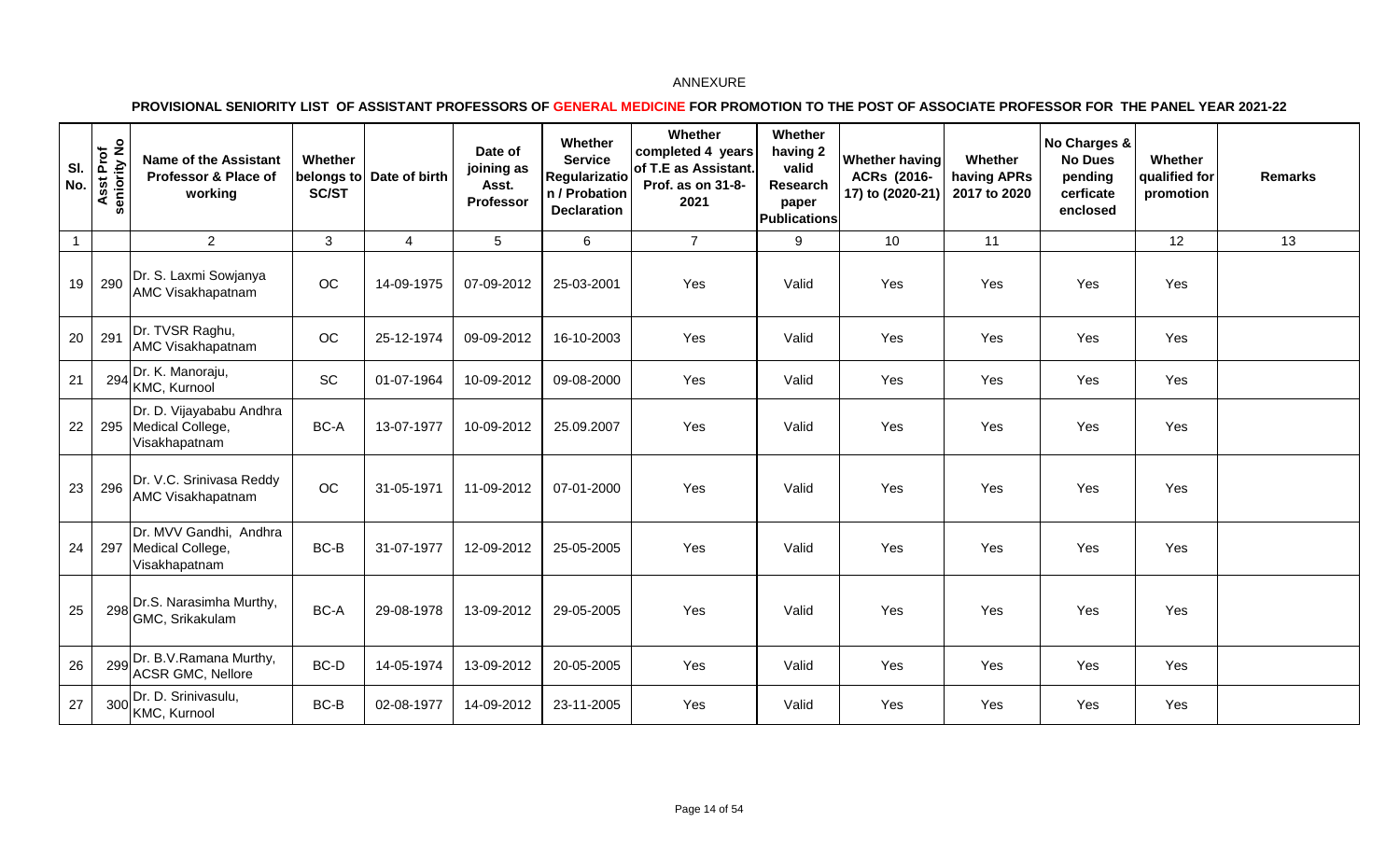ANNEXURE

**PROVISIONAL SENIORITY LIST OF ASSISTANT PROFESSORS OF GENERAL MEDICINE FOR PROMOTION TO THE POST OF ASSOCIATE PROFESSOR FOR THE PANEL YEAR 2021-22**

| Sl. No. | Asst Prof seniority No | Name of the Assistant Professor & Place of working | Whether belongs to SC/ST | Date of birth | Date of joining as Asst. Professor | Whether Service Regularization / Probation Declaration | Whether completed 4 years of T.E as Assistant. Prof. as on 31-8-2021 | Whether having 2 valid Research paper Publications | Whether having ACRs (2016-17) to (2020-21) | Whether having APRs 2017 to 2020 | No Charges & No Dues pending cerficate enclosed | Whether qualified for promotion | Remarks |
|---|---|---|---|---|---|---|---|---|---|---|---|---|---|
| 1 | | 2 | 3 | 4 | 5 | 6 | 7 | 9 | 10 | 11 | | 12 | 13 |
| 19 | 290 | Dr. S. Laxmi Sowjanya AMC Visakhapatnam | OC | 14-09-1975 | 07-09-2012 | 25-03-2001 | Yes | Valid | Yes | Yes | Yes | Yes | |
| 20 | 291 | Dr. TVSR Raghu, AMC Visakhapatnam | OC | 25-12-1974 | 09-09-2012 | 16-10-2003 | Yes | Valid | Yes | Yes | Yes | Yes | |
| 21 | 294 | Dr. K. Manoraju, KMC, Kurnool | SC | 01-07-1964 | 10-09-2012 | 09-08-2000 | Yes | Valid | Yes | Yes | Yes | Yes | |
| 22 | 295 | Dr. D. Vijayababu Andhra Medical College, Visakhapatnam | BC-A | 13-07-1977 | 10-09-2012 | 25.09.2007 | Yes | Valid | Yes | Yes | Yes | Yes | |
| 23 | 296 | Dr. V.C. Srinivasa Reddy AMC Visakhapatnam | OC | 31-05-1971 | 11-09-2012 | 07-01-2000 | Yes | Valid | Yes | Yes | Yes | Yes | |
| 24 | 297 | Dr. MVV Gandhi, Andhra Medical College, Visakhapatnam | BC-B | 31-07-1977 | 12-09-2012 | 25-05-2005 | Yes | Valid | Yes | Yes | Yes | Yes | |
| 25 | 298 | Dr.S. Narasimha Murthy, GMC, Srikakulam | BC-A | 29-08-1978 | 13-09-2012 | 29-05-2005 | Yes | Valid | Yes | Yes | Yes | Yes | |
| 26 | 299 | Dr. B.V.Ramana Murthy, ACSR GMC, Nellore | BC-D | 14-05-1974 | 13-09-2012 | 20-05-2005 | Yes | Valid | Yes | Yes | Yes | Yes | |
| 27 | 300 | Dr. D. Srinivasulu, KMC, Kurnool | BC-B | 02-08-1977 | 14-09-2012 | 23-11-2005 | Yes | Valid | Yes | Yes | Yes | Yes | |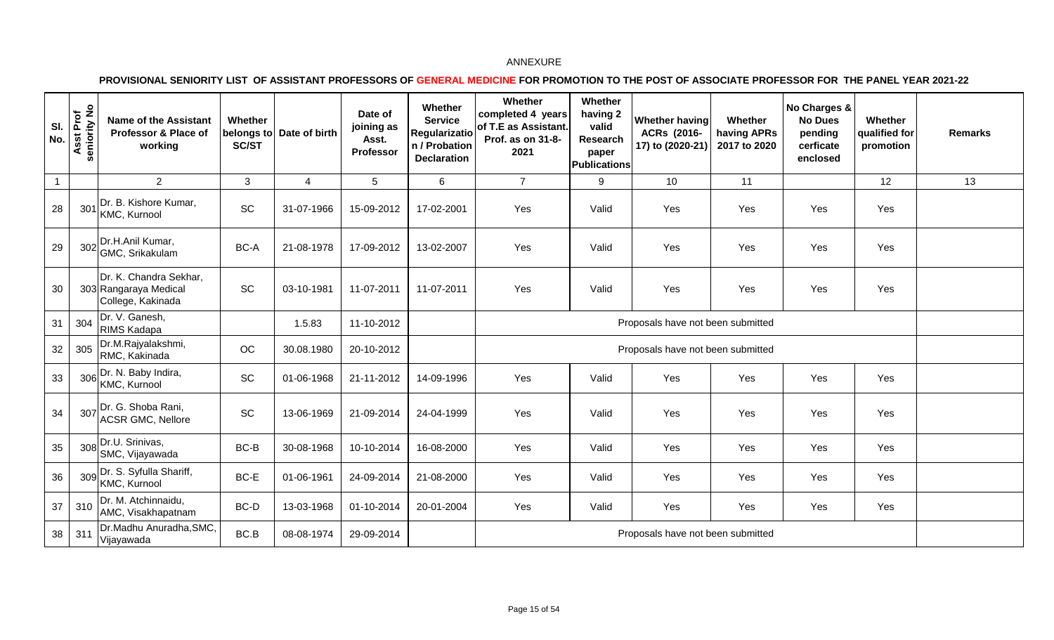ANNEXURE

**PROVISIONAL SENIORITY LIST OF ASSISTANT PROFESSORS OF GENERAL MEDICINE FOR PROMOTION TO THE POST OF ASSOCIATE PROFESSOR FOR THE PANEL YEAR 2021-22**

| Sl. No. | Asst Prof seniority No | Name of the Assistant Professor & Place of working | Whether belongs to SC/ST | Date of birth | Date of joining as Asst. Professor | Whether Service Regularization / Probation Declaration | Whether completed 4 years of T.E as Assistant. Prof. as on 31-8-2021 | Whether having 2 valid Research paper Publications | Whether having ACRs (2016-17) to (2020-21) | Whether having APRs 2017 to 2020 | No Charges & No Dues pending cerficate enclosed | Whether qualified for promotion | Remarks |
|---|---|---|---|---|---|---|---|---|---|---|---|---|---|
| 1 | | 2 | 3 | 4 | 5 | 6 | 7 | 9 | 10 | 11 | | 12 | 13 |
| 28 | 301 | Dr. B. Kishore Kumar, KMC, Kurnool | SC | 31-07-1966 | 15-09-2012 | 17-02-2001 | Yes | Valid | Yes | Yes | Yes | Yes | |
| 29 | 302 | Dr.H.Anil Kumar, GMC, Srikakulam | BC-A | 21-08-1978 | 17-09-2012 | 13-02-2007 | Yes | Valid | Yes | Yes | Yes | Yes | |
| 30 | 303 | Dr. K. Chandra Sekhar, Rangaraya Medical College, Kakinada | SC | 03-10-1981 | 11-07-2011 | 11-07-2011 | Yes | Valid | Yes | Yes | Yes | Yes | |
| 31 | 304 | Dr. V. Ganesh, RIMS Kadapa | | 1.5.83 | 11-10-2012 | | Proposals have not been submitted | | | | | | |
| 32 | 305 | Dr.M.Rajyalakshmi, RMC, Kakinada | OC | 30.08.1980 | 20-10-2012 | | Proposals have not been submitted | | | | | | |
| 33 | 306 | Dr. N. Baby Indira, KMC, Kurnool | SC | 01-06-1968 | 21-11-2012 | 14-09-1996 | Yes | Valid | Yes | Yes | Yes | Yes | |
| 34 | 307 | Dr. G. Shoba Rani, ACSR GMC, Nellore | SC | 13-06-1969 | 21-09-2014 | 24-04-1999 | Yes | Valid | Yes | Yes | Yes | Yes | |
| 35 | 308 | Dr.U. Srinivas, SMC, Vijayawada | BC-B | 30-08-1968 | 10-10-2014 | 16-08-2000 | Yes | Valid | Yes | Yes | Yes | Yes | |
| 36 | 309 | Dr. S. Syfulla Shariff, KMC, Kurnool | BC-E | 01-06-1961 | 24-09-2014 | 21-08-2000 | Yes | Valid | Yes | Yes | Yes | Yes | |
| 37 | 310 | Dr. M. Atchinnaidu, AMC, Visakhapatnam | BC-D | 13-03-1968 | 01-10-2014 | 20-01-2004 | Yes | Valid | Yes | Yes | Yes | Yes | |
| 38 | 311 | Dr.Madhu Anuradha,SMC, Vijayawada | BC.B | 08-08-1974 | 29-09-2014 | | Proposals have not been submitted | | | | | | |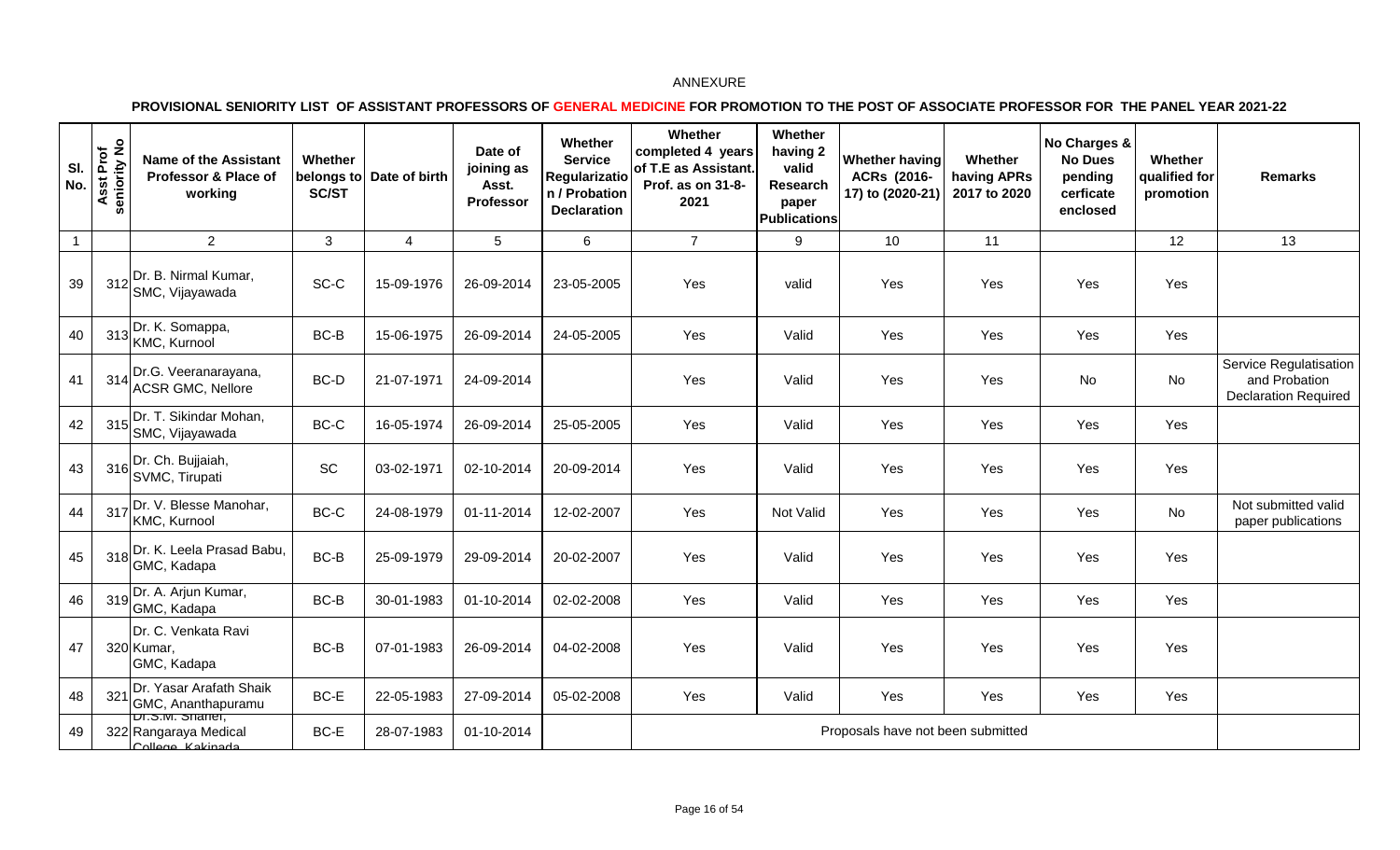ANNEXURE

**PROVISIONAL SENIORITY LIST OF ASSISTANT PROFESSORS OF GENERAL MEDICINE FOR PROMOTION TO THE POST OF ASSOCIATE PROFESSOR FOR THE PANEL YEAR 2021-22**

| Sl. No. | Asst Prof seniority No | Name of the Assistant Professor & Place of working | Whether belongs to SC/ST | Date of birth | Date of joining as Asst. Professor | Whether Service Regularization / Probation Declaration | Whether completed 4 years of T.E as Assistant. Prof. as on 31-8-2021 | Whether having 2 valid Research paper Publications | Whether having ACRs (2016-17) to (2020-21) | Whether having APRs 2017 to 2020 | No Charges & No Dues pending cerficate enclosed | Whether qualified for promotion | Remarks |
|---|---|---|---|---|---|---|---|---|---|---|---|---|---|
| 1 | | 2 | 3 | 4 | 5 | 6 | 7 | 9 | 10 | 11 | | 12 | 13 |
| 39 | 312 | Dr. B. Nirmal Kumar, SMC, Vijayawada | SC-C | 15-09-1976 | 26-09-2014 | 23-05-2005 | Yes | valid | Yes | Yes | Yes | Yes | |
| 40 | 313 | Dr. K. Somappa, KMC, Kurnool | BC-B | 15-06-1975 | 26-09-2014 | 24-05-2005 | Yes | Valid | Yes | Yes | Yes | Yes | |
| 41 | 314 | Dr.G. Veeranarayana, ACSR GMC, Nellore | BC-D | 21-07-1971 | 24-09-2014 | | Yes | Valid | Yes | Yes | No | No | Service Regulatisation and Probation Declaration Required |
| 42 | 315 | Dr. T. Sikindar Mohan, SMC, Vijayawada | BC-C | 16-05-1974 | 26-09-2014 | 25-05-2005 | Yes | Valid | Yes | Yes | Yes | Yes | |
| 43 | 316 | Dr. Ch. Bujjaiah, SVMC, Tirupati | SC | 03-02-1971 | 02-10-2014 | 20-09-2014 | Yes | Valid | Yes | Yes | Yes | Yes | |
| 44 | 317 | Dr. V. Blesse Manohar, KMC, Kurnool | BC-C | 24-08-1979 | 01-11-2014 | 12-02-2007 | Yes | Not Valid | Yes | Yes | Yes | No | Not submitted valid paper publications |
| 45 | 318 | Dr. K. Leela Prasad Babu, GMC, Kadapa | BC-B | 25-09-1979 | 29-09-2014 | 20-02-2007 | Yes | Valid | Yes | Yes | Yes | Yes | |
| 46 | 319 | Dr. A. Arjun Kumar, GMC, Kadapa | BC-B | 30-01-1983 | 01-10-2014 | 02-02-2008 | Yes | Valid | Yes | Yes | Yes | Yes | |
| 47 | 320 | Dr. C. Venkata Ravi Kumar, GMC, Kadapa | BC-B | 07-01-1983 | 26-09-2014 | 04-02-2008 | Yes | Valid | Yes | Yes | Yes | Yes | |
| 48 | 321 | Dr. Yasar Arafath Shaik GMC, Ananthapuramu | BC-E | 22-05-1983 | 27-09-2014 | 05-02-2008 | Yes | Valid | Yes | Yes | Yes | Yes | |
| 49 | 322 | Dr.S.M. Shariet, Rangaraya Medical College, Kakinada | BC-E | 28-07-1983 | 01-10-2014 | | Proposals have not been submitted | | | | | | |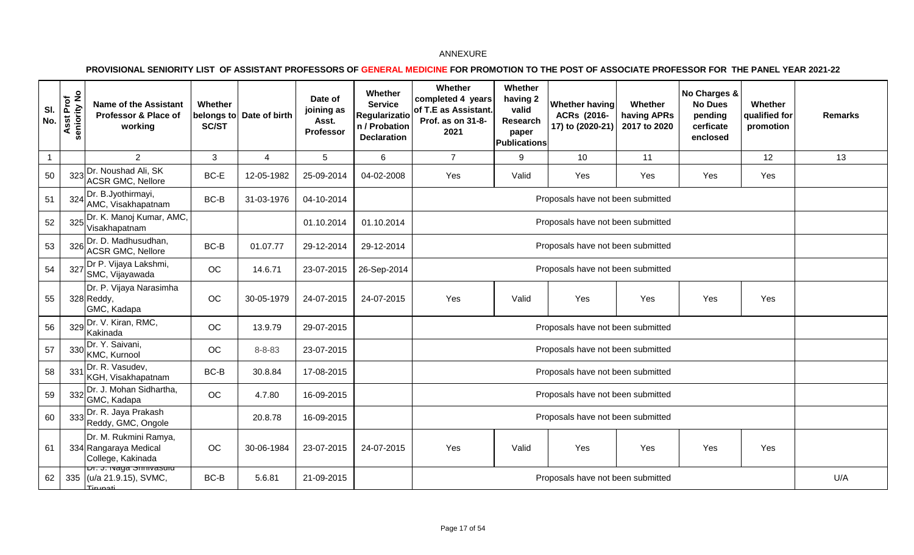ANNEXURE

**PROVISIONAL SENIORITY LIST OF ASSISTANT PROFESSORS OF GENERAL MEDICINE FOR PROMOTION TO THE POST OF ASSOCIATE PROFESSOR FOR THE PANEL YEAR 2021-22**

| Sl. No. | Asst Prof seniority No | Name of the Assistant Professor & Place of working | Whether belongs to SC/ST | Date of birth | Date of joining as Asst. Professor | Whether Service Regularization / Probation Declaration | Whether completed 4 years of T.E as Assistant. Prof. as on 31-8-2021 | Whether having 2 valid Research paper Publications | Whether having ACRs (2016-17) to (2020-21) | Whether having APRs 2017 to 2020 | No Charges & No Dues pending cerficate enclosed | Whether qualified for promotion | Remarks |
|---|---|---|---|---|---|---|---|---|---|---|---|---|---|
| 1 | | 2 | 3 | 4 | 5 | 6 | 7 | 9 | 10 | 11 | | 12 | 13 |
| 50 | 323 | Dr. Noushad Ali, SK ACSR GMC, Nellore | BC-E | 12-05-1982 | 25-09-2014 | 04-02-2008 | Yes | Valid | Yes | Yes | Yes | Yes | |
| 51 | 324 | Dr. B.Jyothirmayi, AMC, Visakhapatnam | BC-B | 31-03-1976 | 04-10-2014 | | Proposals have not been submitted | | | | | | |
| 52 | 325 | Dr. K. Manoj Kumar, AMC, Visakhapatnam | | | 01.10.2014 | 01.10.2014 | Proposals have not been submitted | | | | | | |
| 53 | 326 | Dr. D. Madhusudhan, ACSR GMC, Nellore | BC-B | 01.07.77 | 29-12-2014 | 29-12-2014 | Proposals have not been submitted | | | | | | |
| 54 | 327 | Dr P. Vijaya Lakshmi, SMC, Vijayawada | OC | 14.6.71 | 23-07-2015 | 26-Sep-2014 | Proposals have not been submitted | | | | | | |
| 55 | 328 | Dr. P. Vijaya Narasimha Reddy, GMC, Kadapa | OC | 30-05-1979 | 24-07-2015 | 24-07-2015 | Yes | Valid | Yes | Yes | Yes | Yes | |
| 56 | 329 | Dr. V. Kiran, RMC, Kakinada | OC | 13.9.79 | 29-07-2015 | | Proposals have not been submitted | | | | | | |
| 57 | 330 | Dr. Y. Saivani, KMC, Kurnool | OC | 8-8-83 | 23-07-2015 | | Proposals have not been submitted | | | | | | |
| 58 | 331 | Dr. R. Vasudev, KGH, Visakhapatnam | BC-B | 30.8.84 | 17-08-2015 | | Proposals have not been submitted | | | | | | |
| 59 | 332 | Dr. J. Mohan Sidhartha, GMC, Kadapa | OC | 4.7.80 | 16-09-2015 | | Proposals have not been submitted | | | | | | |
| 60 | 333 | Dr. R. Jaya Prakash Reddy, GMC, Ongole | | 20.8.78 | 16-09-2015 | | Proposals have not been submitted | | | | | | |
| 61 | 334 | Dr. M. Rukmini Ramya, Rangaraya Medical College, Kakinada | OC | 30-06-1984 | 23-07-2015 | 24-07-2015 | Yes | Valid | Yes | Yes | Yes | Yes | |
| 62 | 335 | Dr. J. Naga Srinivasulu (u/a 21.9.15), SVMC, Tirupati | BC-B | 5.6.81 | 21-09-2015 | | Proposals have not been submitted | | | | | | U/A |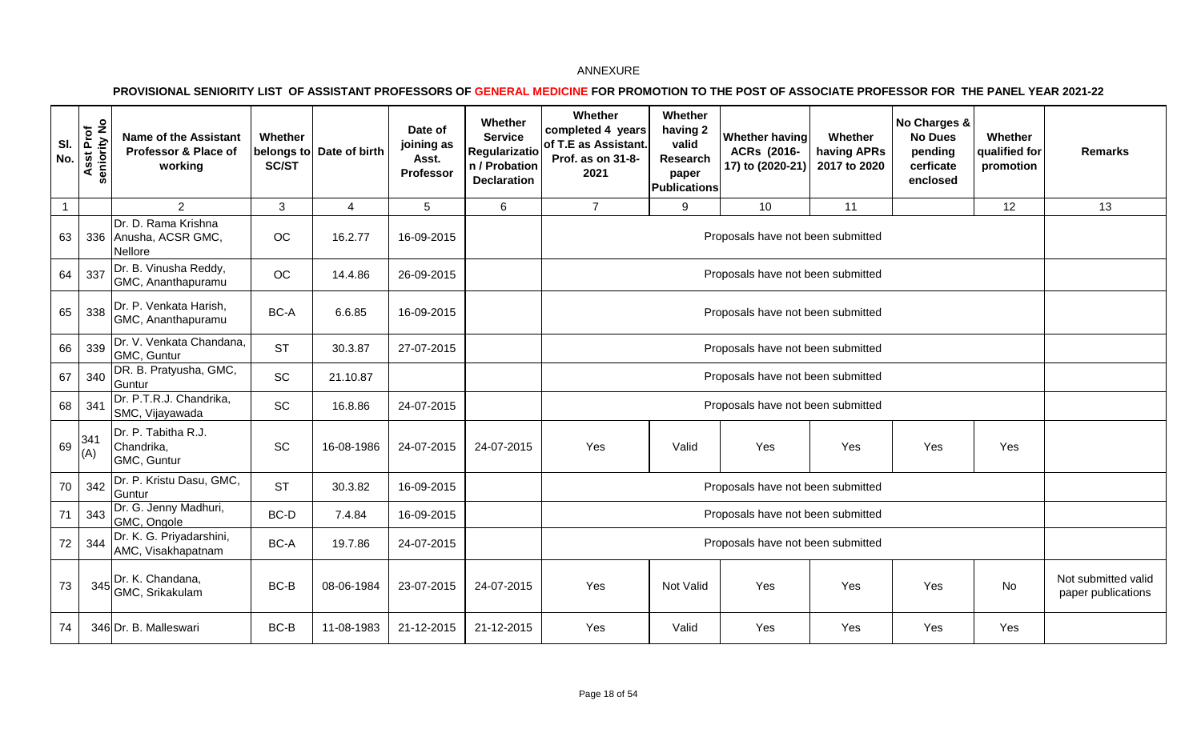ANNEXURE

**PROVISIONAL SENIORITY LIST OF ASSISTANT PROFESSORS OF GENERAL MEDICINE FOR PROMOTION TO THE POST OF ASSOCIATE PROFESSOR FOR THE PANEL YEAR 2021-22**

| Sl. No. | Asst Prof seniority No | Name of the Assistant Professor & Place of working | Whether belongs to SC/ST | Date of birth | Date of joining as Asst. Professor | Whether Service Regularization / Probation Declaration | Whether completed 4 years of T.E as Assistant. Prof. as on 31-8-2021 | Whether having 2 valid Research paper Publications | Whether having ACRs (2016-17) to (2020-21) | Whether having APRs 2017 to 2020 | No Charges & No Dues pending cerficate enclosed | Whether qualified for promotion | Remarks |
|---|---|---|---|---|---|---|---|---|---|---|---|---|---|
| 1 | | 2 | 3 | 4 | 5 | 6 | 7 | 9 | 10 | 11 | | 12 | 13 |
| 63 | 336 | Dr. D. Rama Krishna Anusha, ACSR GMC, Nellore | OC | 16.2.77 | 16-09-2015 | | Proposals have not been submitted | | | | | | |
| 64 | 337 | Dr. B. Vinusha Reddy, GMC, Ananthapuramu | OC | 14.4.86 | 26-09-2015 | | Proposals have not been submitted | | | | | | |
| 65 | 338 | Dr. P. Venkata Harish, GMC, Ananthapuramu | BC-A | 6.6.85 | 16-09-2015 | | Proposals have not been submitted | | | | | | |
| 66 | 339 | Dr. V. Venkata Chandana, GMC, Guntur | ST | 30.3.87 | 27-07-2015 | | Proposals have not been submitted | | | | | | |
| 67 | 340 | DR. B. Pratyusha, GMC, Guntur | SC | 21.10.87 | | | Proposals have not been submitted | | | | | | |
| 68 | 341 | Dr. P.T.R.J. Chandrika, SMC, Vijayawada | SC | 16.8.86 | 24-07-2015 | | Proposals have not been submitted | | | | | | |
| 69 | 341 (A) | Dr. P. Tabitha R.J. Chandrika, GMC, Guntur | SC | 16-08-1986 | 24-07-2015 | 24-07-2015 | Yes | Valid | Yes | Yes | Yes | Yes | |
| 70 | 342 | Dr. P. Kristu Dasu, GMC, Guntur | ST | 30.3.82 | 16-09-2015 | | Proposals have not been submitted | | | | | | |
| 71 | 343 | Dr. G. Jenny Madhuri, GMC, Ongole | BC-D | 7.4.84 | 16-09-2015 | | Proposals have not been submitted | | | | | | |
| 72 | 344 | Dr. K. G. Priyadarshini, AMC, Visakhapatnam | BC-A | 19.7.86 | 24-07-2015 | | Proposals have not been submitted | | | | | | |
| 73 | 345 | Dr. K. Chandana, GMC, Srikakulam | BC-B | 08-06-1984 | 23-07-2015 | 24-07-2015 | Yes | Not Valid | Yes | Yes | Yes | No | Not submitted valid paper publications |
| 74 | 346 | Dr. B. Malleswari | BC-B | 11-08-1983 | 21-12-2015 | 21-12-2015 | Yes | Valid | Yes | Yes | Yes | Yes | |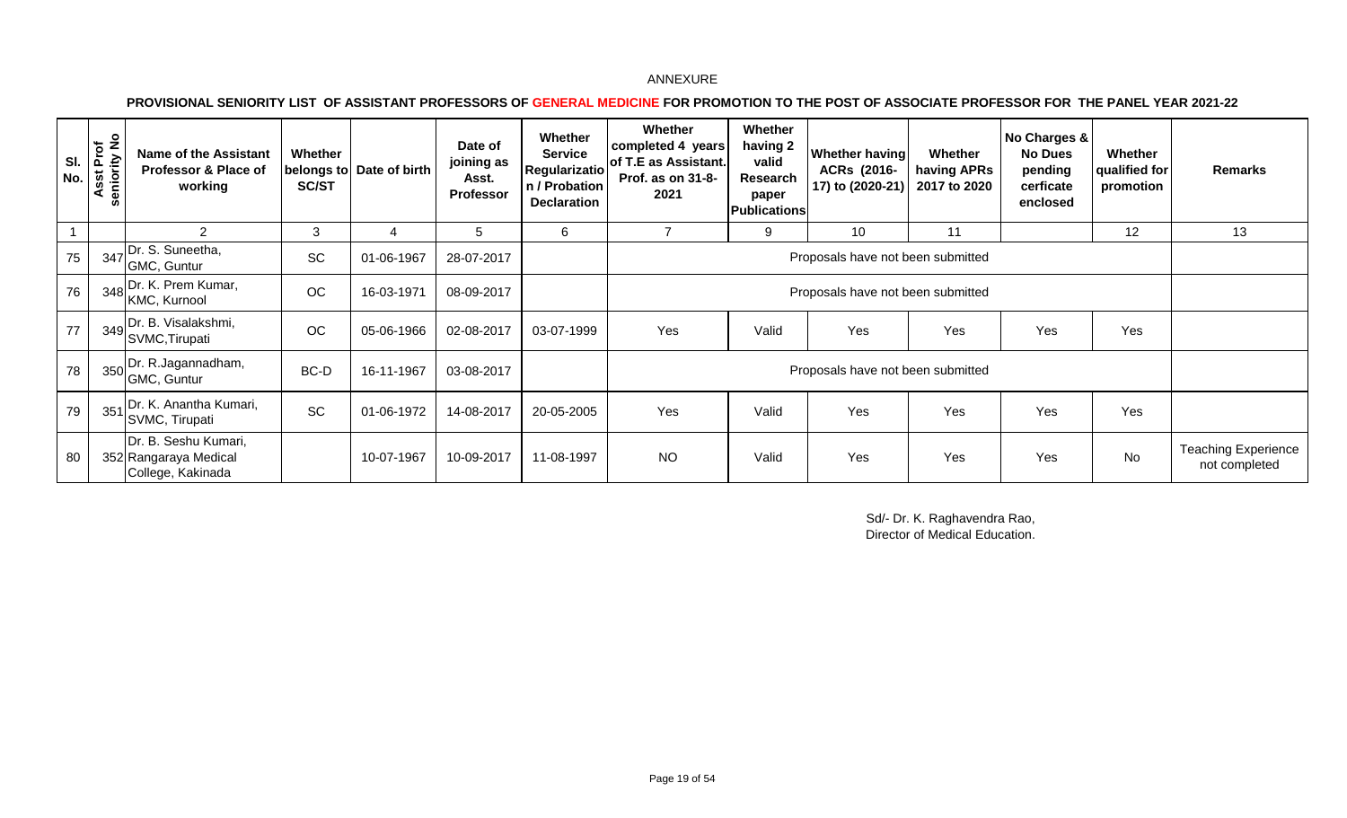ANNEXURE

**PROVISIONAL SENIORITY LIST OF ASSISTANT PROFESSORS OF GENERAL MEDICINE FOR PROMOTION TO THE POST OF ASSOCIATE PROFESSOR FOR THE PANEL YEAR 2021-22**

| Sl. No. | Asst Prof seniority No | Name of the Assistant Professor & Place of working | Whether belongs to SC/ST | Date of birth | Date of joining as Asst. Professor | Whether Service Regularization / Probation Declaration | Whether completed 4 years of T.E as Assistant. Prof. as on 31-8-2021 | Whether having 2 valid Research paper Publications | Whether having ACRs (2016-17) to (2020-21) | Whether having APRs 2017 to 2020 | No Charges & No Dues pending cerficate enclosed | Whether qualified for promotion | Remarks |
|---|---|---|---|---|---|---|---|---|---|---|---|---|---|
| 1 | | 2 | 3 | 4 | 5 | 6 | 7 | 9 | 10 | 11 | | 12 | 13 |
| 75 | 347 | Dr. S. Suneetha, GMC, Guntur | SC | 01-06-1967 | 28-07-2017 | | Proposals have not been submitted | | | | | | |
| 76 | 348 | Dr. K. Prem Kumar, KMC, Kurnool | OC | 16-03-1971 | 08-09-2017 | | Proposals have not been submitted | | | | | | |
| 77 | 349 | Dr. B. Visalakshmi, SVMC,Tirupati | OC | 05-06-1966 | 02-08-2017 | 03-07-1999 | Yes | Valid | Yes | Yes | Yes | Yes | |
| 78 | 350 | Dr. R.Jagannadham, GMC, Guntur | BC-D | 16-11-1967 | 03-08-2017 | | Proposals have not been submitted | | | | | | |
| 79 | 351 | Dr. K. Anantha Kumari, SVMC, Tirupati | SC | 01-06-1972 | 14-08-2017 | 20-05-2005 | Yes | Valid | Yes | Yes | Yes | Yes | |
| 80 | 352 | Dr. B. Seshu Kumari, Rangaraya Medical College, Kakinada | | 10-07-1967 | 10-09-2017 | 11-08-1997 | NO | Valid | Yes | Yes | Yes | No | Teaching Experience not completed |

Sd/- Dr. K. Raghavendra Rao,
Director of Medical Education.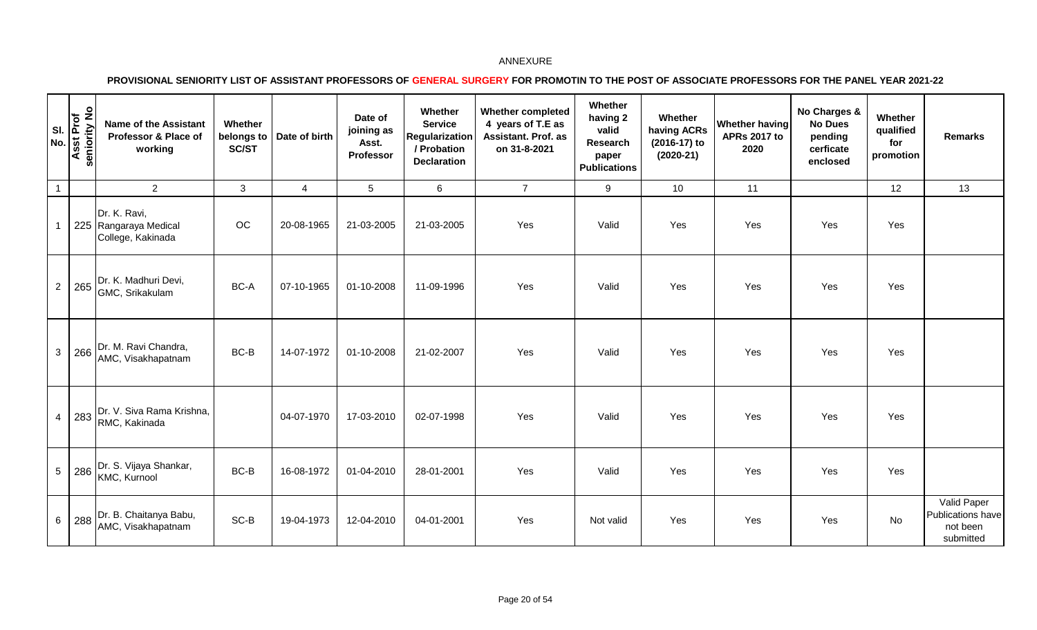ANNEXURE

**PROVISIONAL SENIORITY LIST OF ASSISTANT PROFESSORS OF GENERAL SURGERY FOR PROMOTIN TO THE POST OF ASSOCIATE PROFESSORS FOR THE PANEL YEAR 2021-22**

| Sl. No. | Asst Prof seniority No | Name of the Assistant Professor & Place of working | Whether belongs to SC/ST | Date of birth | Date of joining as Asst. Professor | Whether Service Regularization / Probation Declaration | Whether completed 4 years of T.E as Assistant. Prof. as on 31-8-2021 | Whether having 2 valid Research paper Publications | Whether having ACRs (2016-17) to (2020-21) | Whether having APRs 2017 to 2020 | No Charges & No Dues pending cerficate enclosed | Whether qualified for promotion | Remarks |
|---|---|---|---|---|---|---|---|---|---|---|---|---|---|
| 1 | | 2 | 3 | 4 | 5 | 6 | 7 | 9 | 10 | 11 | | 12 | 13 |
| 1 | 225 | Dr. K. Ravi, Rangaraya Medical College, Kakinada | OC | 20-08-1965 | 21-03-2005 | 21-03-2005 | Yes | Valid | Yes | Yes | Yes | Yes | |
| 2 | 265 | Dr. K. Madhuri Devi, GMC, Srikakulam | BC-A | 07-10-1965 | 01-10-2008 | 11-09-1996 | Yes | Valid | Yes | Yes | Yes | Yes | |
| 3 | 266 | Dr. M. Ravi Chandra, AMC, Visakhapatnam | BC-B | 14-07-1972 | 01-10-2008 | 21-02-2007 | Yes | Valid | Yes | Yes | Yes | Yes | |
| 4 | 283 | Dr. V. Siva Rama Krishna, RMC, Kakinada | | 04-07-1970 | 17-03-2010 | 02-07-1998 | Yes | Valid | Yes | Yes | Yes | Yes | |
| 5 | 286 | Dr. S. Vijaya Shankar, KMC, Kurnool | BC-B | 16-08-1972 | 01-04-2010 | 28-01-2001 | Yes | Valid | Yes | Yes | Yes | Yes | |
| 6 | 288 | Dr. B. Chaitanya Babu, AMC, Visakhapatnam | SC-B | 19-04-1973 | 12-04-2010 | 04-01-2001 | Yes | Not valid | Yes | Yes | Yes | No | Valid Paper Publications have not been submitted |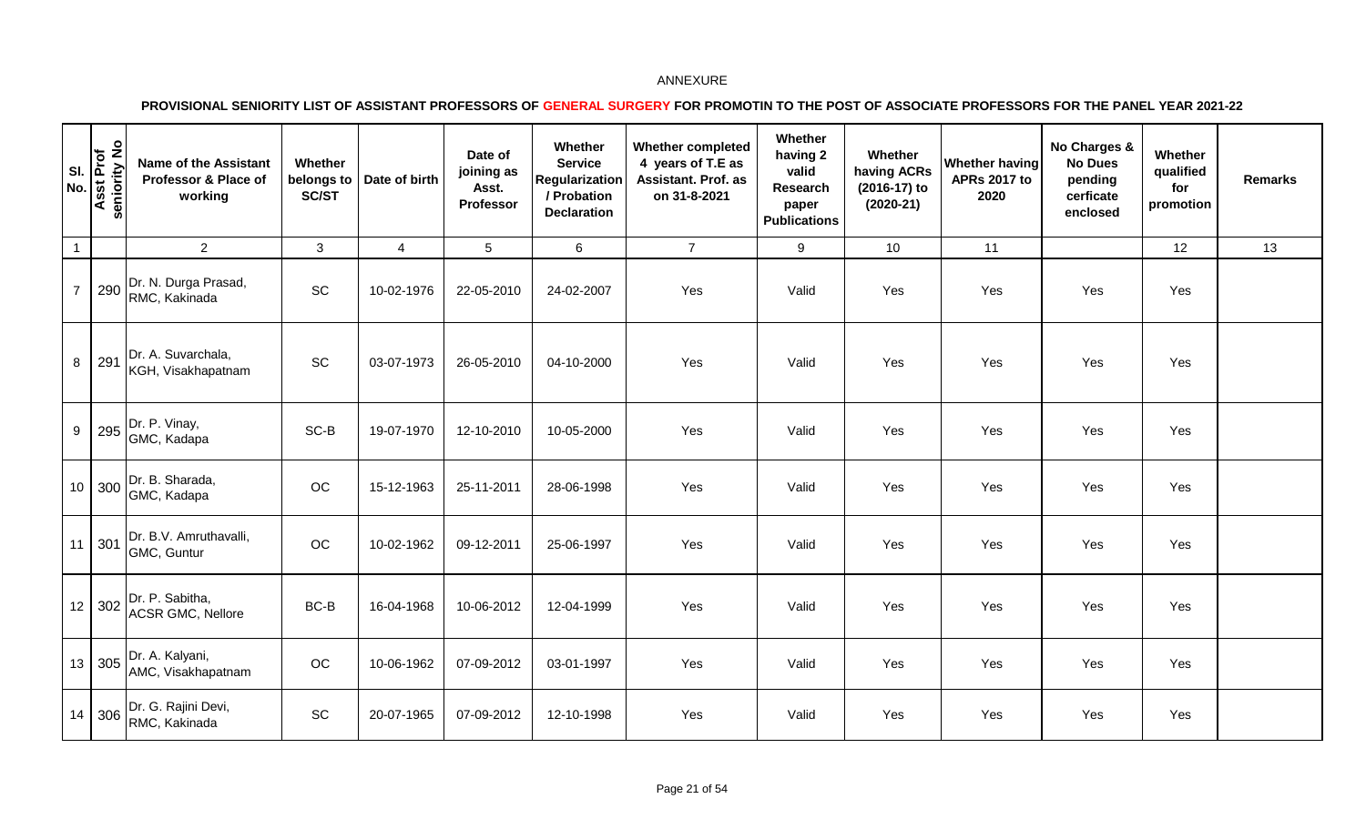ANNEXURE

**PROVISIONAL SENIORITY LIST OF ASSISTANT PROFESSORS OF GENERAL SURGERY FOR PROMOTIN TO THE POST OF ASSOCIATE PROFESSORS FOR THE PANEL YEAR 2021-22**

| Sl. No. | Asst Prof seniority No | Name of the Assistant Professor & Place of working | Whether belongs to SC/ST | Date of birth | Date of joining as Asst. Professor | Whether Service Regularization / Probation Declaration | Whether completed 4 years of T.E as Assistant. Prof. as on 31-8-2021 | Whether having 2 valid Research paper Publications | Whether having ACRs (2016-17) to (2020-21) | Whether having APRs 2017 to 2020 | No Charges & No Dues pending cerficate enclosed | Whether qualified for promotion | Remarks |
|---|---|---|---|---|---|---|---|---|---|---|---|---|---|
| 1 | | 2 | 3 | 4 | 5 | 6 | 7 | 9 | 10 | 11 | | 12 | 13 |
| 7 | 290 | Dr. N. Durga Prasad, RMC, Kakinada | SC | 10-02-1976 | 22-05-2010 | 24-02-2007 | Yes | Valid | Yes | Yes | Yes | Yes | |
| 8 | 291 | Dr. A. Suvarchala, KGH, Visakhapatnam | SC | 03-07-1973 | 26-05-2010 | 04-10-2000 | Yes | Valid | Yes | Yes | Yes | Yes | |
| 9 | 295 | Dr. P. Vinay, GMC, Kadapa | SC-B | 19-07-1970 | 12-10-2010 | 10-05-2000 | Yes | Valid | Yes | Yes | Yes | Yes | |
| 10 | 300 | Dr. B. Sharada, GMC, Kadapa | OC | 15-12-1963 | 25-11-2011 | 28-06-1998 | Yes | Valid | Yes | Yes | Yes | Yes | |
| 11 | 301 | Dr. B.V. Amruthavalli, GMC, Guntur | OC | 10-02-1962 | 09-12-2011 | 25-06-1997 | Yes | Valid | Yes | Yes | Yes | Yes | |
| 12 | 302 | Dr. P. Sabitha, ACSR GMC, Nellore | BC-B | 16-04-1968 | 10-06-2012 | 12-04-1999 | Yes | Valid | Yes | Yes | Yes | Yes | |
| 13 | 305 | Dr. A. Kalyani, AMC, Visakhapatnam | OC | 10-06-1962 | 07-09-2012 | 03-01-1997 | Yes | Valid | Yes | Yes | Yes | Yes | |
| 14 | 306 | Dr. G. Rajini Devi, RMC, Kakinada | SC | 20-07-1965 | 07-09-2012 | 12-10-1998 | Yes | Valid | Yes | Yes | Yes | Yes | |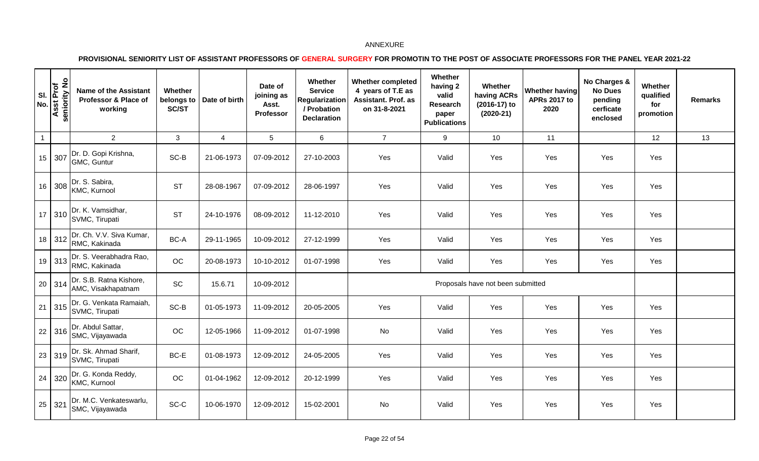ANNEXURE

**PROVISIONAL SENIORITY LIST OF ASSISTANT PROFESSORS OF GENERAL SURGERY FOR PROMOTIN TO THE POST OF ASSOCIATE PROFESSORS FOR THE PANEL YEAR 2021-22**

| Sl. No. | Asst Prof seniority No | Name of the Assistant Professor & Place of working | Whether belongs to SC/ST | Date of birth | Date of joining as Asst. Professor | Whether Service Regularization / Probation Declaration | Whether completed 4 years of T.E as Assistant. Prof. as on 31-8-2021 | Whether having 2 valid Research paper Publications | Whether having ACRs (2016-17) to (2020-21) | Whether having APRs 2017 to 2020 | No Charges & No Dues pending cerficate enclosed | Whether qualified for promotion | Remarks |
|---|---|---|---|---|---|---|---|---|---|---|---|---|---|
| 1 | | 2 | 3 | 4 | 5 | 6 | 7 | 9 | 10 | 11 | | 12 | 13 |
| 15 | 307 | Dr. D. Gopi Krishna, GMC, Guntur | SC-B | 21-06-1973 | 07-09-2012 | 27-10-2003 | Yes | Valid | Yes | Yes | Yes | Yes | |
| 16 | 308 | Dr. S. Sabira, KMC, Kurnool | ST | 28-08-1967 | 07-09-2012 | 28-06-1997 | Yes | Valid | Yes | Yes | Yes | Yes | |
| 17 | 310 | Dr. K. Vamsidhar, SVMC, Tirupati | ST | 24-10-1976 | 08-09-2012 | 11-12-2010 | Yes | Valid | Yes | Yes | Yes | Yes | |
| 18 | 312 | Dr. Ch. V.V. Siva Kumar, RMC, Kakinada | BC-A | 29-11-1965 | 10-09-2012 | 27-12-1999 | Yes | Valid | Yes | Yes | Yes | Yes | |
| 19 | 313 | Dr. S. Veerabhadra Rao, RMC, Kakinada | OC | 20-08-1973 | 10-10-2012 | 01-07-1998 | Yes | Valid | Yes | Yes | Yes | Yes | |
| 20 | 314 | Dr. S.B. Ratna Kishore, AMC, Visakhapatnam | SC | 15.6.71 | 10-09-2012 | | Proposals have not been submitted | | | | | | |
| 21 | 315 | Dr. G. Venkata Ramaiah, SVMC, Tirupati | SC-B | 01-05-1973 | 11-09-2012 | 20-05-2005 | Yes | Valid | Yes | Yes | Yes | Yes | |
| 22 | 316 | Dr. Abdul Sattar, SMC, Vijayawada | OC | 12-05-1966 | 11-09-2012 | 01-07-1998 | No | Valid | Yes | Yes | Yes | Yes | |
| 23 | 319 | Dr. Sk. Ahmad Sharif, SVMC, Tirupati | BC-E | 01-08-1973 | 12-09-2012 | 24-05-2005 | Yes | Valid | Yes | Yes | Yes | Yes | |
| 24 | 320 | Dr. G. Konda Reddy, KMC, Kurnool | OC | 01-04-1962 | 12-09-2012 | 20-12-1999 | Yes | Valid | Yes | Yes | Yes | Yes | |
| 25 | 321 | Dr. M.C. Venkateswarlu, SMC, Vijayawada | SC-C | 10-06-1970 | 12-09-2012 | 15-02-2001 | No | Valid | Yes | Yes | Yes | Yes | |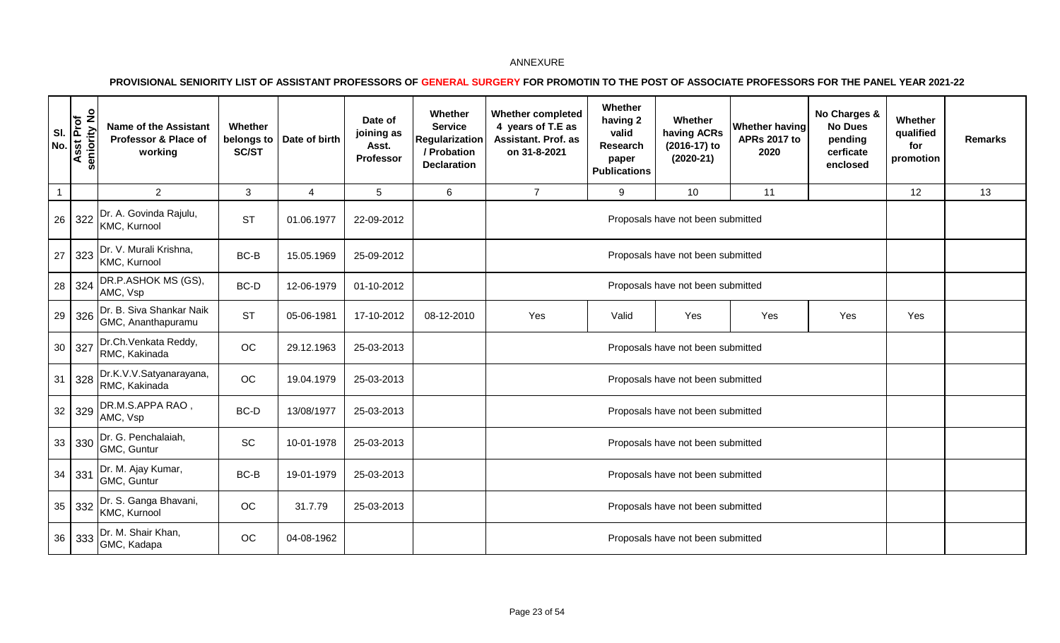ANNEXURE

**PROVISIONAL SENIORITY LIST OF ASSISTANT PROFESSORS OF GENERAL SURGERY FOR PROMOTIN TO THE POST OF ASSOCIATE PROFESSORS FOR THE PANEL YEAR 2021-22**

| Sl. No. | Asst Prof seniority No | Name of the Assistant Professor & Place of working | Whether belongs to SC/ST | Date of birth | Date of joining as Asst. Professor | Whether Service Regularization / Probation Declaration | Whether completed 4 years of T.E as Assistant. Prof. as on 31-8-2021 | Whether having 2 valid Research paper Publications | Whether having ACRs (2016-17) to (2020-21) | Whether having APRs 2017 to 2020 | No Charges & No Dues pending cerficate enclosed | Whether qualified for promotion | Remarks |
|---|---|---|---|---|---|---|---|---|---|---|---|---|---|
| 1 | | 2 | 3 | 4 | 5 | 6 | 7 | 9 | 10 | 11 | | 12 | 13 |
| 26 | 322 | Dr. A. Govinda Rajulu, KMC, Kurnool | ST | 01.06.1977 | 22-09-2012 | | Proposals have not been submitted | | | | | | |
| 27 | 323 | Dr. V. Murali Krishna, KMC, Kurnool | BC-B | 15.05.1969 | 25-09-2012 | | Proposals have not been submitted | | | | | | |
| 28 | 324 | DR.P.ASHOK MS (GS), AMC, Vsp | BC-D | 12-06-1979 | 01-10-2012 | | Proposals have not been submitted | | | | | | |
| 29 | 326 | Dr. B. Siva Shankar Naik GMC, Ananthapuramu | ST | 05-06-1981 | 17-10-2012 | 08-12-2010 | Yes | Valid | Yes | Yes | Yes | Yes | |
| 30 | 327 | Dr.Ch.Venkata Reddy, RMC, Kakinada | OC | 29.12.1963 | 25-03-2013 | | Proposals have not been submitted | | | | | | |
| 31 | 328 | Dr.K.V.V.Satyanarayana, RMC, Kakinada | OC | 19.04.1979 | 25-03-2013 | | Proposals have not been submitted | | | | | | |
| 32 | 329 | DR.M.S.APPA RAO , AMC, Vsp | BC-D | 13/08/1977 | 25-03-2013 | | Proposals have not been submitted | | | | | | |
| 33 | 330 | Dr. G. Penchalaiah, GMC, Guntur | SC | 10-01-1978 | 25-03-2013 | | Proposals have not been submitted | | | | | | |
| 34 | 331 | Dr. M. Ajay Kumar, GMC, Guntur | BC-B | 19-01-1979 | 25-03-2013 | | Proposals have not been submitted | | | | | | |
| 35 | 332 | Dr. S. Ganga Bhavani, KMC, Kurnool | OC | 31.7.79 | 25-03-2013 | | Proposals have not been submitted | | | | | | |
| 36 | 333 | Dr. M. Shair Khan, GMC, Kadapa | OC | 04-08-1962 | | | Proposals have not been submitted | | | | | | |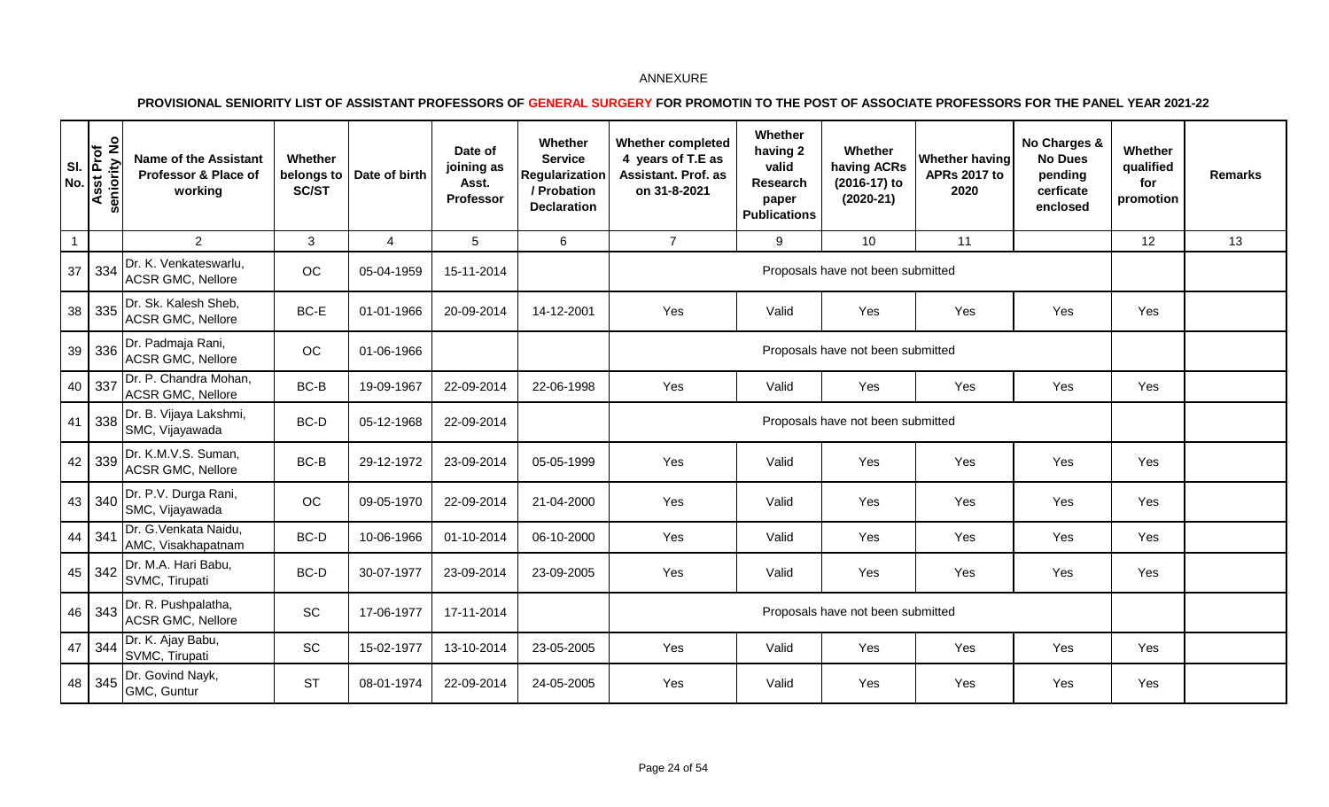ANNEXURE

**PROVISIONAL SENIORITY LIST OF ASSISTANT PROFESSORS OF GENERAL SURGERY FOR PROMOTIN TO THE POST OF ASSOCIATE PROFESSORS FOR THE PANEL YEAR 2021-22**

| Sl. No. | Asst Prof seniority No | Name of the Assistant Professor & Place of working | Whether belongs to SC/ST | Date of birth | Date of joining as Asst. Professor | Whether Service Regularization / Probation Declaration | Whether completed 4 years of T.E as Assistant. Prof. as on 31-8-2021 | Whether having 2 valid Research paper Publications | Whether having ACRs (2016-17) to (2020-21) | Whether having APRs 2017 to 2020 | No Charges & No Dues pending cerficate enclosed | Whether qualified for promotion | Remarks |
|---|---|---|---|---|---|---|---|---|---|---|---|---|---|
| 1 | | 2 | 3 | 4 | 5 | 6 | 7 | 9 | 10 | 11 | | 12 | 13 |
| 37 | 334 | Dr. K. Venkateswarlu, ACSR GMC, Nellore | OC | 05-04-1959 | 15-11-2014 | | Proposals have not been submitted | | | | | | |
| 38 | 335 | Dr. Sk. Kalesh Sheb, ACSR GMC, Nellore | BC-E | 01-01-1966 | 20-09-2014 | 14-12-2001 | Yes | Valid | Yes | Yes | Yes | Yes | |
| 39 | 336 | Dr. Padmaja Rani, ACSR GMC, Nellore | OC | 01-06-1966 | | | Proposals have not been submitted | | | | | | |
| 40 | 337 | Dr. P. Chandra Mohan, ACSR GMC, Nellore | BC-B | 19-09-1967 | 22-09-2014 | 22-06-1998 | Yes | Valid | Yes | Yes | Yes | Yes | |
| 41 | 338 | Dr. B. Vijaya Lakshmi, SMC, Vijayawada | BC-D | 05-12-1968 | 22-09-2014 | | Proposals have not been submitted | | | | | | |
| 42 | 339 | Dr. K.M.V.S. Suman, ACSR GMC, Nellore | BC-B | 29-12-1972 | 23-09-2014 | 05-05-1999 | Yes | Valid | Yes | Yes | Yes | Yes | |
| 43 | 340 | Dr. P.V. Durga Rani, SMC, Vijayawada | OC | 09-05-1970 | 22-09-2014 | 21-04-2000 | Yes | Valid | Yes | Yes | Yes | Yes | |
| 44 | 341 | Dr. G.Venkata Naidu, AMC, Visakhapatnam | BC-D | 10-06-1966 | 01-10-2014 | 06-10-2000 | Yes | Valid | Yes | Yes | Yes | Yes | |
| 45 | 342 | Dr. M.A. Hari Babu, SVMC, Tirupati | BC-D | 30-07-1977 | 23-09-2014 | 23-09-2005 | Yes | Valid | Yes | Yes | Yes | Yes | |
| 46 | 343 | Dr. R. Pushpalatha, ACSR GMC, Nellore | SC | 17-06-1977 | 17-11-2014 | | Proposals have not been submitted | | | | | | |
| 47 | 344 | Dr. K. Ajay Babu, SVMC, Tirupati | SC | 15-02-1977 | 13-10-2014 | 23-05-2005 | Yes | Valid | Yes | Yes | Yes | Yes | |
| 48 | 345 | Dr. Govind Nayk, GMC, Guntur | ST | 08-01-1974 | 22-09-2014 | 24-05-2005 | Yes | Valid | Yes | Yes | Yes | Yes | |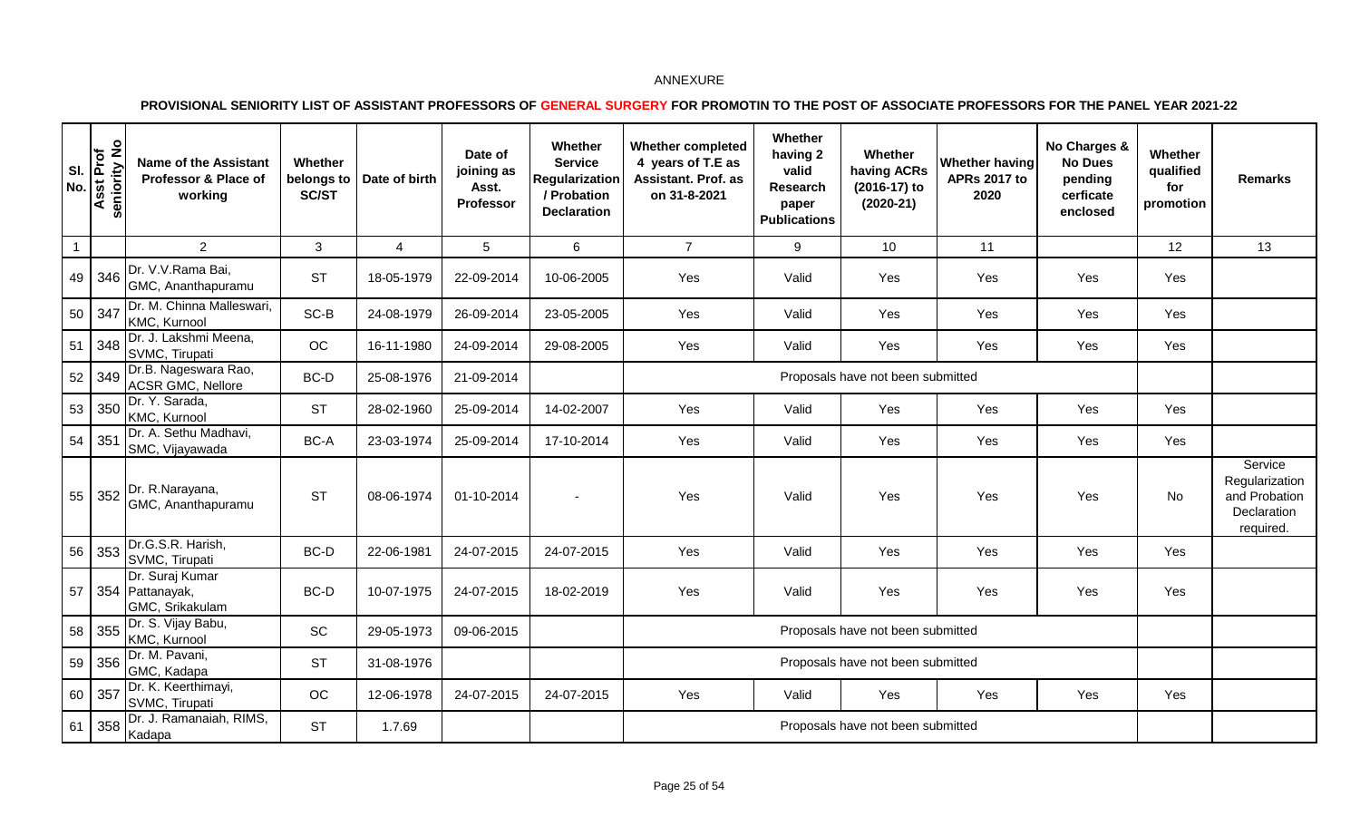ANNEXURE

**PROVISIONAL SENIORITY LIST OF ASSISTANT PROFESSORS OF GENERAL SURGERY FOR PROMOTIN TO THE POST OF ASSOCIATE PROFESSORS FOR THE PANEL YEAR 2021-22**

| Sl. No. | Asst Prof seniority No | Name of the Assistant Professor & Place of working | Whether belongs to SC/ST | Date of birth | Date of joining as Asst. Professor | Whether Service Regularization / Probation Declaration | Whether completed 4 years of T.E as Assistant. Prof. as on 31-8-2021 | Whether having 2 valid Research paper Publications | Whether having ACRs (2016-17) to (2020-21) | Whether having APRs 2017 to 2020 | No Charges & No Dues pending cerficate enclosed | Whether qualified for promotion | Remarks |
|---|---|---|---|---|---|---|---|---|---|---|---|---|---|
| 1 | | 2 | 3 | 4 | 5 | 6 | 7 | 9 | 10 | 11 | | 12 | 13 |
| 49 | 346 | Dr. V.V.Rama Bai, GMC, Ananthapuramu | ST | 18-05-1979 | 22-09-2014 | 10-06-2005 | Yes | Valid | Yes | Yes | Yes | Yes | |
| 50 | 347 | Dr. M. Chinna Malleswari, KMC, Kurnool | SC-B | 24-08-1979 | 26-09-2014 | 23-05-2005 | Yes | Valid | Yes | Yes | Yes | Yes | |
| 51 | 348 | Dr. J. Lakshmi Meena, SVMC, Tirupati | OC | 16-11-1980 | 24-09-2014 | 29-08-2005 | Yes | Valid | Yes | Yes | Yes | Yes | |
| 52 | 349 | Dr.B. Nageswara Rao, ACSR GMC, Nellore | BC-D | 25-08-1976 | 21-09-2014 | | Proposals have not been submitted | | | | | | |
| 53 | 350 | Dr. Y. Sarada, KMC, Kurnool | ST | 28-02-1960 | 25-09-2014 | 14-02-2007 | Yes | Valid | Yes | Yes | Yes | Yes | |
| 54 | 351 | Dr. A. Sethu Madhavi, SMC, Vijayawada | BC-A | 23-03-1974 | 25-09-2014 | 17-10-2014 | Yes | Valid | Yes | Yes | Yes | Yes | |
| 55 | 352 | Dr. R.Narayana, GMC, Ananthapuramu | ST | 08-06-1974 | 01-10-2014 | - | Yes | Valid | Yes | Yes | Yes | No | Service Regularization and Probation Declaration required. |
| 56 | 353 | Dr.G.S.R. Harish, SVMC, Tirupati | BC-D | 22-06-1981 | 24-07-2015 | 24-07-2015 | Yes | Valid | Yes | Yes | Yes | Yes | |
| 57 | 354 | Dr. Suraj Kumar Pattanayak, GMC, Srikakulam | BC-D | 10-07-1975 | 24-07-2015 | 18-02-2019 | Yes | Valid | Yes | Yes | Yes | Yes | |
| 58 | 355 | Dr. S. Vijay Babu, KMC, Kurnool | SC | 29-05-1973 | 09-06-2015 | | Proposals have not been submitted | | | | | | |
| 59 | 356 | Dr. M. Pavani, GMC, Kadapa | ST | 31-08-1976 | | | Proposals have not been submitted | | | | | | |
| 60 | 357 | Dr. K. Keerthimayi, SVMC, Tirupati | OC | 12-06-1978 | 24-07-2015 | 24-07-2015 | Yes | Valid | Yes | Yes | Yes | Yes | |
| 61 | 358 | Dr. J. Ramanaiah, RIMS, Kadapa | ST | 1.7.69 | | | Proposals have not been submitted | | | | | | |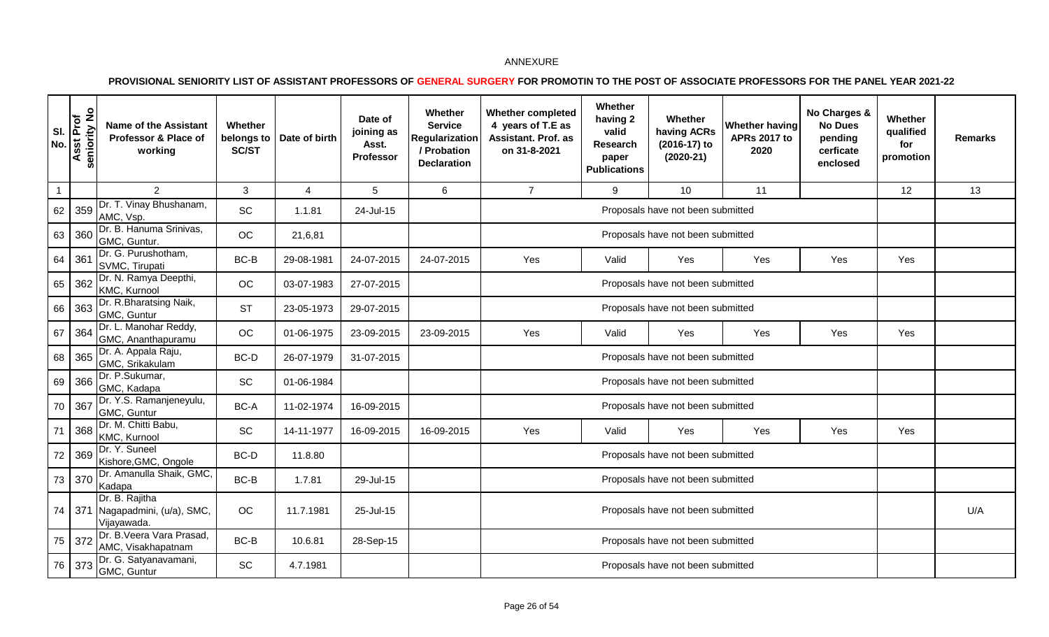ANNEXURE

**PROVISIONAL SENIORITY LIST OF ASSISTANT PROFESSORS OF GENERAL SURGERY FOR PROMOTIN TO THE POST OF ASSOCIATE PROFESSORS FOR THE PANEL YEAR 2021-22**

| Sl. No. | Asst Prof seniority No | Name of the Assistant Professor & Place of working | Whether belongs to SC/ST | Date of birth | Date of joining as Asst. Professor | Whether Service Regularization / Probation Declaration | Whether completed 4 years of T.E as Assistant. Prof. as on 31-8-2021 | Whether having 2 valid Research paper Publications | Whether having ACRs (2016-17) to (2020-21) | Whether having APRs 2017 to 2020 | No Charges & No Dues pending cerficate enclosed | Whether qualified for promotion | Remarks |
|---|---|---|---|---|---|---|---|---|---|---|---|---|---|
| 1 | | 2 | 3 | 4 | 5 | 6 | 7 | 9 | 10 | 11 | | 12 | 13 |
| 62 | 359 | Dr. T. Vinay Bhushanam, AMC, Vsp. | SC | 1.1.81 | 24-Jul-15 | | Proposals have not been submitted | | | | | | |
| 63 | 360 | Dr. B. Hanuma Srinivas, GMC, Guntur. | OC | 21,6,81 | | | Proposals have not been submitted | | | | | | |
| 64 | 361 | Dr. G. Purushotham, SVMC, Tirupati | BC-B | 29-08-1981 | 24-07-2015 | 24-07-2015 | Yes | Valid | Yes | Yes | Yes | Yes | |
| 65 | 362 | Dr. N. Ramya Deepthi, KMC, Kurnool | OC | 03-07-1983 | 27-07-2015 | | Proposals have not been submitted | | | | | | |
| 66 | 363 | Dr. R.Bharatsing Naik, GMC, Guntur | ST | 23-05-1973 | 29-07-2015 | | Proposals have not been submitted | | | | | | |
| 67 | 364 | Dr. L. Manohar Reddy, GMC, Ananthapuramu | OC | 01-06-1975 | 23-09-2015 | 23-09-2015 | Yes | Valid | Yes | Yes | Yes | Yes | |
| 68 | 365 | Dr. A. Appala Raju, GMC, Srikakulam | BC-D | 26-07-1979 | 31-07-2015 | | Proposals have not been submitted | | | | | | |
| 69 | 366 | Dr. P.Sukumar, GMC, Kadapa | SC | 01-06-1984 | | | Proposals have not been submitted | | | | | | |
| 70 | 367 | Dr. Y.S. Ramanjeneyulu, GMC, Guntur | BC-A | 11-02-1974 | 16-09-2015 | | Proposals have not been submitted | | | | | | |
| 71 | 368 | Dr. M. Chitti Babu, KMC, Kurnool | SC | 14-11-1977 | 16-09-2015 | 16-09-2015 | Yes | Valid | Yes | Yes | Yes | Yes | |
| 72 | 369 | Dr. Y. Suneel Kishore,GMC, Ongole | BC-D | 11.8.80 | | | Proposals have not been submitted | | | | | | |
| 73 | 370 | Dr. Amanulla Shaik, GMC, Kadapa | BC-B | 1.7.81 | 29-Jul-15 | | Proposals have not been submitted | | | | | | |
| 74 | 371 | Dr. B. Rajitha Nagapadmini, (u/a), SMC, Vijayawada. | OC | 11.7.1981 | 25-Jul-15 | | Proposals have not been submitted | | | | | | U/A |
| 75 | 372 | Dr. B.Veera Vara Prasad, AMC, Visakhapatnam | BC-B | 10.6.81 | 28-Sep-15 | | Proposals have not been submitted | | | | | | |
| 76 | 373 | Dr. G. Satyanavamani, GMC, Guntur | SC | 4.7.1981 | | | Proposals have not been submitted | | | | | | |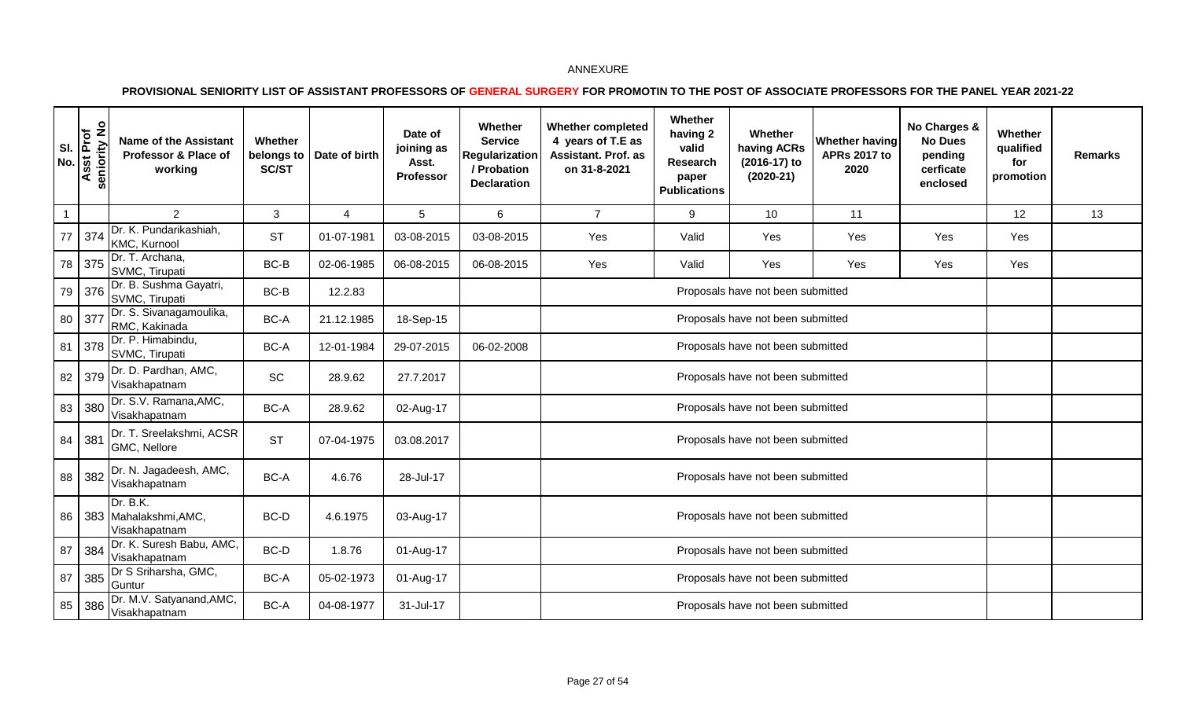ANNEXURE

**PROVISIONAL SENIORITY LIST OF ASSISTANT PROFESSORS OF GENERAL SURGERY FOR PROMOTIN TO THE POST OF ASSOCIATE PROFESSORS FOR THE PANEL YEAR 2021-22**

| Sl. No. | Asst Prof seniority No | Name of the Assistant Professor & Place of working | Whether belongs to SC/ST | Date of birth | Date of joining as Asst. Professor | Whether Service Regularization / Probation Declaration | Whether completed 4 years of T.E as Assistant. Prof. as on 31-8-2021 | Whether having 2 valid Research paper Publications | Whether having ACRs (2016-17) to (2020-21) | Whether having APRs 2017 to 2020 | No Charges & No Dues pending cerficate enclosed | Whether qualified for promotion | Remarks |
|---|---|---|---|---|---|---|---|---|---|---|---|---|---|
| 1 | | 2 | 3 | 4 | 5 | 6 | 7 | 9 | 10 | 11 | | 12 | 13 |
| 77 | 374 | Dr. K. Pundarikashiah, KMC, Kurnool | ST | 01-07-1981 | 03-08-2015 | 03-08-2015 | Yes | Valid | Yes | Yes | Yes | Yes | |
| 78 | 375 | Dr. T. Archana, SVMC, Tirupati | BC-B | 02-06-1985 | 06-08-2015 | 06-08-2015 | Yes | Valid | Yes | Yes | Yes | Yes | |
| 79 | 376 | Dr. B. Sushma Gayatri, SVMC, Tirupati | BC-B | 12.2.83 | | | Proposals have not been submitted | | | | | | |
| 80 | 377 | Dr. S. Sivanagamoulika, RMC, Kakinada | BC-A | 21.12.1985 | 18-Sep-15 | | Proposals have not been submitted | | | | | | |
| 81 | 378 | Dr. P. Himabindu, SVMC, Tirupati | BC-A | 12-01-1984 | 29-07-2015 | 06-02-2008 | Proposals have not been submitted | | | | | | |
| 82 | 379 | Dr. D. Pardhan, AMC, Visakhapatnam | SC | 28.9.62 | 27.7.2017 | | Proposals have not been submitted | | | | | | |
| 83 | 380 | Dr. S.V. Ramana,AMC, Visakhapatnam | BC-A | 28.9.62 | 02-Aug-17 | | Proposals have not been submitted | | | | | | |
| 84 | 381 | Dr. T. Sreelakshmi, ACSR GMC, Nellore | ST | 07-04-1975 | 03.08.2017 | | Proposals have not been submitted | | | | | | |
| 88 | 382 | Dr. N. Jagadeesh, AMC, Visakhapatnam | BC-A | 4.6.76 | 28-Jul-17 | | Proposals have not been submitted | | | | | | |
| 86 | 383 | Dr. B.K. Mahalakshmi,AMC, Visakhapatnam | BC-D | 4.6.1975 | 03-Aug-17 | | Proposals have not been submitted | | | | | | |
| 87 | 384 | Dr. K. Suresh Babu, AMC, Visakhapatnam | BC-D | 1.8.76 | 01-Aug-17 | | Proposals have not been submitted | | | | | | |
| 87 | 385 | Dr S Sriharsha, GMC, Guntur | BC-A | 05-02-1973 | 01-Aug-17 | | Proposals have not been submitted | | | | | | |
| 85 | 386 | Dr. M.V. Satyanand,AMC, Visakhapatnam | BC-A | 04-08-1977 | 31-Jul-17 | | Proposals have not been submitted | | | | | | |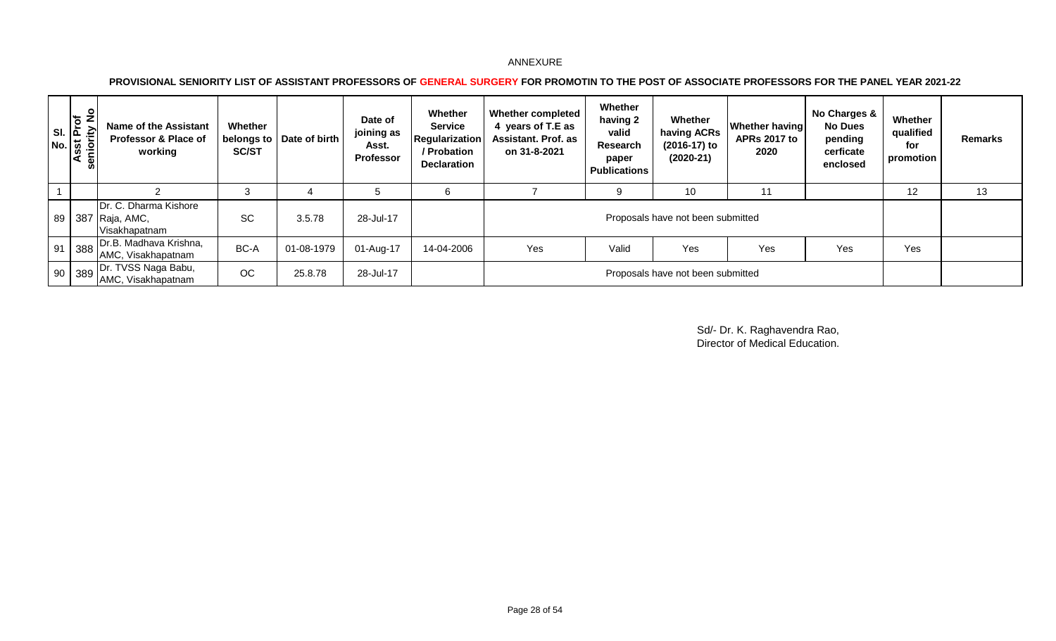ANNEXURE

**PROVISIONAL SENIORITY LIST OF ASSISTANT PROFESSORS OF GENERAL SURGERY FOR PROMOTIN TO THE POST OF ASSOCIATE PROFESSORS FOR THE PANEL YEAR 2021-22**

| Sl. No. | Asst Prof seniority No | Name of the Assistant Professor & Place of working | Whether belongs to SC/ST | Date of birth | Date of joining as Asst. Professor | Whether Service Regularization / Probation Declaration | Whether completed 4 years of T.E as Assistant. Prof. as on 31-8-2021 | Whether having 2 valid Research paper Publications | Whether having ACRs (2016-17) to (2020-21) | Whether having APRs 2017 to 2020 | No Charges & No Dues pending cerficate enclosed | Whether qualified for promotion | Remarks |
|---|---|---|---|---|---|---|---|---|---|---|---|---|---|
| 1 | | 2 | 3 | 4 | 5 | 6 | 7 | 9 | 10 | 11 | | 12 | 13 |
| 89 | 387 | Dr. C. Dharma Kishore Raja, AMC, Visakhapatnam | SC | 3.5.78 | 28-Jul-17 | | Proposals have not been submitted | | | | | | |
| 91 | 388 | Dr.B. Madhava Krishna, AMC, Visakhapatnam | BC-A | 01-08-1979 | 01-Aug-17 | 14-04-2006 | Yes | Valid | Yes | Yes | Yes | Yes | |
| 90 | 389 | Dr. TVSS Naga Babu, AMC, Visakhapatnam | OC | 25.8.78 | 28-Jul-17 | | Proposals have not been submitted | | | | | | |

Sd/- Dr. K. Raghavendra Rao,
Director of Medical Education.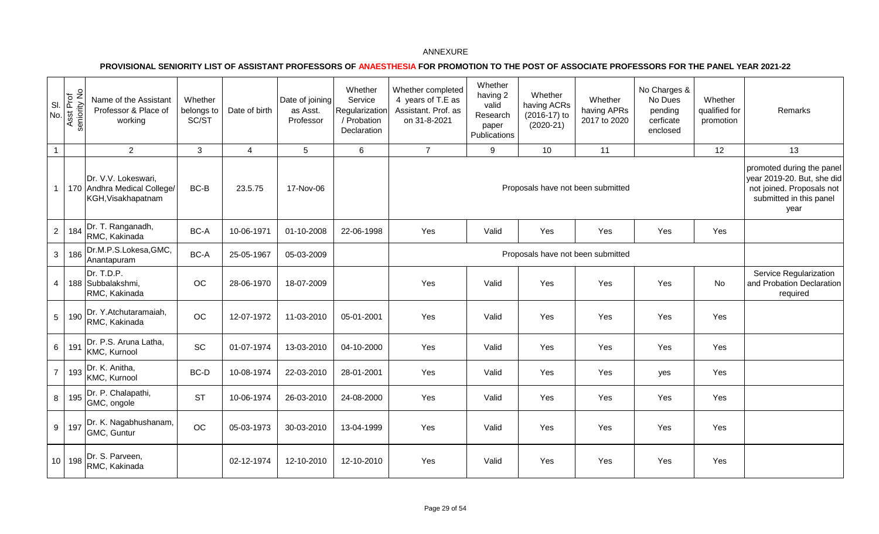ANNEXURE

**PROVISIONAL SENIORITY LIST OF ASSISTANT PROFESSORS OF ANAESTHESIA FOR PROMOTION TO THE POST OF ASSOCIATE PROFESSORS FOR THE PANEL YEAR 2021-22**

| Sl. No. | Asst Prof seniority No | Name of the Assistant Professor & Place of working | Whether belongs to SC/ST | Date of birth | Date of joining as Asst. Professor | Whether Service Regularization / Probation Declaration | Whether completed 4 years of T.E as Assistant. Prof. as on 31-8-2021 | Whether having 2 valid Research paper Publications | Whether having ACRs (2016-17) to (2020-21) | Whether having APRs 2017 to 2020 | No Charges & No Dues pending cerficate enclosed | Whether qualified for promotion | Remarks |
|---|---|---|---|---|---|---|---|---|---|---|---|---|---|
| 1 | | 2 | 3 | 4 | 5 | 6 | 7 | 9 | 10 | 11 | | 12 | 13 |
| 1 | 170 | Dr. V.V. Lokeswari, Andhra Medical College/ KGH,Visakhapatnam | BC-B | 23.5.75 | 17-Nov-06 | | Proposals have not been submitted | | | | | | promoted during the panel year 2019-20. But, she did not joined. Proposals not submitted in this panel year |
| 2 | 184 | Dr. T. Ranganadh, RMC, Kakinada | BC-A | 10-06-1971 | 01-10-2008 | 22-06-1998 | Yes | Valid | Yes | Yes | Yes | Yes | |
| 3 | 186 | Dr.M.P.S.Lokesa,GMC, Anantapuram | BC-A | 25-05-1967 | 05-03-2009 | | Proposals have not been submitted | | | | | | |
| 4 | 188 | Dr. T.D.P. Subbalakshmi, RMC, Kakinada | OC | 28-06-1970 | 18-07-2009 | | Yes | Valid | Yes | Yes | Yes | No | Service Regularization and Probation Declaration required |
| 5 | 190 | Dr. Y.Atchutaramaiah, RMC, Kakinada | OC | 12-07-1972 | 11-03-2010 | 05-01-2001 | Yes | Valid | Yes | Yes | Yes | Yes | |
| 6 | 191 | Dr. P.S. Aruna Latha, KMC, Kurnool | SC | 01-07-1974 | 13-03-2010 | 04-10-2000 | Yes | Valid | Yes | Yes | Yes | Yes | |
| 7 | 193 | Dr. K. Anitha, KMC, Kurnool | BC-D | 10-08-1974 | 22-03-2010 | 28-01-2001 | Yes | Valid | Yes | Yes | yes | Yes | |
| 8 | 195 | Dr. P. Chalapathi, GMC, ongole | ST | 10-06-1974 | 26-03-2010 | 24-08-2000 | Yes | Valid | Yes | Yes | Yes | Yes | |
| 9 | 197 | Dr. K. Nagabhushanam, GMC, Guntur | OC | 05-03-1973 | 30-03-2010 | 13-04-1999 | Yes | Valid | Yes | Yes | Yes | Yes | |
| 10 | 198 | Dr. S. Parveen, RMC, Kakinada | | 02-12-1974 | 12-10-2010 | 12-10-2010 | Yes | Valid | Yes | Yes | Yes | Yes | |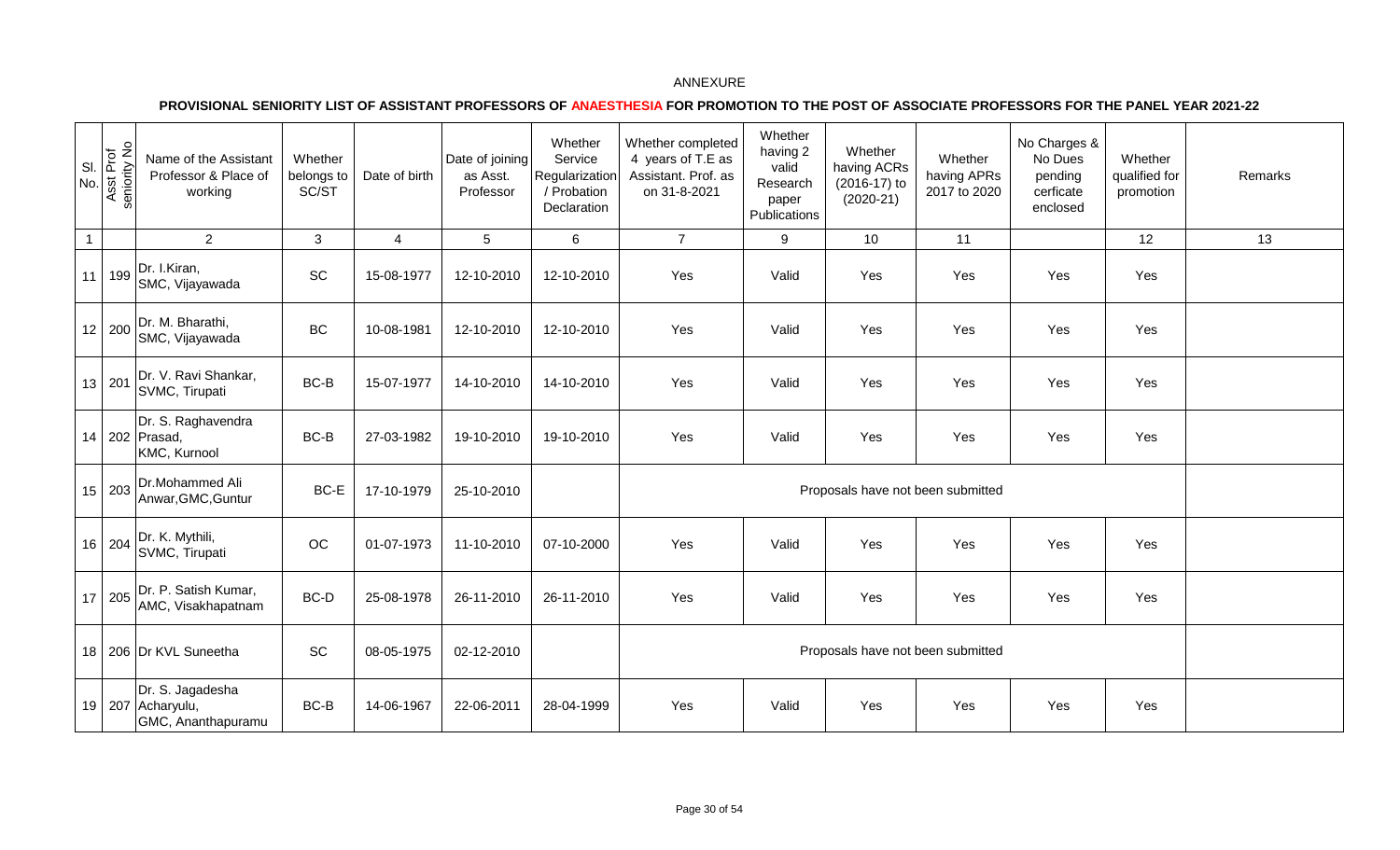ANNEXURE

**PROVISIONAL SENIORITY LIST OF ASSISTANT PROFESSORS OF ANAESTHESIA FOR PROMOTION TO THE POST OF ASSOCIATE PROFESSORS FOR THE PANEL YEAR 2021-22**

| Sl. No. | Asst Prof seniority No | Name of the Assistant Professor & Place of working | Whether belongs to SC/ST | Date of birth | Date of joining as Asst. Professor | Whether Service Regularization / Probation Declaration | Whether completed 4 years of T.E as Assistant. Prof. as on 31-8-2021 | Whether having 2 valid Research paper Publications | Whether having ACRs (2016-17) to (2020-21) | Whether having APRs 2017 to 2020 | No Charges & No Dues pending cerficate enclosed | Whether qualified for promotion | Remarks |
|---|---|---|---|---|---|---|---|---|---|---|---|---|---|
| 1 | | 2 | 3 | 4 | 5 | 6 | 7 | 9 | 10 | 11 | | 12 | 13 |
| 11 | 199 | Dr. I.Kiran, SMC, Vijayawada | SC | 15-08-1977 | 12-10-2010 | 12-10-2010 | Yes | Valid | Yes | Yes | Yes | Yes | |
| 12 | 200 | Dr. M. Bharathi, SMC, Vijayawada | BC | 10-08-1981 | 12-10-2010 | 12-10-2010 | Yes | Valid | Yes | Yes | Yes | Yes | |
| 13 | 201 | Dr. V. Ravi Shankar, SVMC, Tirupati | BC-B | 15-07-1977 | 14-10-2010 | 14-10-2010 | Yes | Valid | Yes | Yes | Yes | Yes | |
| 14 | 202 | Dr. S. Raghavendra Prasad, KMC, Kurnool | BC-B | 27-03-1982 | 19-10-2010 | 19-10-2010 | Yes | Valid | Yes | Yes | Yes | Yes | |
| 15 | 203 | Dr.Mohammed Ali Anwar,GMC,Guntur | BC-E | 17-10-1979 | 25-10-2010 | | Proposals have not been submitted | | | | | | |
| 16 | 204 | Dr. K. Mythili, SVMC, Tirupati | OC | 01-07-1973 | 11-10-2010 | 07-10-2000 | Yes | Valid | Yes | Yes | Yes | Yes | |
| 17 | 205 | Dr. P. Satish Kumar, AMC, Visakhapatnam | BC-D | 25-08-1978 | 26-11-2010 | 26-11-2010 | Yes | Valid | Yes | Yes | Yes | Yes | |
| 18 | 206 | Dr KVL Suneetha | SC | 08-05-1975 | 02-12-2010 | | Proposals have not been submitted | | | | | | |
| 19 | 207 | Dr. S. Jagadesha Acharyulu, GMC, Ananthapuramu | BC-B | 14-06-1967 | 22-06-2011 | 28-04-1999 | Yes | Valid | Yes | Yes | Yes | Yes | |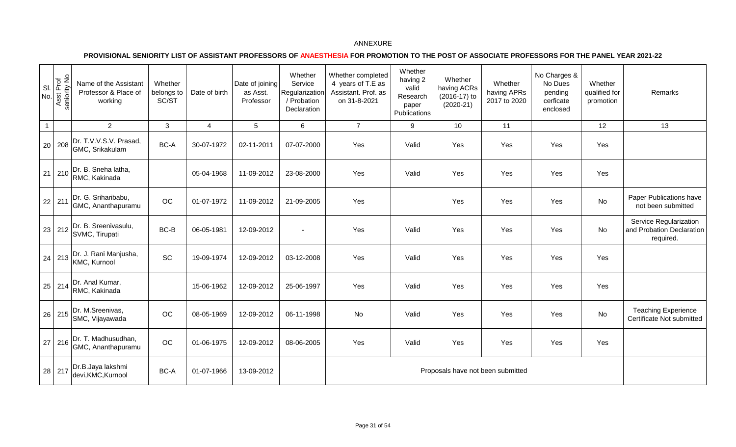ANNEXURE

## PROVISIONAL SENIORITY LIST OF ASSISTANT PROFESSORS OF ANAESTHESIA FOR PROMOTION TO THE POST OF ASSOCIATE PROFESSORS FOR THE PANEL YEAR 2021-22

| Sl. No. | Asst Prof seniority No | Name of the Assistant Professor & Place of working | Whether belongs to SC/ST | Date of birth | Date of joining as Asst. Professor | Whether Service Regularization / Probation Declaration | Whether completed 4 years of T.E as Assistant. Prof. as on 31-8-2021 | Whether having 2 valid Research paper Publications | Whether having ACRs (2016-17) to (2020-21) | Whether having APRs 2017 to 2020 | No Charges & No Dues pending cerficate enclosed | Whether qualified for promotion | Remarks |
|---|---|---|---|---|---|---|---|---|---|---|---|---|---|
| 1 | | 2 | 3 | 4 | 5 | 6 | 7 | 9 | 10 | 11 | | 12 | 13 |
| 20 | 208 | Dr. T.V.V.S.V. Prasad, GMC, Srikakulam | BC-A | 30-07-1972 | 02-11-2011 | 07-07-2000 | Yes | Valid | Yes | Yes | Yes | Yes | |
| 21 | 210 | Dr. B. Sneha latha, RMC, Kakinada | | 05-04-1968 | 11-09-2012 | 23-08-2000 | Yes | Valid | Yes | Yes | Yes | Yes | |
| 22 | 211 | Dr. G. Sriharibabu, GMC, Ananthapuramu | OC | 01-07-1972 | 11-09-2012 | 21-09-2005 | Yes | | Yes | Yes | Yes | No | Paper Publications have not been submitted |
| 23 | 212 | Dr. B. Sreenivasulu, SVMC, Tirupati | BC-B | 06-05-1981 | 12-09-2012 | - | Yes | Valid | Yes | Yes | Yes | No | Service Regularization and Probation Declaration required. |
| 24 | 213 | Dr. J. Rani Manjusha, KMC, Kurnool | SC | 19-09-1974 | 12-09-2012 | 03-12-2008 | Yes | Valid | Yes | Yes | Yes | Yes | |
| 25 | 214 | Dr. Anal Kumar, RMC, Kakinada | | 15-06-1962 | 12-09-2012 | 25-06-1997 | Yes | Valid | Yes | Yes | Yes | Yes | |
| 26 | 215 | Dr. M.Sreenivas, SMC, Vijayawada | OC | 08-05-1969 | 12-09-2012 | 06-11-1998 | No | Valid | Yes | Yes | Yes | No | Teaching Experience Certificate Not submitted |
| 27 | 216 | Dr. T. Madhusudhan, GMC, Ananthapuramu | OC | 01-06-1975 | 12-09-2012 | 08-06-2005 | Yes | Valid | Yes | Yes | Yes | Yes | |
| 28 | 217 | Dr.B.Jaya lakshmi devi,KMC,Kurnool | BC-A | 01-07-1966 | 13-09-2012 | | Proposals have not been submitted | | | | | | |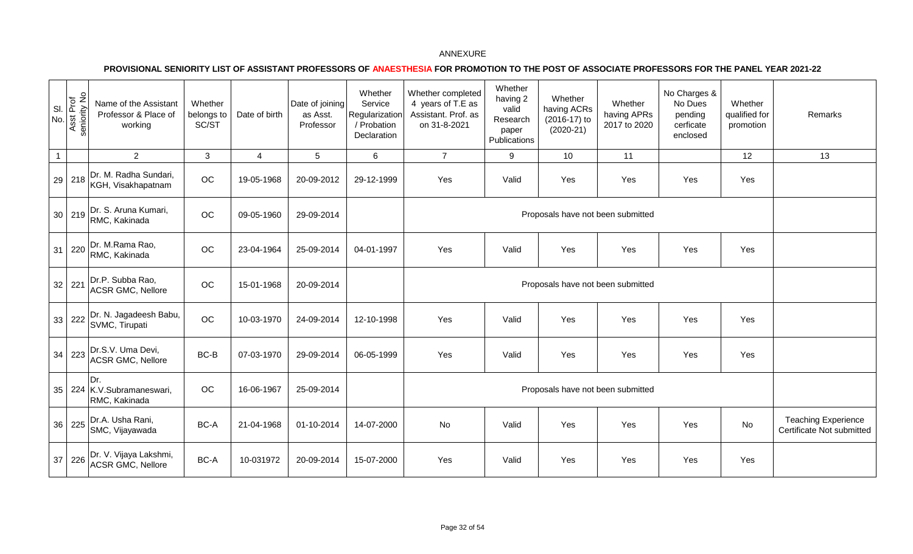ANNEXURE

**PROVISIONAL SENIORITY LIST OF ASSISTANT PROFESSORS OF ANAESTHESIA FOR PROMOTION TO THE POST OF ASSOCIATE PROFESSORS FOR THE PANEL YEAR 2021-22**

| Sl. No. | Asst Prof seniority No | Name of the Assistant Professor & Place of working | Whether belongs to SC/ST | Date of birth | Date of joining as Asst. Professor | Whether Service Regularization / Probation Declaration | Whether completed 4 years of T.E as Assistant. Prof. as on 31-8-2021 | Whether having 2 valid Research paper Publications | Whether having ACRs (2016-17) to (2020-21) | Whether having APRs 2017 to 2020 | No Charges & No Dues pending cerficate enclosed | Whether qualified for promotion | Remarks |
|---|---|---|---|---|---|---|---|---|---|---|---|---|---|
| 1 | | 2 | 3 | 4 | 5 | 6 | 7 | 9 | 10 | 11 | | 12 | 13 |
| 29 | 218 | Dr. M. Radha Sundari, KGH, Visakhapatnam | OC | 19-05-1968 | 20-09-2012 | 29-12-1999 | Yes | Valid | Yes | Yes | Yes | Yes | |
| 30 | 219 | Dr. S. Aruna Kumari, RMC, Kakinada | OC | 09-05-1960 | 29-09-2014 | | Proposals have not been submitted | | | | | | |
| 31 | 220 | Dr. M.Rama Rao, RMC, Kakinada | OC | 23-04-1964 | 25-09-2014 | 04-01-1997 | Yes | Valid | Yes | Yes | Yes | Yes | |
| 32 | 221 | Dr.P. Subba Rao, ACSR GMC, Nellore | OC | 15-01-1968 | 20-09-2014 | | Proposals have not been submitted | | | | | | |
| 33 | 222 | Dr. N. Jagadeesh Babu, SVMC, Tirupati | OC | 10-03-1970 | 24-09-2014 | 12-10-1998 | Yes | Valid | Yes | Yes | Yes | Yes | |
| 34 | 223 | Dr.S.V. Uma Devi, ACSR GMC, Nellore | BC-B | 07-03-1970 | 29-09-2014 | 06-05-1999 | Yes | Valid | Yes | Yes | Yes | Yes | |
| 35 | 224 | Dr. K.V.Subramaneswari, RMC, Kakinada | OC | 16-06-1967 | 25-09-2014 | | Proposals have not been submitted | | | | | | |
| 36 | 225 | Dr.A. Usha Rani, SMC, Vijayawada | BC-A | 21-04-1968 | 01-10-2014 | 14-07-2000 | No | Valid | Yes | Yes | Yes | No | Teaching Experience Certificate Not submitted |
| 37 | 226 | Dr. V. Vijaya Lakshmi, ACSR GMC, Nellore | BC-A | 10-031972 | 20-09-2014 | 15-07-2000 | Yes | Valid | Yes | Yes | Yes | Yes | |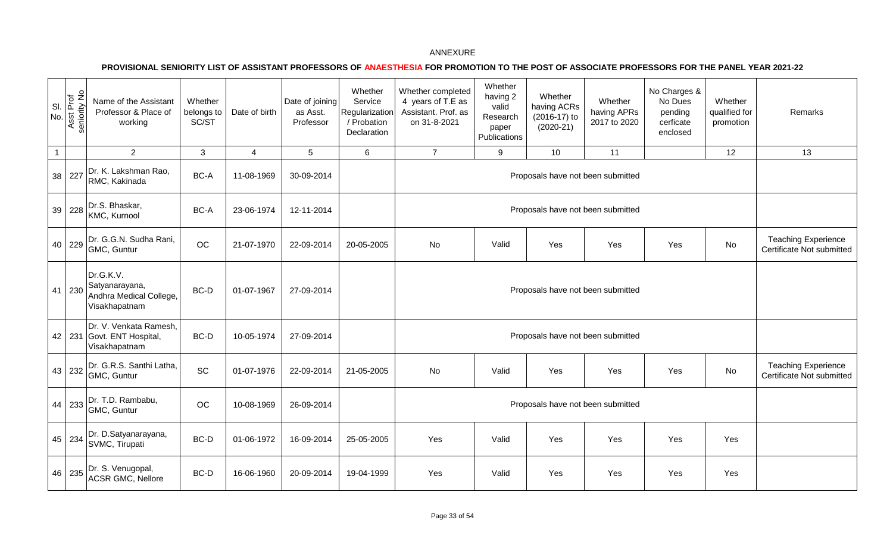ANNEXURE

**PROVISIONAL SENIORITY LIST OF ASSISTANT PROFESSORS OF ANAESTHESIA FOR PROMOTION TO THE POST OF ASSOCIATE PROFESSORS FOR THE PANEL YEAR 2021-22**

| Sl. No. | Asst Prof seniority No | Name of the Assistant Professor & Place of working | Whether belongs to SC/ST | Date of birth | Date of joining as Asst. Professor | Whether Service Regularization / Probation Declaration | Whether completed 4 years of T.E as Assistant. Prof. as on 31-8-2021 | Whether having 2 valid Research paper Publications | Whether having ACRs (2016-17) to (2020-21) | Whether having APRs 2017 to 2020 | No Charges & No Dues pending cerficate enclosed | Whether qualified for promotion | Remarks |
|---|---|---|---|---|---|---|---|---|---|---|---|---|---|
| 1 | | 2 | 3 | 4 | 5 | 6 | 7 | 9 | 10 | 11 | | 12 | 13 |
| 38 | 227 | Dr. K. Lakshman Rao, RMC, Kakinada | BC-A | 11-08-1969 | 30-09-2014 | | Proposals have not been submitted | | | | | | |
| 39 | 228 | Dr.S. Bhaskar, KMC, Kurnool | BC-A | 23-06-1974 | 12-11-2014 | | Proposals have not been submitted | | | | | | |
| 40 | 229 | Dr. G.G.N. Sudha Rani, GMC, Guntur | OC | 21-07-1970 | 22-09-2014 | 20-05-2005 | No | Valid | Yes | Yes | Yes | No | Teaching Experience Certificate Not submitted |
| 41 | 230 | Dr.G.K.V. Satyanarayana, Andhra Medical College, Visakhapatnam | BC-D | 01-07-1967 | 27-09-2014 | | Proposals have not been submitted | | | | | | |
| 42 | 231 | Dr. V. Venkata Ramesh, Govt. ENT Hospital, Visakhapatnam | BC-D | 10-05-1974 | 27-09-2014 | | Proposals have not been submitted | | | | | | |
| 43 | 232 | Dr. G.R.S. Santhi Latha, GMC, Guntur | SC | 01-07-1976 | 22-09-2014 | 21-05-2005 | No | Valid | Yes | Yes | Yes | No | Teaching Experience Certificate Not submitted |
| 44 | 233 | Dr. T.D. Rambabu, GMC, Guntur | OC | 10-08-1969 | 26-09-2014 | | Proposals have not been submitted | | | | | | |
| 45 | 234 | Dr. D.Satyanarayana, SVMC, Tirupati | BC-D | 01-06-1972 | 16-09-2014 | 25-05-2005 | Yes | Valid | Yes | Yes | Yes | Yes | |
| 46 | 235 | Dr. S. Venugopal, ACSR GMC, Nellore | BC-D | 16-06-1960 | 20-09-2014 | 19-04-1999 | Yes | Valid | Yes | Yes | Yes | Yes | |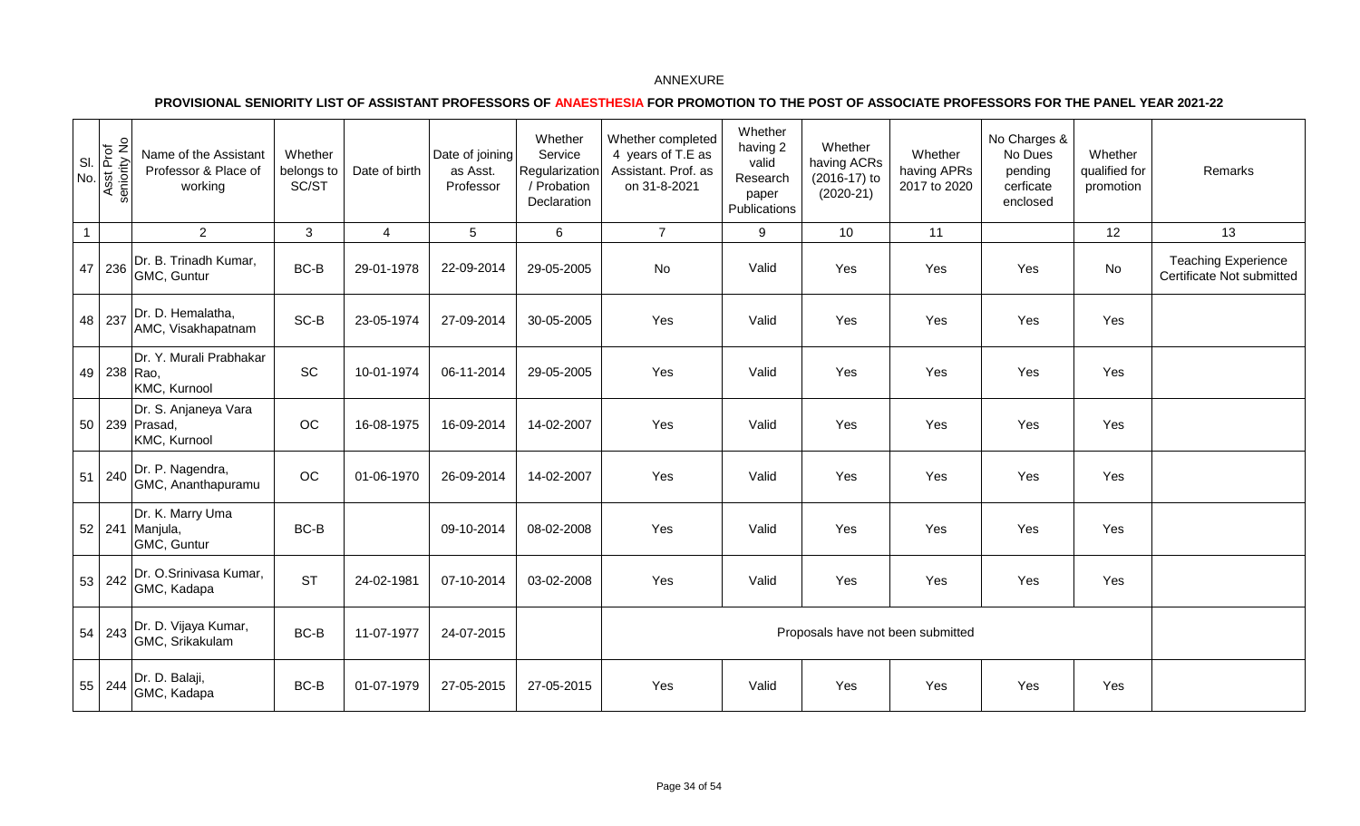ANNEXURE

**PROVISIONAL SENIORITY LIST OF ASSISTANT PROFESSORS OF ANAESTHESIA FOR PROMOTION TO THE POST OF ASSOCIATE PROFESSORS FOR THE PANEL YEAR 2021-22**

| Sl. No. | Asst Prof seniority No | Name of the Assistant Professor & Place of working | Whether belongs to SC/ST | Date of birth | Date of joining as Asst. Professor | Whether Service Regularization / Probation Declaration | Whether completed 4 years of T.E as Assistant. Prof. as on 31-8-2021 | Whether having 2 valid Research paper Publications | Whether having ACRs (2016-17) to (2020-21) | Whether having APRs 2017 to 2020 | No Charges & No Dues pending cerficate enclosed | Whether qualified for promotion | Remarks |
|---|---|---|---|---|---|---|---|---|---|---|---|---|---|
| 1 | | 2 | 3 | 4 | 5 | 6 | 7 | 9 | 10 | 11 | | 12 | 13 |
| 47 | 236 | Dr. B. Trinadh Kumar, GMC, Guntur | BC-B | 29-01-1978 | 22-09-2014 | 29-05-2005 | No | Valid | Yes | Yes | Yes | No | Teaching Experience Certificate Not submitted |
| 48 | 237 | Dr. D. Hemalatha, AMC, Visakhapatnam | SC-B | 23-05-1974 | 27-09-2014 | 30-05-2005 | Yes | Valid | Yes | Yes | Yes | Yes | |
| 49 | 238 | Dr. Y. Murali Prabhakar Rao, KMC, Kurnool | SC | 10-01-1974 | 06-11-2014 | 29-05-2005 | Yes | Valid | Yes | Yes | Yes | Yes | |
| 50 | 239 | Dr. S. Anjaneya Vara Prasad, KMC, Kurnool | OC | 16-08-1975 | 16-09-2014 | 14-02-2007 | Yes | Valid | Yes | Yes | Yes | Yes | |
| 51 | 240 | Dr. P. Nagendra, GMC, Ananthapuramu | OC | 01-06-1970 | 26-09-2014 | 14-02-2007 | Yes | Valid | Yes | Yes | Yes | Yes | |
| 52 | 241 | Dr. K. Marry Uma Manjula, GMC, Guntur | BC-B | | 09-10-2014 | 08-02-2008 | Yes | Valid | Yes | Yes | Yes | Yes | |
| 53 | 242 | Dr. O.Srinivasa Kumar, GMC, Kadapa | ST | 24-02-1981 | 07-10-2014 | 03-02-2008 | Yes | Valid | Yes | Yes | Yes | Yes | |
| 54 | 243 | Dr. D. Vijaya Kumar, GMC, Srikakulam | BC-B | 11-07-1977 | 24-07-2015 | | Proposals have not been submitted | | | | | | |
| 55 | 244 | Dr. D. Balaji, GMC, Kadapa | BC-B | 01-07-1979 | 27-05-2015 | 27-05-2015 | Yes | Valid | Yes | Yes | Yes | Yes | |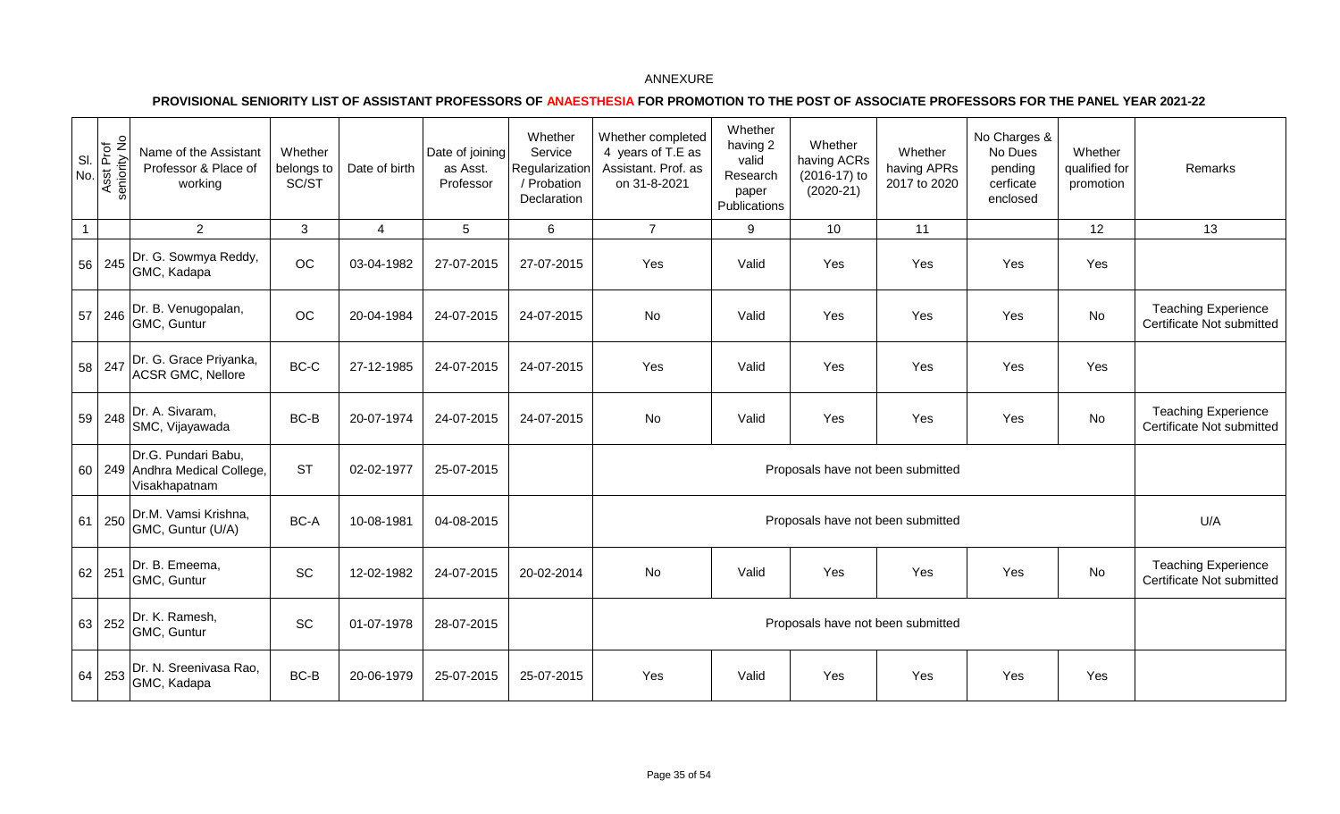ANNEXURE

**PROVISIONAL SENIORITY LIST OF ASSISTANT PROFESSORS OF ANAESTHESIA FOR PROMOTION TO THE POST OF ASSOCIATE PROFESSORS FOR THE PANEL YEAR 2021-22**

| Sl. No. | Asst Prof seniority No | Name of the Assistant Professor & Place of working | Whether belongs to SC/ST | Date of birth | Date of joining as Asst. Professor | Whether Service Regularization / Probation Declaration | Whether completed 4 years of T.E as Assistant. Prof. as on 31-8-2021 | Whether having 2 valid Research paper Publications | Whether having ACRs (2016-17) to (2020-21) | Whether having APRs 2017 to 2020 | No Charges & No Dues pending cerficate enclosed | Whether qualified for promotion | Remarks |
|---|---|---|---|---|---|---|---|---|---|---|---|---|---|
| 1 | | 2 | 3 | 4 | 5 | 6 | 7 | 9 | 10 | 11 | | 12 | 13 |
| 56 | 245 | Dr. G. Sowmya Reddy, GMC, Kadapa | OC | 03-04-1982 | 27-07-2015 | 27-07-2015 | Yes | Valid | Yes | Yes | Yes | Yes | |
| 57 | 246 | Dr. B. Venugopalan, GMC, Guntur | OC | 20-04-1984 | 24-07-2015 | 24-07-2015 | No | Valid | Yes | Yes | Yes | No | Teaching Experience Certificate Not submitted |
| 58 | 247 | Dr. G. Grace Priyanka, ACSR GMC, Nellore | BC-C | 27-12-1985 | 24-07-2015 | 24-07-2015 | Yes | Valid | Yes | Yes | Yes | Yes | |
| 59 | 248 | Dr. A. Sivaram, SMC, Vijayawada | BC-B | 20-07-1974 | 24-07-2015 | 24-07-2015 | No | Valid | Yes | Yes | Yes | No | Teaching Experience Certificate Not submitted |
| 60 | 249 | Dr.G. Pundari Babu, Andhra Medical College, Visakhapatnam | ST | 02-02-1977 | 25-07-2015 | | Proposals have not been submitted | | | | | | |
| 61 | 250 | Dr.M. Vamsi Krishna, GMC, Guntur (U/A) | BC-A | 10-08-1981 | 04-08-2015 | | Proposals have not been submitted | | | | | | U/A |
| 62 | 251 | Dr. B. Emeema, GMC, Guntur | SC | 12-02-1982 | 24-07-2015 | 20-02-2014 | No | Valid | Yes | Yes | Yes | No | Teaching Experience Certificate Not submitted |
| 63 | 252 | Dr. K. Ramesh, GMC, Guntur | SC | 01-07-1978 | 28-07-2015 | | Proposals have not been submitted | | | | | | |
| 64 | 253 | Dr. N. Sreenivasa Rao, GMC, Kadapa | BC-B | 20-06-1979 | 25-07-2015 | 25-07-2015 | Yes | Valid | Yes | Yes | Yes | Yes | |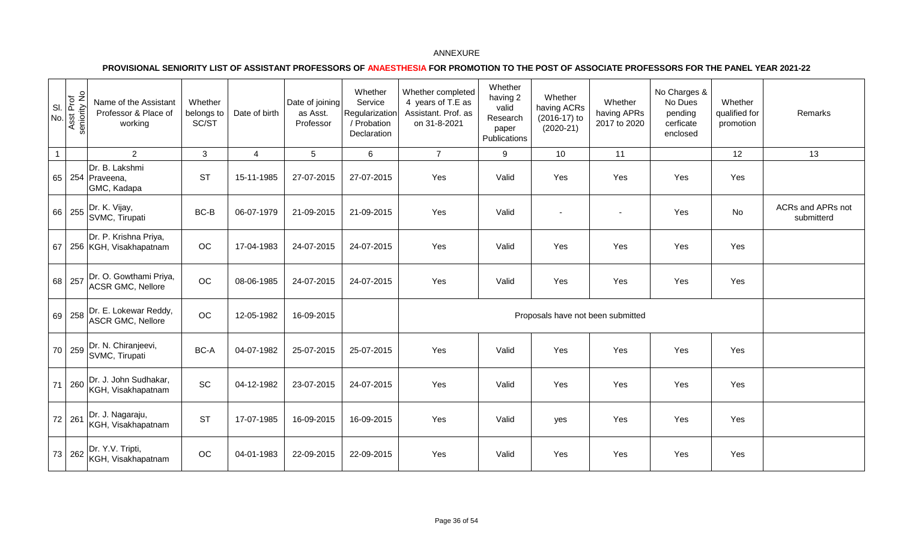ANNEXURE

**PROVISIONAL SENIORITY LIST OF ASSISTANT PROFESSORS OF ANAESTHESIA FOR PROMOTION TO THE POST OF ASSOCIATE PROFESSORS FOR THE PANEL YEAR 2021-22**

| Sl. No. | Asst Prof seniority No | Name of the Assistant Professor & Place of working | Whether belongs to SC/ST | Date of birth | Date of joining as Asst. Professor | Whether Service Regularization / Probation Declaration | Whether completed 4 years of T.E as Assistant. Prof. as on 31-8-2021 | Whether having 2 valid Research paper Publications | Whether having ACRs (2016-17) to (2020-21) | Whether having APRs 2017 to 2020 | No Charges & No Dues pending cerficate enclosed | Whether qualified for promotion | Remarks |
|---|---|---|---|---|---|---|---|---|---|---|---|---|---|
| 1 | | 2 | 3 | 4 | 5 | 6 | 7 | 9 | 10 | 11 | | 12 | 13 |
| 65 | 254 | Dr. B. Lakshmi Praveena, GMC, Kadapa | ST | 15-11-1985 | 27-07-2015 | 27-07-2015 | Yes | Valid | Yes | Yes | Yes | Yes | |
| 66 | 255 | Dr. K. Vijay, SVMC, Tirupati | BC-B | 06-07-1979 | 21-09-2015 | 21-09-2015 | Yes | Valid | - | - | Yes | No | ACRs and APRs not submitterd |
| 67 | 256 | Dr. P. Krishna Priya, KGH, Visakhapatnam | OC | 17-04-1983 | 24-07-2015 | 24-07-2015 | Yes | Valid | Yes | Yes | Yes | Yes | |
| 68 | 257 | Dr. O. Gowthami Priya, ACSR GMC, Nellore | OC | 08-06-1985 | 24-07-2015 | 24-07-2015 | Yes | Valid | Yes | Yes | Yes | Yes | |
| 69 | 258 | Dr. E. Lokewar Reddy, ASCR GMC, Nellore | OC | 12-05-1982 | 16-09-2015 | | Proposals have not been submitted | | | | | | |
| 70 | 259 | Dr. N. Chiranjeevi, SVMC, Tirupati | BC-A | 04-07-1982 | 25-07-2015 | 25-07-2015 | Yes | Valid | Yes | Yes | Yes | Yes | |
| 71 | 260 | Dr. J. John Sudhakar, KGH, Visakhapatnam | SC | 04-12-1982 | 23-07-2015 | 24-07-2015 | Yes | Valid | Yes | Yes | Yes | Yes | |
| 72 | 261 | Dr. J. Nagaraju, KGH, Visakhapatnam | ST | 17-07-1985 | 16-09-2015 | 16-09-2015 | Yes | Valid | yes | Yes | Yes | Yes | |
| 73 | 262 | Dr. Y.V. Tripti, KGH, Visakhapatnam | OC | 04-01-1983 | 22-09-2015 | 22-09-2015 | Yes | Valid | Yes | Yes | Yes | Yes | |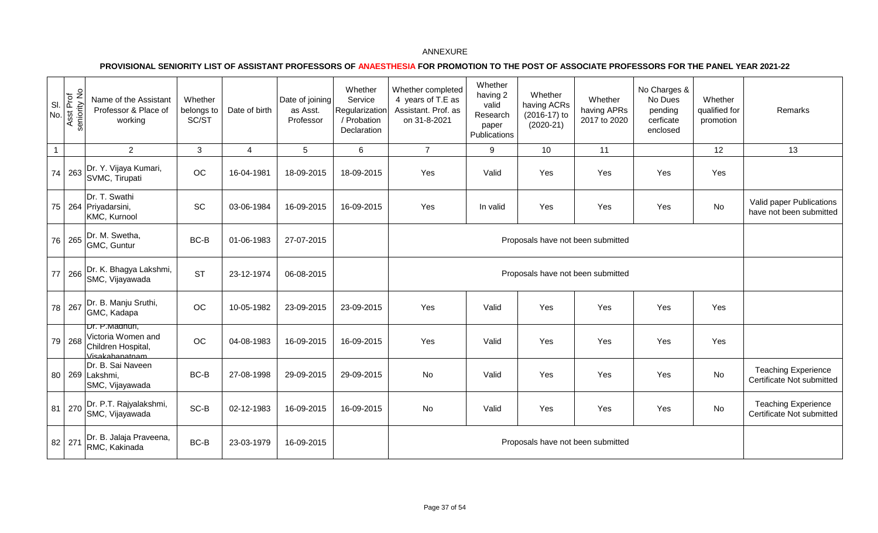ANNEXURE

**PROVISIONAL SENIORITY LIST OF ASSISTANT PROFESSORS OF ANAESTHESIA FOR PROMOTION TO THE POST OF ASSOCIATE PROFESSORS FOR THE PANEL YEAR 2021-22**

| Sl. No. | Asst Prof seniority No | Name of the Assistant Professor & Place of working | Whether belongs to SC/ST | Date of birth | Date of joining as Asst. Professor | Whether Service Regularization / Probation Declaration | Whether completed 4 years of T.E as Assistant. Prof. as on 31-8-2021 | Whether having 2 valid Research paper Publications | Whether having ACRs (2016-17) to (2020-21) | Whether having APRs 2017 to 2020 | No Charges & No Dues pending cerficate enclosed | Whether qualified for promotion | Remarks |
|---|---|---|---|---|---|---|---|---|---|---|---|---|---|
| 1 | | 2 | 3 | 4 | 5 | 6 | 7 | 9 | 10 | 11 | | 12 | 13 |
| 74 | 263 | Dr. Y. Vijaya Kumari, SVMC, Tirupati | OC | 16-04-1981 | 18-09-2015 | 18-09-2015 | Yes | Valid | Yes | Yes | Yes | Yes | |
| 75 | 264 | Dr. T. Swathi Priyadarsini, KMC, Kurnool | SC | 03-06-1984 | 16-09-2015 | 16-09-2015 | Yes | In valid | Yes | Yes | Yes | No | Valid paper Publications have not been submitted |
| 76 | 265 | Dr. M. Swetha, GMC, Guntur | BC-B | 01-06-1983 | 27-07-2015 | | Proposals have not been submitted | | | | | | |
| 77 | 266 | Dr. K. Bhagya Lakshmi, SMC, Vijayawada | ST | 23-12-1974 | 06-08-2015 | | Proposals have not been submitted | | | | | | |
| 78 | 267 | Dr. B. Manju Sruthi, GMC, Kadapa | OC | 10-05-1982 | 23-09-2015 | 23-09-2015 | Yes | Valid | Yes | Yes | Yes | Yes | |
| 79 | 268 | Dr. P.Madhuri, Victoria Women and Children Hospital, Visakhapatnam | OC | 04-08-1983 | 16-09-2015 | 16-09-2015 | Yes | Valid | Yes | Yes | Yes | Yes | |
| 80 | 269 | Dr. B. Sai Naveen Lakshmi, SMC, Vijayawada | BC-B | 27-08-1998 | 29-09-2015 | 29-09-2015 | No | Valid | Yes | Yes | Yes | No | Teaching Experience Certificate Not submitted |
| 81 | 270 | Dr. P.T. Rajyalakshmi, SMC, Vijayawada | SC-B | 02-12-1983 | 16-09-2015 | 16-09-2015 | No | Valid | Yes | Yes | Yes | No | Teaching Experience Certificate Not submitted |
| 82 | 271 | Dr. B. Jalaja Praveena, RMC, Kakinada | BC-B | 23-03-1979 | 16-09-2015 | | Proposals have not been submitted | | | | | | |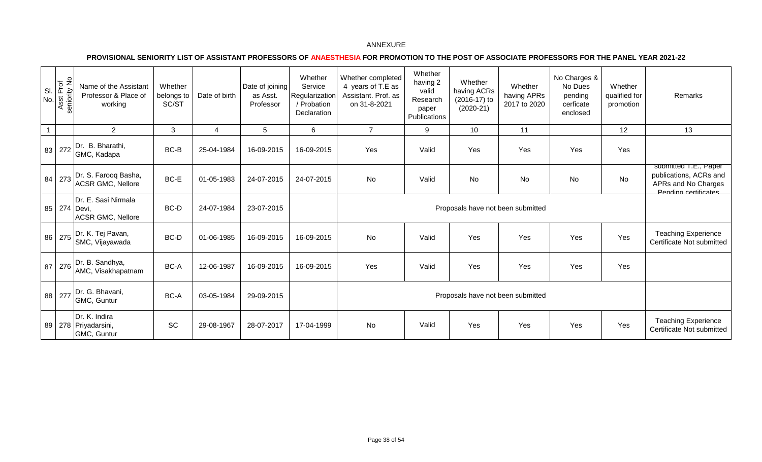ANNEXURE

**PROVISIONAL SENIORITY LIST OF ASSISTANT PROFESSORS OF ANAESTHESIA FOR PROMOTION TO THE POST OF ASSOCIATE PROFESSORS FOR THE PANEL YEAR 2021-22**

| Sl. No. | Asst Prof seniority No | Name of the Assistant Professor & Place of working | Whether belongs to SC/ST | Date of birth | Date of joining as Asst. Professor | Whether Service Regularization / Probation Declaration | Whether completed 4 years of T.E as Assistant. Prof. as on 31-8-2021 | Whether having 2 valid Research paper Publications | Whether having ACRs (2016-17) to (2020-21) | Whether having APRs 2017 to 2020 | No Charges & No Dues pending cerficate enclosed | Whether qualified for promotion | Remarks |
|---|---|---|---|---|---|---|---|---|---|---|---|---|---|
| 1 | | 2 | 3 | 4 | 5 | 6 | 7 | 9 | 10 | 11 | | 12 | 13 |
| 83 | 272 | Dr. B. Bharathi, GMC, Kadapa | BC-B | 25-04-1984 | 16-09-2015 | 16-09-2015 | Yes | Valid | Yes | Yes | Yes | Yes | |
| 84 | 273 | Dr. S. Farooq Basha, ACSR GMC, Nellore | BC-E | 01-05-1983 | 24-07-2015 | 24-07-2015 | No | Valid | No | No | No | No | submitted T.E., Paper publications, ACRs and APRs and No Charges Pending certificates |
| 85 | 274 | Dr. E. Sasi Nirmala Devi, ACSR GMC, Nellore | BC-D | 24-07-1984 | 23-07-2015 | | Proposals have not been submitted | | | | | | |
| 86 | 275 | Dr. K. Tej Pavan, SMC, Vijayawada | BC-D | 01-06-1985 | 16-09-2015 | 16-09-2015 | No | Valid | Yes | Yes | Yes | Yes | Teaching Experience Certificate Not submitted |
| 87 | 276 | Dr. B. Sandhya, AMC, Visakhapatnam | BC-A | 12-06-1987 | 16-09-2015 | 16-09-2015 | Yes | Valid | Yes | Yes | Yes | Yes | |
| 88 | 277 | Dr. G. Bhavani, GMC, Guntur | BC-A | 03-05-1984 | 29-09-2015 | | Proposals have not been submitted | | | | | | |
| 89 | 278 | Dr. K. Indira Priyadarsini, GMC, Guntur | SC | 29-08-1967 | 28-07-2017 | 17-04-1999 | No | Valid | Yes | Yes | Yes | Yes | Teaching Experience Certificate Not submitted |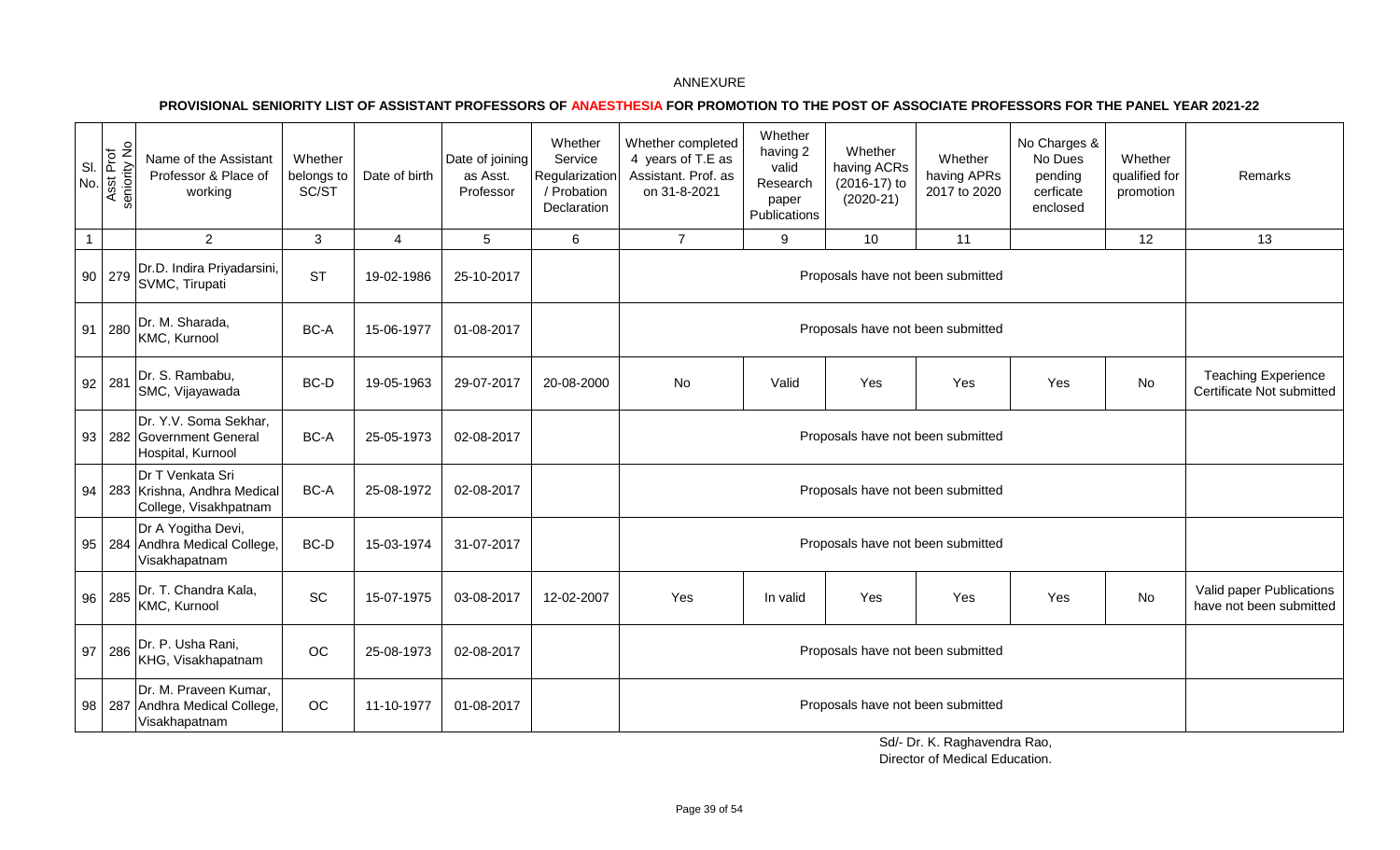ANNEXURE

**PROVISIONAL SENIORITY LIST OF ASSISTANT PROFESSORS OF ANAESTHESIA FOR PROMOTION TO THE POST OF ASSOCIATE PROFESSORS FOR THE PANEL YEAR 2021-22**

| Sl. No. | Asst Prof seniority No | Name of the Assistant Professor & Place of working | Whether belongs to SC/ST | Date of birth | Date of joining as Asst. Professor | Whether Service Regularization / Probation Declaration | Whether completed 4 years of T.E as Assistant. Prof. as on 31-8-2021 | Whether having 2 valid Research paper Publications | Whether having ACRs (2016-17) to (2020-21) | Whether having APRs 2017 to 2020 | No Charges & No Dues pending cerficate enclosed | Whether qualified for promotion | Remarks |
|---|---|---|---|---|---|---|---|---|---|---|---|---|---|
| 1 | | 2 | 3 | 4 | 5 | 6 | 7 | 9 | 10 | 11 | | 12 | 13 |
| 90 | 279 | Dr.D. Indira Priyadarsini, SVMC, Tirupati | ST | 19-02-1986 | 25-10-2017 | | Proposals have not been submitted | | | | | | |
| 91 | 280 | Dr. M. Sharada, KMC, Kurnool | BC-A | 15-06-1977 | 01-08-2017 | | Proposals have not been submitted | | | | | | |
| 92 | 281 | Dr. S. Rambabu, SMC, Vijayawada | BC-D | 19-05-1963 | 29-07-2017 | 20-08-2000 | No | Valid | Yes | Yes | Yes | No | Teaching Experience Certificate Not submitted |
| 93 | 282 | Dr. Y.V. Soma Sekhar, Government General Hospital, Kurnool | BC-A | 25-05-1973 | 02-08-2017 | | Proposals have not been submitted | | | | | | |
| 94 | 283 | Dr T Venkata Sri Krishna, Andhra Medical College, Visakhpatnam | BC-A | 25-08-1972 | 02-08-2017 | | Proposals have not been submitted | | | | | | |
| 95 | 284 | Dr A Yogitha Devi, Andhra Medical College, Visakhapatnam | BC-D | 15-03-1974 | 31-07-2017 | | Proposals have not been submitted | | | | | | |
| 96 | 285 | Dr. T. Chandra Kala, KMC, Kurnool | SC | 15-07-1975 | 03-08-2017 | 12-02-2007 | Yes | In valid | Yes | Yes | Yes | No | Valid paper Publications have not been submitted |
| 97 | 286 | Dr. P. Usha Rani, KHG, Visakhapatnam | OC | 25-08-1973 | 02-08-2017 | | Proposals have not been submitted | | | | | | |
| 98 | 287 | Dr. M. Praveen Kumar, Andhra Medical College, Visakhapatnam | OC | 11-10-1977 | 01-08-2017 | | Proposals have not been submitted | | | | | | |

Sd/- Dr. K. Raghavendra Rao,
Director of Medical Education.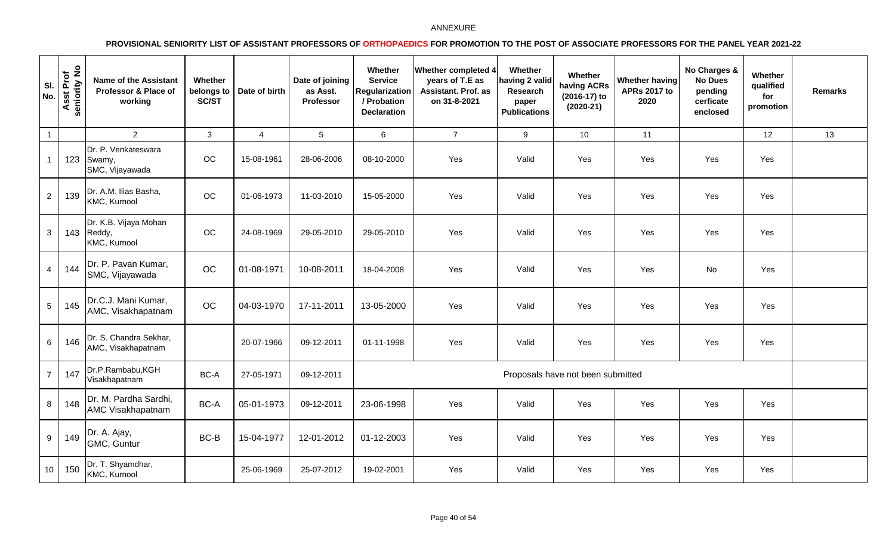ANNEXURE

**PROVISIONAL SENIORITY LIST OF ASSISTANT PROFESSORS OF ORTHOPAEDICS FOR PROMOTION TO THE POST OF ASSOCIATE PROFESSORS FOR THE PANEL YEAR 2021-22**

| Sl. No. | Asst Prof seniority No | Name of the Assistant Professor & Place of working | Whether belongs to SC/ST | Date of birth | Date of joining as Asst. Professor | Whether Service Regularization / Probation Declaration | Whether completed 4 years of T.E as Assistant. Prof. as on 31-8-2021 | Whether having 2 valid Research paper Publications | Whether having ACRs (2016-17) to (2020-21) | Whether having APRs 2017 to 2020 | No Charges & No Dues pending cerficate enclosed | Whether qualified for promotion | Remarks |
|---|---|---|---|---|---|---|---|---|---|---|---|---|---|
| 1 | | 2 | 3 | 4 | 5 | 6 | 7 | 9 | 10 | 11 | | 12 | 13 |
| 1 | 123 | Dr. P. Venkateswara Swamy, SMC, Vijayawada | OC | 15-08-1961 | 28-06-2006 | 08-10-2000 | Yes | Valid | Yes | Yes | Yes | Yes | |
| 2 | 139 | Dr. A.M. Ilias Basha, KMC, Kurnool | OC | 01-06-1973 | 11-03-2010 | 15-05-2000 | Yes | Valid | Yes | Yes | Yes | Yes | |
| 3 | 143 | Dr. K.B. Vijaya Mohan Reddy, KMC, Kurnool | OC | 24-08-1969 | 29-05-2010 | 29-05-2010 | Yes | Valid | Yes | Yes | Yes | Yes | |
| 4 | 144 | Dr. P. Pavan Kumar, SMC, Vijayawada | OC | 01-08-1971 | 10-08-2011 | 18-04-2008 | Yes | Valid | Yes | Yes | No | Yes | |
| 5 | 145 | Dr.C.J. Mani Kumar, AMC, Visakhapatnam | OC | 04-03-1970 | 17-11-2011 | 13-05-2000 | Yes | Valid | Yes | Yes | Yes | Yes | |
| 6 | 146 | Dr. S. Chandra Sekhar, AMC, Visakhapatnam | | 20-07-1966 | 09-12-2011 | 01-11-1998 | Yes | Valid | Yes | Yes | Yes | Yes | |
| 7 | 147 | Dr.P.Rambabu,KGH Visakhapatnam | BC-A | 27-05-1971 | 09-12-2011 | Proposals have not been submitted | | | | | | | |
| 8 | 148 | Dr. M. Pardha Sardhi, AMC Visakhapatnam | BC-A | 05-01-1973 | 09-12-2011 | 23-06-1998 | Yes | Valid | Yes | Yes | Yes | Yes | |
| 9 | 149 | Dr. A. Ajay, GMC, Guntur | BC-B | 15-04-1977 | 12-01-2012 | 01-12-2003 | Yes | Valid | Yes | Yes | Yes | Yes | |
| 10 | 150 | Dr. T. Shyamdhar, KMC, Kurnool | | 25-06-1969 | 25-07-2012 | 19-02-2001 | Yes | Valid | Yes | Yes | Yes | Yes | |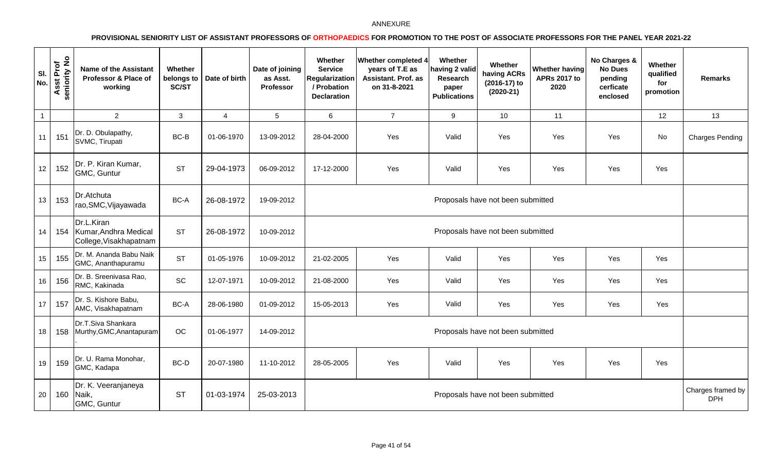ANNEXURE

**PROVISIONAL SENIORITY LIST OF ASSISTANT PROFESSORS OF ORTHOPAEDICS FOR PROMOTION TO THE POST OF ASSOCIATE PROFESSORS FOR THE PANEL YEAR 2021-22**

| Sl. No. | Asst Prof seniority No | Name of the Assistant Professor & Place of working | Whether belongs to SC/ST | Date of birth | Date of joining as Asst. Professor | Whether Service Regularization / Probation Declaration | Whether completed 4 years of T.E as Assistant. Prof. as on 31-8-2021 | Whether having 2 valid Research paper Publications | Whether having ACRs (2016-17) to (2020-21) | Whether having APRs 2017 to 2020 | No Charges & No Dues pending cerficate enclosed | Whether qualified for promotion | Remarks |
|---|---|---|---|---|---|---|---|---|---|---|---|---|---|
| 1 | | 2 | 3 | 4 | 5 | 6 | 7 | 9 | 10 | 11 | | 12 | 13 |
| 11 | 151 | Dr. D. Obulapathy, SVMC, Tirupati | BC-B | 01-06-1970 | 13-09-2012 | 28-04-2000 | Yes | Valid | Yes | Yes | Yes | No | Charges Pending |
| 12 | 152 | Dr. P. Kiran Kumar, GMC, Guntur | ST | 29-04-1973 | 06-09-2012 | 17-12-2000 | Yes | Valid | Yes | Yes | Yes | Yes | |
| 13 | 153 | Dr.Atchuta rao,SMC,Vijayawada | BC-A | 26-08-1972 | 19-09-2012 | Proposals have not been submitted | | | | | | | |
| 14 | 154 | Dr.L.Kiran Kumar,Andhra Medical College,Visakhapatnam | ST | 26-08-1972 | 10-09-2012 | Proposals have not been submitted | | | | | | | |
| 15 | 155 | Dr. M. Ananda Babu Naik GMC, Ananthapuramu | ST | 01-05-1976 | 10-09-2012 | 21-02-2005 | Yes | Valid | Yes | Yes | Yes | Yes | |
| 16 | 156 | Dr. B. Sreenivasa Rao, RMC, Kakinada | SC | 12-07-1971 | 10-09-2012 | 21-08-2000 | Yes | Valid | Yes | Yes | Yes | Yes | |
| 17 | 157 | Dr. S. Kishore Babu, AMC, Visakhapatnam | BC-A | 28-06-1980 | 01-09-2012 | 15-05-2013 | Yes | Valid | Yes | Yes | Yes | Yes | |
| 18 | 158 | Dr.T.Siva Shankara Murthy,GMC,Anantapuram. | OC | 01-06-1977 | 14-09-2012 | Proposals have not been submitted | | | | | | | |
| 19 | 159 | Dr. U. Rama Monohar, GMC, Kadapa | BC-D | 20-07-1980 | 11-10-2012 | 28-05-2005 | Yes | Valid | Yes | Yes | Yes | Yes | |
| 20 | 160 | Dr. K. Veeranjaneya Naik, GMC, Guntur | ST | 01-03-1974 | 25-03-2013 | Proposals have not been submitted | | | | | | | Charges framed by DPH |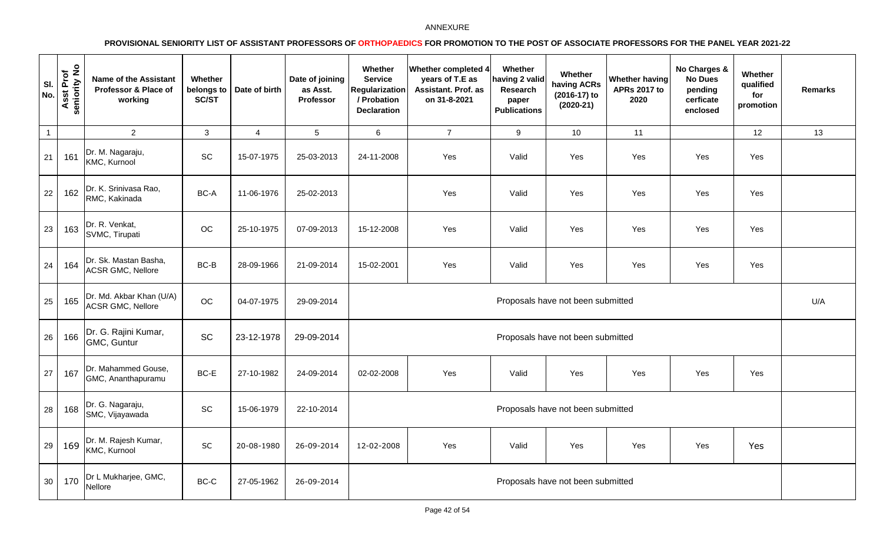ANNEXURE

**PROVISIONAL SENIORITY LIST OF ASSISTANT PROFESSORS OF ORTHOPAEDICS FOR PROMOTION TO THE POST OF ASSOCIATE PROFESSORS FOR THE PANEL YEAR 2021-22**

| Sl. No. | Asst Prof seniority No | Name of the Assistant Professor & Place of working | Whether belongs to SC/ST | Date of birth | Date of joining as Asst. Professor | Whether Service Regularization / Probation Declaration | Whether completed 4 years of T.E as Assistant. Prof. as on 31-8-2021 | Whether having 2 valid Research paper Publications | Whether having ACRs (2016-17) to (2020-21) | Whether having APRs 2017 to 2020 | No Charges & No Dues pending cerficate enclosed | Whether qualified for promotion | Remarks |
|---|---|---|---|---|---|---|---|---|---|---|---|---|---|
| 1 | | 2 | 3 | 4 | 5 | 6 | 7 | 9 | 10 | 11 | | 12 | 13 |
| 21 | 161 | Dr. M. Nagaraju, KMC, Kurnool | SC | 15-07-1975 | 25-03-2013 | 24-11-2008 | Yes | Valid | Yes | Yes | Yes | Yes | |
| 22 | 162 | Dr. K. Srinivasa Rao, RMC, Kakinada | BC-A | 11-06-1976 | 25-02-2013 | | Yes | Valid | Yes | Yes | Yes | Yes | |
| 23 | 163 | Dr. R. Venkat, SVMC, Tirupati | OC | 25-10-1975 | 07-09-2013 | 15-12-2008 | Yes | Valid | Yes | Yes | Yes | Yes | |
| 24 | 164 | Dr. Sk. Mastan Basha, ACSR GMC, Nellore | BC-B | 28-09-1966 | 21-09-2014 | 15-02-2001 | Yes | Valid | Yes | Yes | Yes | Yes | |
| 25 | 165 | Dr. Md. Akbar Khan (U/A) ACSR GMC, Nellore | OC | 04-07-1975 | 29-09-2014 | Proposals have not been submitted | | | | | | | U/A |
| 26 | 166 | Dr. G. Rajini Kumar, GMC, Guntur | SC | 23-12-1978 | 29-09-2014 | Proposals have not been submitted | | | | | | | |
| 27 | 167 | Dr. Mahammed Gouse, GMC, Ananthapuramu | BC-E | 27-10-1982 | 24-09-2014 | 02-02-2008 | Yes | Valid | Yes | Yes | Yes | Yes | |
| 28 | 168 | Dr. G. Nagaraju, SMC, Vijayawada | SC | 15-06-1979 | 22-10-2014 | Proposals have not been submitted | | | | | | | |
| 29 | 169 | Dr. M. Rajesh Kumar, KMC, Kurnool | SC | 20-08-1980 | 26-09-2014 | 12-02-2008 | Yes | Valid | Yes | Yes | Yes | Yes | |
| 30 | 170 | Dr L Mukharjee, GMC, Nellore | BC-C | 27-05-1962 | 26-09-2014 | Proposals have not been submitted | | | | | | | |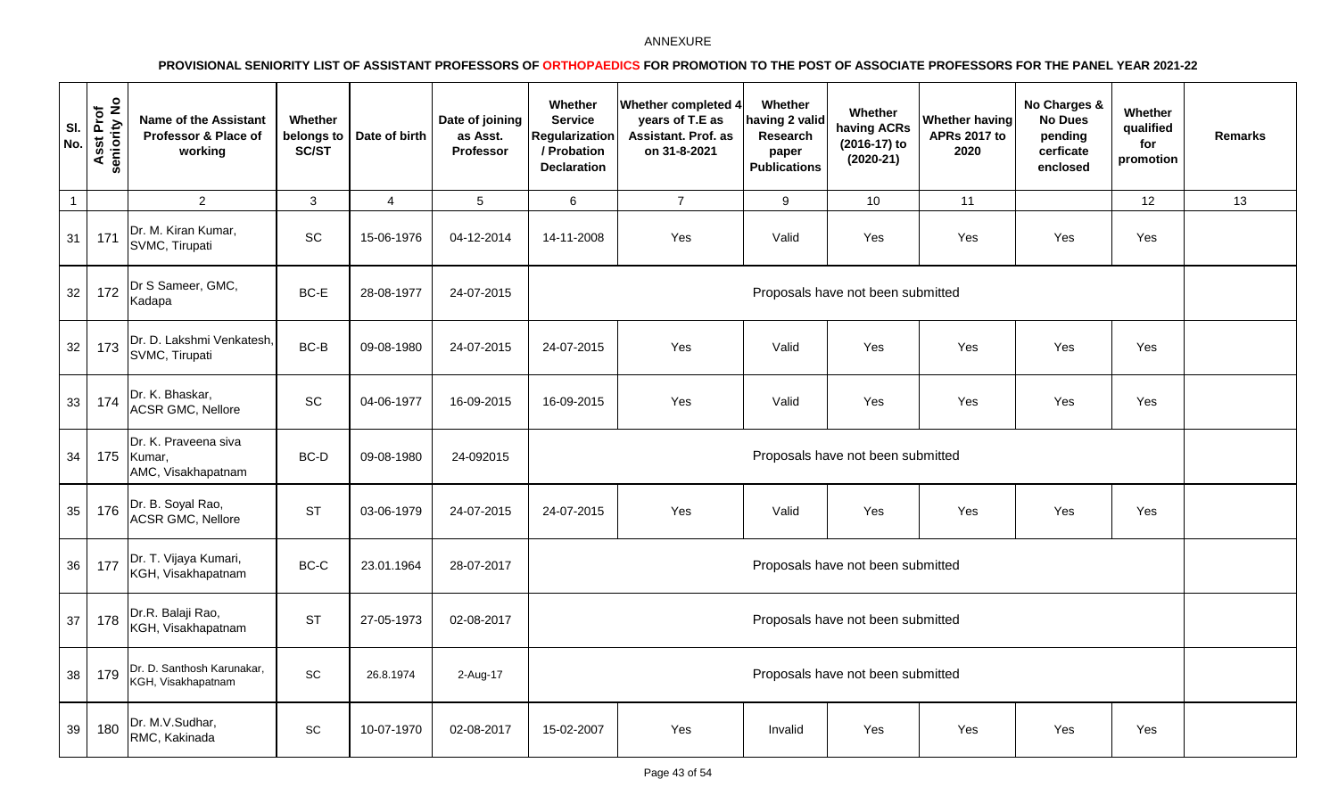ANNEXURE

**PROVISIONAL SENIORITY LIST OF ASSISTANT PROFESSORS OF ORTHOPAEDICS FOR PROMOTION TO THE POST OF ASSOCIATE PROFESSORS FOR THE PANEL YEAR 2021-22**

| Sl. No. | Asst Prof seniority No | Name of the Assistant Professor & Place of working | Whether belongs to SC/ST | Date of birth | Date of joining as Asst. Professor | Whether Service Regularization / Probation Declaration | Whether completed 4 years of T.E as Assistant. Prof. as on 31-8-2021 | Whether having 2 valid Research paper Publications | Whether having ACRs (2016-17) to (2020-21) | Whether having APRs 2017 to 2020 | No Charges & No Dues pending cerficate enclosed | Whether qualified for promotion | Remarks |
|---|---|---|---|---|---|---|---|---|---|---|---|---|---|
| 1 | | 2 | 3 | 4 | 5 | 6 | 7 | 9 | 10 | 11 | | 12 | 13 |
| 31 | 171 | Dr. M. Kiran Kumar, SVMC, Tirupati | SC | 15-06-1976 | 04-12-2014 | 14-11-2008 | Yes | Valid | Yes | Yes | Yes | Yes | |
| 32 | 172 | Dr S Sameer, GMC, Kadapa | BC-E | 28-08-1977 | 24-07-2015 | Proposals have not been submitted | | | | | | | |
| 32 | 173 | Dr. D. Lakshmi Venkatesh, SVMC, Tirupati | BC-B | 09-08-1980 | 24-07-2015 | 24-07-2015 | Yes | Valid | Yes | Yes | Yes | Yes | |
| 33 | 174 | Dr. K. Bhaskar, ACSR GMC, Nellore | SC | 04-06-1977 | 16-09-2015 | 16-09-2015 | Yes | Valid | Yes | Yes | Yes | Yes | |
| 34 | 175 | Dr. K. Praveena siva Kumar, AMC, Visakhapatnam | BC-D | 09-08-1980 | 24-092015 | Proposals have not been submitted | | | | | | | |
| 35 | 176 | Dr. B. Soyal Rao, ACSR GMC, Nellore | ST | 03-06-1979 | 24-07-2015 | 24-07-2015 | Yes | Valid | Yes | Yes | Yes | Yes | |
| 36 | 177 | Dr. T. Vijaya Kumari, KGH, Visakhapatnam | BC-C | 23.01.1964 | 28-07-2017 | Proposals have not been submitted | | | | | | | |
| 37 | 178 | Dr.R. Balaji Rao, KGH, Visakhapatnam | ST | 27-05-1973 | 02-08-2017 | Proposals have not been submitted | | | | | | | |
| 38 | 179 | Dr. D. Santhosh Karunakar, KGH, Visakhapatnam | SC | 26.8.1974 | 2-Aug-17 | Proposals have not been submitted | | | | | | | |
| 39 | 180 | Dr. M.V.Sudhar, RMC, Kakinada | SC | 10-07-1970 | 02-08-2017 | 15-02-2007 | Yes | Invalid | Yes | Yes | Yes | Yes | |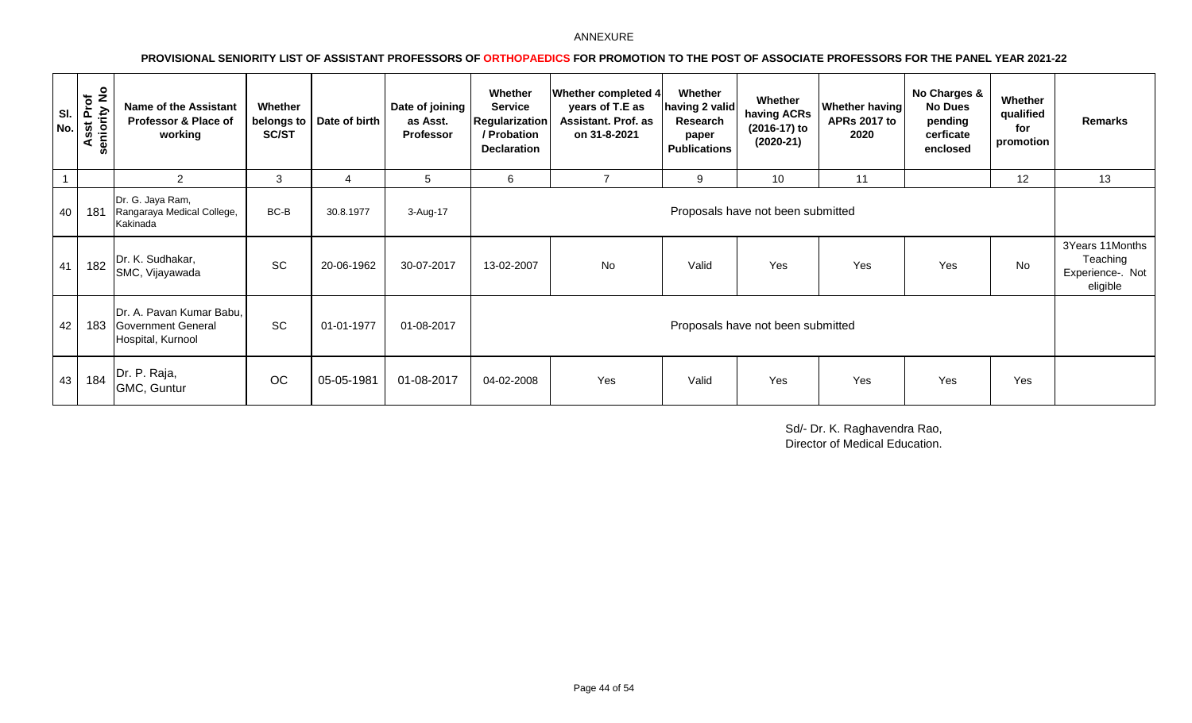ANNEXURE

**PROVISIONAL SENIORITY LIST OF ASSISTANT PROFESSORS OF ORTHOPAEDICS FOR PROMOTION TO THE POST OF ASSOCIATE PROFESSORS FOR THE PANEL YEAR 2021-22**

| Sl. No. | Asst Prof seniority No | Name of the Assistant Professor & Place of working | Whether belongs to SC/ST | Date of birth | Date of joining as Asst. Professor | Whether Service Regularization / Probation Declaration | Whether completed 4 years of T.E as Assistant. Prof. as on 31-8-2021 | Whether having 2 valid Research paper Publications | Whether having ACRs (2016-17) to (2020-21) | Whether having APRs 2017 to 2020 | No Charges & No Dues pending cerficate enclosed | Whether qualified for promotion | Remarks |
|---|---|---|---|---|---|---|---|---|---|---|---|---|---|
| 1 | | 2 | 3 | 4 | 5 | 6 | 7 | 9 | 10 | 11 | | 12 | 13 |
| 40 | 181 | Dr. G. Jaya Ram, Rangaraya Medical College, Kakinada | BC-B | 30.8.1977 | 3-Aug-17 | Proposals have not been submitted | | | | | | | |
| 41 | 182 | Dr. K. Sudhakar, SMC, Vijayawada | SC | 20-06-1962 | 30-07-2017 | 13-02-2007 | No | Valid | Yes | Yes | Yes | No | 3Years 11Months Teaching Experience-. Not eligible |
| 42 | 183 | Dr. A. Pavan Kumar Babu, Government General Hospital, Kurnool | SC | 01-01-1977 | 01-08-2017 | Proposals have not been submitted | | | | | | | |
| 43 | 184 | Dr. P. Raja, GMC, Guntur | OC | 05-05-1981 | 01-08-2017 | 04-02-2008 | Yes | Valid | Yes | Yes | Yes | Yes | |

Sd/- Dr. K. Raghavendra Rao,
Director of Medical Education.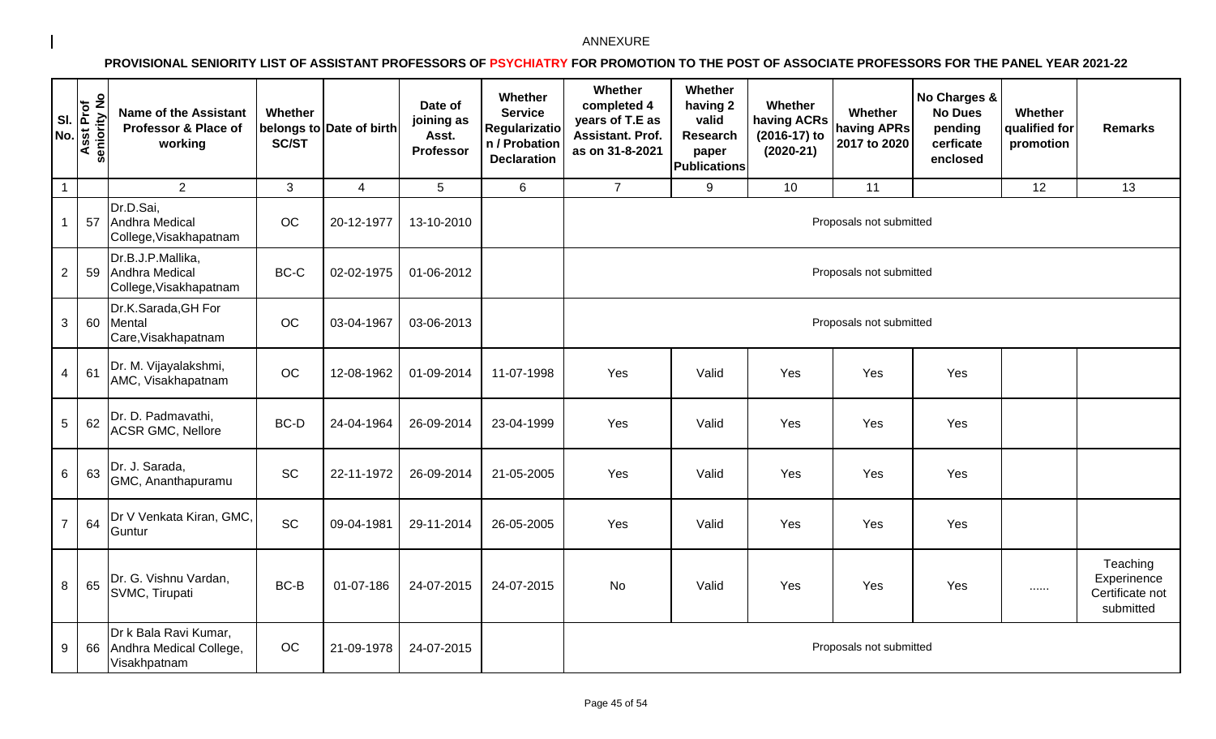ANNEXURE

**PROVISIONAL SENIORITY LIST OF ASSISTANT PROFESSORS OF PSYCHIATRY FOR PROMOTION TO THE POST OF ASSOCIATE PROFESSORS FOR THE PANEL YEAR 2021-22**

| Sl. No. | Asst Prof seniority No | Name of the Assistant Professor & Place of working | Whether belongs to SC/ST | Date of birth | Date of joining as Asst. Professor | Whether Service Regularization / Probation Declaration | Whether completed 4 years of T.E as Assistant. Prof. as on 31-8-2021 | Whether having 2 valid Research paper Publications | Whether having ACRs (2016-17) to (2020-21) | Whether having APRs 2017 to 2020 | No Charges & No Dues pending cerficate enclosed | Whether qualified for promotion | Remarks |
|---|---|---|---|---|---|---|---|---|---|---|---|---|---|
| 1 | | 2 | 3 | 4 | 5 | 6 | 7 | 9 | 10 | 11 | | 12 | 13 |
| 1 | 57 | Dr.D.Sai, Andhra Medical College,Visakhapatnam | OC | 20-12-1977 | 13-10-2010 | | Proposals not submitted | | | | | | |
| 2 | 59 | Dr.B.J.P.Mallika, Andhra Medical College,Visakhapatnam | BC-C | 02-02-1975 | 01-06-2012 | | Proposals not submitted | | | | | | |
| 3 | 60 | Dr.K.Sarada,GH For Mental Care,Visakhapatnam | OC | 03-04-1967 | 03-06-2013 | | Proposals not submitted | | | | | | |
| 4 | 61 | Dr. M. Vijayalakshmi, AMC, Visakhapatnam | OC | 12-08-1962 | 01-09-2014 | 11-07-1998 | Yes | Valid | Yes | Yes | Yes | | |
| 5 | 62 | Dr. D. Padmavathi, ACSR GMC, Nellore | BC-D | 24-04-1964 | 26-09-2014 | 23-04-1999 | Yes | Valid | Yes | Yes | Yes | | |
| 6 | 63 | Dr. J. Sarada, GMC, Ananthapuramu | SC | 22-11-1972 | 26-09-2014 | 21-05-2005 | Yes | Valid | Yes | Yes | Yes | | |
| 7 | 64 | Dr V Venkata Kiran, GMC, Guntur | SC | 09-04-1981 | 29-11-2014 | 26-05-2005 | Yes | Valid | Yes | Yes | Yes | | |
| 8 | 65 | Dr. G. Vishnu Vardan, SVMC, Tirupati | BC-B | 01-07-186 | 24-07-2015 | 24-07-2015 | No | Valid | Yes | Yes | Yes | ...... | Teaching Experinence Certificate not submitted |
| 9 | 66 | Dr k Bala Ravi Kumar, Andhra Medical College, Visakhpatnam | OC | 21-09-1978 | 24-07-2015 | | Proposals not submitted | | | | | | |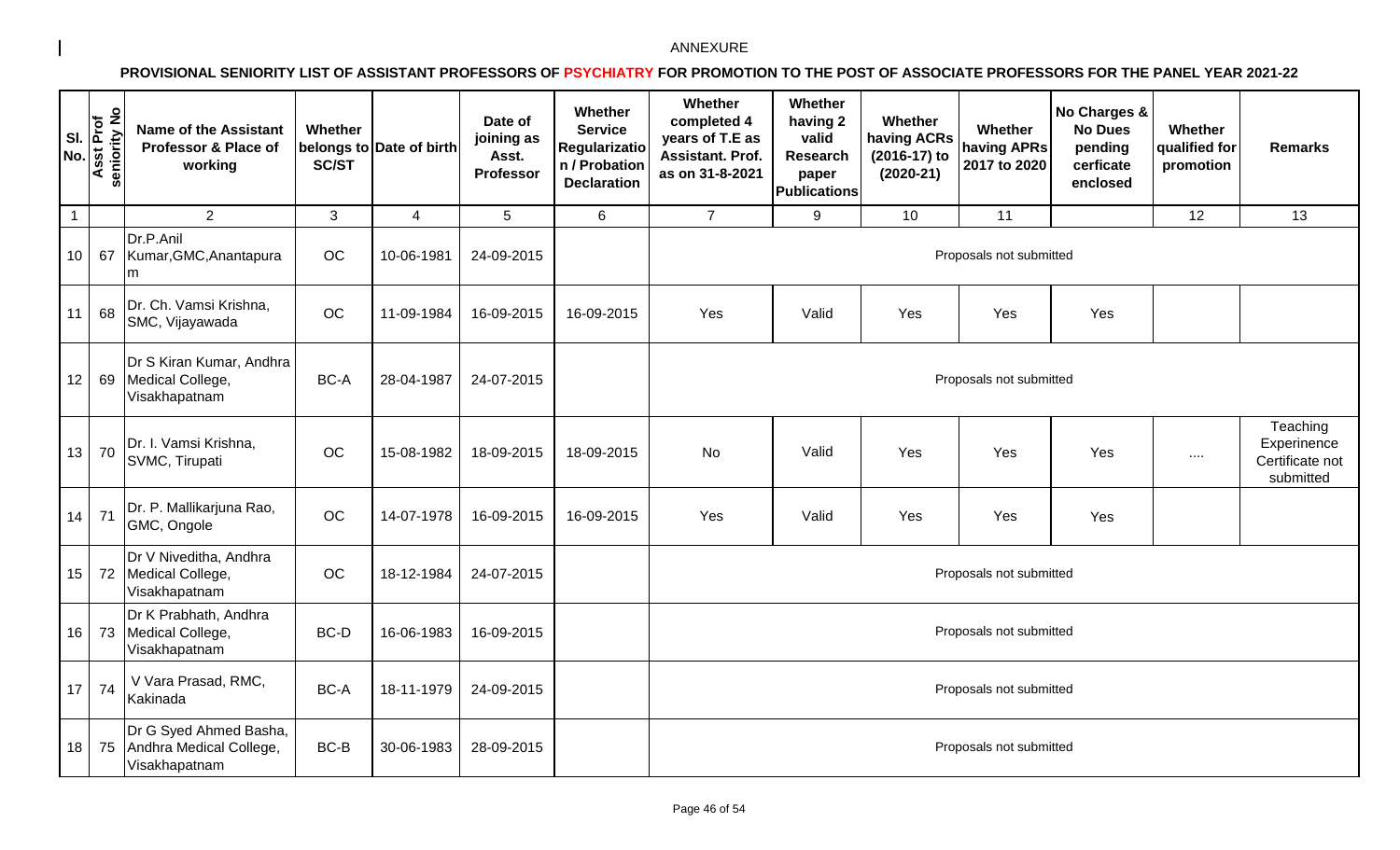ANNEXURE

**PROVISIONAL SENIORITY LIST OF ASSISTANT PROFESSORS OF PSYCHIATRY FOR PROMOTION TO THE POST OF ASSOCIATE PROFESSORS FOR THE PANEL YEAR 2021-22**

| Sl. No. | Asst Prof seniority No | Name of the Assistant Professor & Place of working | Whether belongs to SC/ST | Date of birth | Date of joining as Asst. Professor | Whether Service Regularization / Probation Declaration | Whether completed 4 years of T.E as Assistant. Prof. as on 31-8-2021 | Whether having 2 valid Research paper Publications | Whether having ACRs (2016-17) to (2020-21) | Whether having APRs 2017 to 2020 | No Charges & No Dues pending cerficate enclosed | Whether qualified for promotion | Remarks |
|---|---|---|---|---|---|---|---|---|---|---|---|---|---|
| 1 | | 2 | 3 | 4 | 5 | 6 | 7 | 9 | 10 | 11 | | 12 | 13 |
| 10 | 67 | Dr.P.Anil Kumar,GMC,Anantapuram | OC | 10-06-1981 | 24-09-2015 | | Proposals not submitted | | | | | | |
| 11 | 68 | Dr. Ch. Vamsi Krishna, SMC, Vijayawada | OC | 11-09-1984 | 16-09-2015 | 16-09-2015 | Yes | Valid | Yes | Yes | Yes | | |
| 12 | 69 | Dr S Kiran Kumar, Andhra Medical College, Visakhapatnam | BC-A | 28-04-1987 | 24-07-2015 | | Proposals not submitted | | | | | | |
| 13 | 70 | Dr. I. Vamsi Krishna, SVMC, Tirupati | OC | 15-08-1982 | 18-09-2015 | 18-09-2015 | No | Valid | Yes | Yes | Yes | .... | Teaching Experinence Certificate not submitted |
| 14 | 71 | Dr. P. Mallikarjuna Rao, GMC, Ongole | OC | 14-07-1978 | 16-09-2015 | 16-09-2015 | Yes | Valid | Yes | Yes | Yes | | |
| 15 | 72 | Dr V Niveditha, Andhra Medical College, Visakhapatnam | OC | 18-12-1984 | 24-07-2015 | | Proposals not submitted | | | | | | |
| 16 | 73 | Dr K Prabhath, Andhra Medical College, Visakhapatnam | BC-D | 16-06-1983 | 16-09-2015 | | Proposals not submitted | | | | | | |
| 17 | 74 | V Vara Prasad, RMC, Kakinada | BC-A | 18-11-1979 | 24-09-2015 | | Proposals not submitted | | | | | | |
| 18 | 75 | Dr G Syed Ahmed Basha, Andhra Medical College, Visakhapatnam | BC-B | 30-06-1983 | 28-09-2015 | | Proposals not submitted | | | | | | |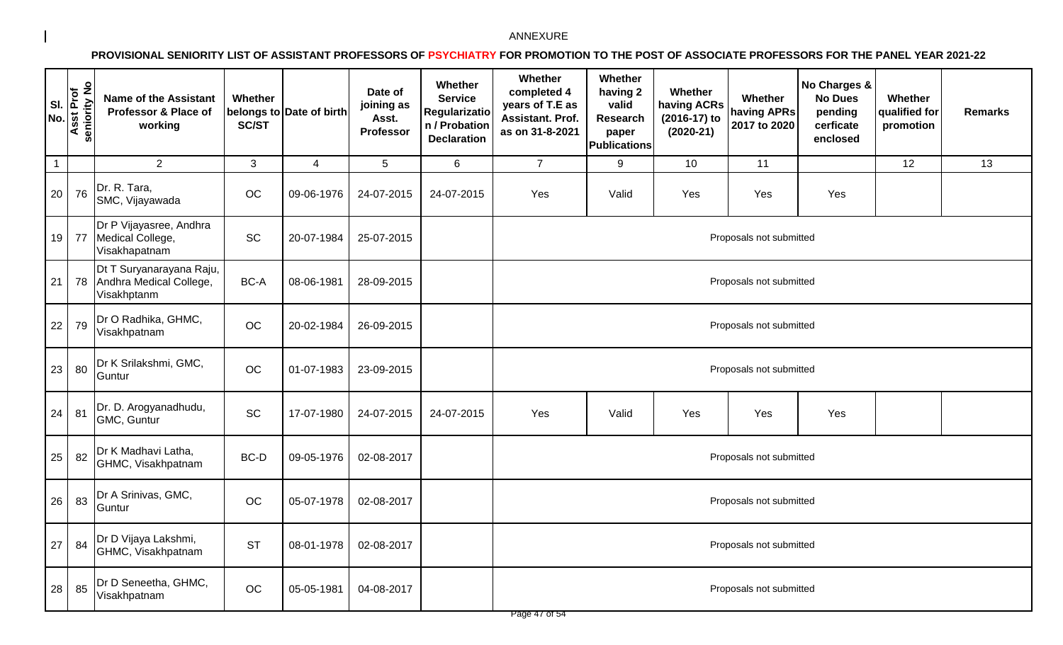ANNEXURE

**PROVISIONAL SENIORITY LIST OF ASSISTANT PROFESSORS OF PSYCHIATRY FOR PROMOTION TO THE POST OF ASSOCIATE PROFESSORS FOR THE PANEL YEAR 2021-22**

| Sl. No. | Asst Prof seniority No | Name of the Assistant Professor & Place of working | Whether belongs to SC/ST | Date of birth | Date of joining as Asst. Professor | Whether Service Regularization / Probation Declaration | Whether completed 4 years of T.E as Assistant. Prof. as on 31-8-2021 | Whether having 2 valid Research paper Publications | Whether having ACRs (2016-17) to (2020-21) | Whether having APRs 2017 to 2020 | No Charges & No Dues pending cerficate enclosed | Whether qualified for promotion | Remarks |
|---|---|---|---|---|---|---|---|---|---|---|---|---|---|
| 1 | | 2 | 3 | 4 | 5 | 6 | 7 | 9 | 10 | 11 | | 12 | 13 |
| 20 | 76 | Dr. R. Tara, SMC, Vijayawada | OC | 09-06-1976 | 24-07-2015 | 24-07-2015 | Yes | Valid | Yes | Yes | Yes | | |
| 19 | 77 | Dr P Vijayasree, Andhra Medical College, Visakhapatnam | SC | 20-07-1984 | 25-07-2015 | | Proposals not submitted | | | | | | |
| 21 | 78 | Dt T Suryanarayana Raju, Andhra Medical College, Visakhptanm | BC-A | 08-06-1981 | 28-09-2015 | | Proposals not submitted | | | | | | |
| 22 | 79 | Dr O Radhika, GHMC, Visakhpatnam | OC | 20-02-1984 | 26-09-2015 | | Proposals not submitted | | | | | | |
| 23 | 80 | Dr K Srilakshmi, GMC, Guntur | OC | 01-07-1983 | 23-09-2015 | | Proposals not submitted | | | | | | |
| 24 | 81 | Dr. D. Arogyanadhudu, GMC, Guntur | SC | 17-07-1980 | 24-07-2015 | 24-07-2015 | Yes | Valid | Yes | Yes | Yes | | |
| 25 | 82 | Dr K Madhavi Latha, GHMC, Visakhpatnam | BC-D | 09-05-1976 | 02-08-2017 | | Proposals not submitted | | | | | | |
| 26 | 83 | Dr A Srinivas, GMC, Guntur | OC | 05-07-1978 | 02-08-2017 | | Proposals not submitted | | | | | | |
| 27 | 84 | Dr D Vijaya Lakshmi, GHMC, Visakhpatnam | ST | 08-01-1978 | 02-08-2017 | | Proposals not submitted | | | | | | |
| 28 | 85 | Dr D Seneetha, GHMC, Visakhpatnam | OC | 05-05-1981 | 04-08-2017 | | Proposals not submitted | | | | | | |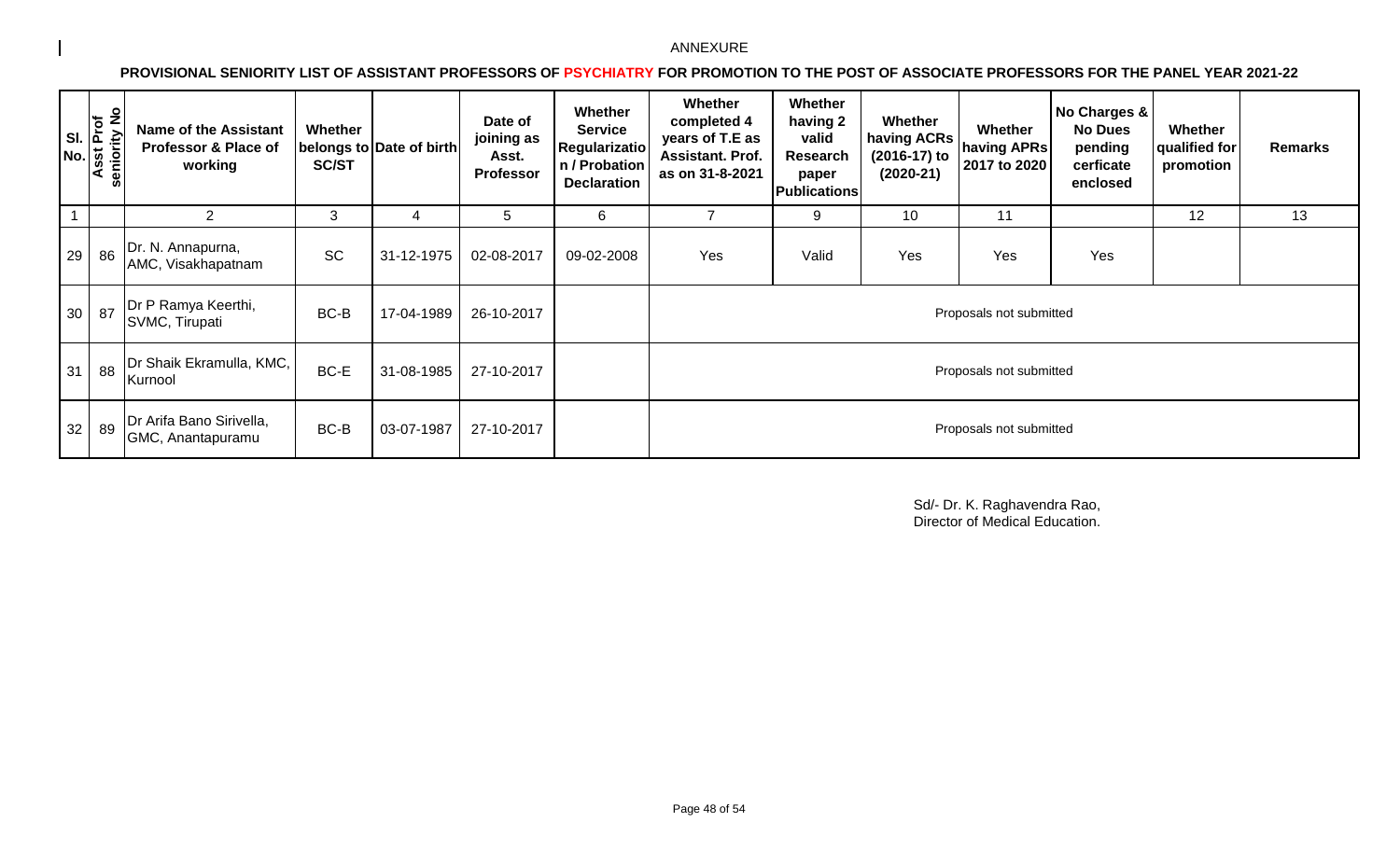ANNEXURE

**PROVISIONAL SENIORITY LIST OF ASSISTANT PROFESSORS OF PSYCHIATRY FOR PROMOTION TO THE POST OF ASSOCIATE PROFESSORS FOR THE PANEL YEAR 2021-22**

| Sl. No. | Asst Prof seniority No | Name of the Assistant Professor & Place of working | Whether belongs to SC/ST | Date of birth | Date of joining as Asst. Professor | Whether Service Regularization / Probation Declaration | Whether completed 4 years of T.E as Assistant. Prof. as on 31-8-2021 | Whether having 2 valid Research paper Publications | Whether having ACRs (2016-17) to (2020-21) | Whether having APRs 2017 to 2020 | No Charges & No Dues pending cerficate enclosed | Whether qualified for promotion | Remarks |
|---|---|---|---|---|---|---|---|---|---|---|---|---|---|
| 1 | | 2 | 3 | 4 | 5 | 6 | 7 | 9 | 10 | 11 | | 12 | 13 |
| 29 | 86 | Dr. N. Annapurna, AMC, Visakhapatnam | SC | 31-12-1975 | 02-08-2017 | 09-02-2008 | Yes | Valid | Yes | Yes | Yes | | |
| 30 | 87 | Dr P Ramya Keerthi, SVMC, Tirupati | BC-B | 17-04-1989 | 26-10-2017 | | Proposals not submitted | | | | | | |
| 31 | 88 | Dr Shaik Ekramulla, KMC, Kurnool | BC-E | 31-08-1985 | 27-10-2017 | | Proposals not submitted | | | | | | |
| 32 | 89 | Dr Arifa Bano Sirivella, GMC, Anantapuramu | BC-B | 03-07-1987 | 27-10-2017 | | Proposals not submitted | | | | | | |

Sd/- Dr. K. Raghavendra Rao,
Director of Medical Education.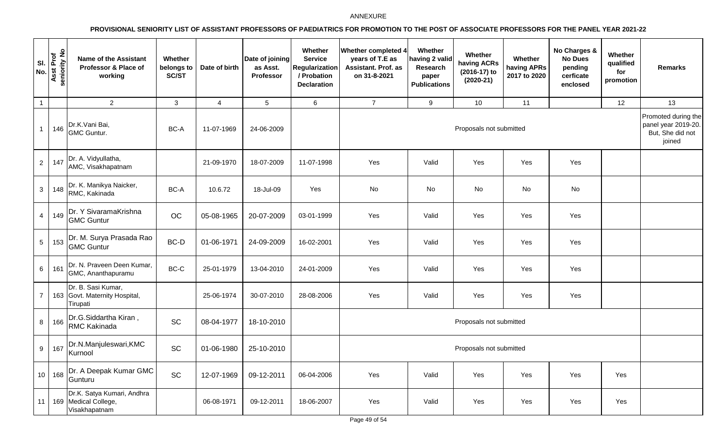ANNEXURE

**PROVISIONAL SENIORITY LIST OF ASSISTANT PROFESSORS OF PAEDIATRICS FOR PROMOTION TO THE POST OF ASSOCIATE PROFESSORS FOR THE PANEL YEAR 2021-22**

| Sl. No. | Asst Prof seniority No | Name of the Assistant Professor & Place of working | Whether belongs to SC/ST | Date of birth | Date of joining as Asst. Professor | Whether Service Regularization / Probation Declaration | Whether completed 4 years of T.E as Assistant. Prof. as on 31-8-2021 | Whether having 2 valid Research paper Publications | Whether having ACRs (2016-17) to (2020-21) | Whether having APRs 2017 to 2020 | No Charges & No Dues pending cerficate enclosed | Whether qualified for promotion | Remarks |
|---|---|---|---|---|---|---|---|---|---|---|---|---|---|
| 1 | | 2 | 3 | 4 | 5 | 6 | 7 | 9 | 10 | 11 | | 12 | 13 |
| 1 | 146 | Dr.K.Vani Bai, GMC Guntur. | BC-A | 11-07-1969 | 24-06-2009 | | Proposals not submitted | | | | | | Promoted during the panel year 2019-20. But, She did not joined |
| 2 | 147 | Dr. A. Vidyullatha, AMC, Visakhapatnam | | 21-09-1970 | 18-07-2009 | 11-07-1998 | Yes | Valid | Yes | Yes | Yes | | |
| 3 | 148 | Dr. K. Manikya Naicker, RMC, Kakinada | BC-A | 10.6.72 | 18-Jul-09 | Yes | No | No | No | No | No | | |
| 4 | 149 | Dr. Y SivaramaKrishna GMC Guntur | OC | 05-08-1965 | 20-07-2009 | 03-01-1999 | Yes | Valid | Yes | Yes | Yes | | |
| 5 | 153 | Dr. M. Surya Prasada Rao GMC Guntur | BC-D | 01-06-1971 | 24-09-2009 | 16-02-2001 | Yes | Valid | Yes | Yes | Yes | | |
| 6 | 161 | Dr. N. Praveen Deen Kumar, GMC, Ananthapuramu | BC-C | 25-01-1979 | 13-04-2010 | 24-01-2009 | Yes | Valid | Yes | Yes | Yes | | |
| 7 | 163 | Dr. B. Sasi Kumar, Govt. Maternity Hospital, Tirupati | | 25-06-1974 | 30-07-2010 | 28-08-2006 | Yes | Valid | Yes | Yes | Yes | | |
| 8 | 166 | Dr.G.Siddartha Kiran , RMC Kakinada | SC | 08-04-1977 | 18-10-2010 | | Proposals not submitted | | | | | | |
| 9 | 167 | Dr.N.Manjuleswari,KMC Kurnool | SC | 01-06-1980 | 25-10-2010 | | Proposals not submitted | | | | | | |
| 10 | 168 | Dr. A Deepak Kumar GMC Gunturu | SC | 12-07-1969 | 09-12-2011 | 06-04-2006 | Yes | Valid | Yes | Yes | Yes | Yes | |
| 11 | 169 | Dr.K. Satya Kumari, Andhra Medical College, Visakhapatnam | | 06-08-1971 | 09-12-2011 | 18-06-2007 | Yes | Valid | Yes | Yes | Yes | Yes | |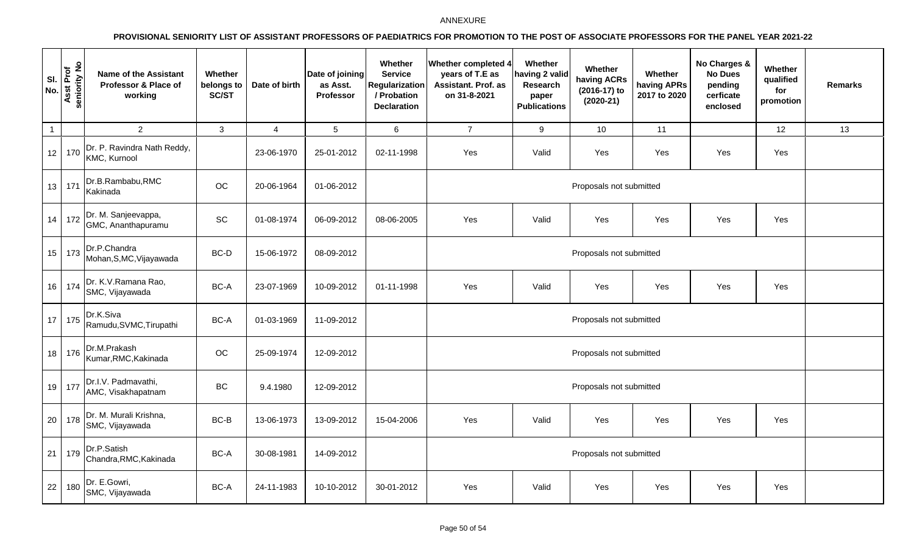ANNEXURE

**PROVISIONAL SENIORITY LIST OF ASSISTANT PROFESSORS OF PAEDIATRICS FOR PROMOTION TO THE POST OF ASSOCIATE PROFESSORS FOR THE PANEL YEAR 2021-22**

| Sl. No. | Asst Prof seniority No | Name of the Assistant Professor & Place of working | Whether belongs to SC/ST | Date of birth | Date of joining as Asst. Professor | Whether Service Regularization / Probation Declaration | Whether completed 4 years of T.E as Assistant. Prof. as on 31-8-2021 | Whether having 2 valid Research paper Publications | Whether having ACRs (2016-17) to (2020-21) | Whether having APRs 2017 to 2020 | No Charges & No Dues pending cerficate enclosed | Whether qualified for promotion | Remarks |
|---|---|---|---|---|---|---|---|---|---|---|---|---|---|
| 1 | | 2 | 3 | 4 | 5 | 6 | 7 | 9 | 10 | 11 | | 12 | 13 |
| 12 | 170 | Dr. P. Ravindra Nath Reddy, KMC, Kurnool | | 23-06-1970 | 25-01-2012 | 02-11-1998 | Yes | Valid | Yes | Yes | Yes | Yes | |
| 13 | 171 | Dr.B.Rambabu,RMC Kakinada | OC | 20-06-1964 | 01-06-2012 | | Proposals not submitted | | | | | | |
| 14 | 172 | Dr. M. Sanjeevappa, GMC, Ananthapuramu | SC | 01-08-1974 | 06-09-2012 | 08-06-2005 | Yes | Valid | Yes | Yes | Yes | Yes | |
| 15 | 173 | Dr.P.Chandra Mohan,S,MC,Vijayawada | BC-D | 15-06-1972 | 08-09-2012 | | Proposals not submitted | | | | | | |
| 16 | 174 | Dr. K.V.Ramana Rao, SMC, Vijayawada | BC-A | 23-07-1969 | 10-09-2012 | 01-11-1998 | Yes | Valid | Yes | Yes | Yes | Yes | |
| 17 | 175 | Dr.K.Siva Ramudu,SVMC,Tirupathi | BC-A | 01-03-1969 | 11-09-2012 | | Proposals not submitted | | | | | | |
| 18 | 176 | Dr.M.Prakash Kumar,RMC,Kakinada | OC | 25-09-1974 | 12-09-2012 | | Proposals not submitted | | | | | | |
| 19 | 177 | Dr.I.V. Padmavathi, AMC, Visakhapatnam | BC | 9.4.1980 | 12-09-2012 | | Proposals not submitted | | | | | | |
| 20 | 178 | Dr. M. Murali Krishna, SMC, Vijayawada | BC-B | 13-06-1973 | 13-09-2012 | 15-04-2006 | Yes | Valid | Yes | Yes | Yes | Yes | |
| 21 | 179 | Dr.P.Satish Chandra,RMC,Kakinada | BC-A | 30-08-1981 | 14-09-2012 | | Proposals not submitted | | | | | | |
| 22 | 180 | Dr. E.Gowri, SMC, Vijayawada | BC-A | 24-11-1983 | 10-10-2012 | 30-01-2012 | Yes | Valid | Yes | Yes | Yes | Yes | |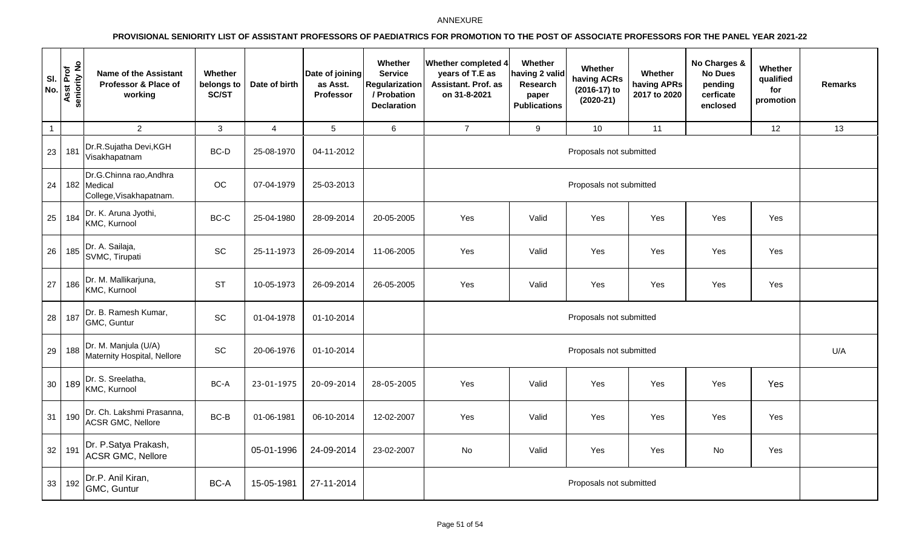ANNEXURE

**PROVISIONAL SENIORITY LIST OF ASSISTANT PROFESSORS OF PAEDIATRICS FOR PROMOTION TO THE POST OF ASSOCIATE PROFESSORS FOR THE PANEL YEAR 2021-22**

| Sl. No. | Asst Prof seniority No | Name of the Assistant Professor & Place of working | Whether belongs to SC/ST | Date of birth | Date of joining as Asst. Professor | Whether Service Regularization / Probation Declaration | Whether completed 4 years of T.E as Assistant. Prof. as on 31-8-2021 | Whether having 2 valid Research paper Publications | Whether having ACRs (2016-17) to (2020-21) | Whether having APRs 2017 to 2020 | No Charges & No Dues pending cerficate enclosed | Whether qualified for promotion | Remarks |
|---|---|---|---|---|---|---|---|---|---|---|---|---|---|
| 1 | | 2 | 3 | 4 | 5 | 6 | 7 | 9 | 10 | 11 | | 12 | 13 |
| 23 | 181 | Dr.R.Sujatha Devi,KGH Visakhapatnam | BC-D | 25-08-1970 | 04-11-2012 | | Proposals not submitted | | | | | | |
| 24 | 182 | Dr.G.Chinna rao,Andhra Medical College,Visakhapatnam. | OC | 07-04-1979 | 25-03-2013 | | Proposals not submitted | | | | | | |
| 25 | 184 | Dr. K. Aruna Jyothi, KMC, Kurnool | BC-C | 25-04-1980 | 28-09-2014 | 20-05-2005 | Yes | Valid | Yes | Yes | Yes | Yes | |
| 26 | 185 | Dr. A. Sailaja, SVMC, Tirupati | SC | 25-11-1973 | 26-09-2014 | 11-06-2005 | Yes | Valid | Yes | Yes | Yes | Yes | |
| 27 | 186 | Dr. M. Mallikarjuna, KMC, Kurnool | ST | 10-05-1973 | 26-09-2014 | 26-05-2005 | Yes | Valid | Yes | Yes | Yes | Yes | |
| 28 | 187 | Dr. B. Ramesh Kumar, GMC, Guntur | SC | 01-04-1978 | 01-10-2014 | | Proposals not submitted | | | | | | |
| 29 | 188 | Dr. M. Manjula (U/A) Maternity Hospital, Nellore | SC | 20-06-1976 | 01-10-2014 | | Proposals not submitted | | | | | | U/A |
| 30 | 189 | Dr. S. Sreelatha, KMC, Kurnool | BC-A | 23-01-1975 | 20-09-2014 | 28-05-2005 | Yes | Valid | Yes | Yes | Yes | Yes | |
| 31 | 190 | Dr. Ch. Lakshmi Prasanna, ACSR GMC, Nellore | BC-B | 01-06-1981 | 06-10-2014 | 12-02-2007 | Yes | Valid | Yes | Yes | Yes | Yes | |
| 32 | 191 | Dr. P.Satya Prakash, ACSR GMC, Nellore | | 05-01-1996 | 24-09-2014 | 23-02-2007 | No | Valid | Yes | Yes | No | Yes | |
| 33 | 192 | Dr.P. Anil Kiran, GMC, Guntur | BC-A | 15-05-1981 | 27-11-2014 | | Proposals not submitted | | | | | | |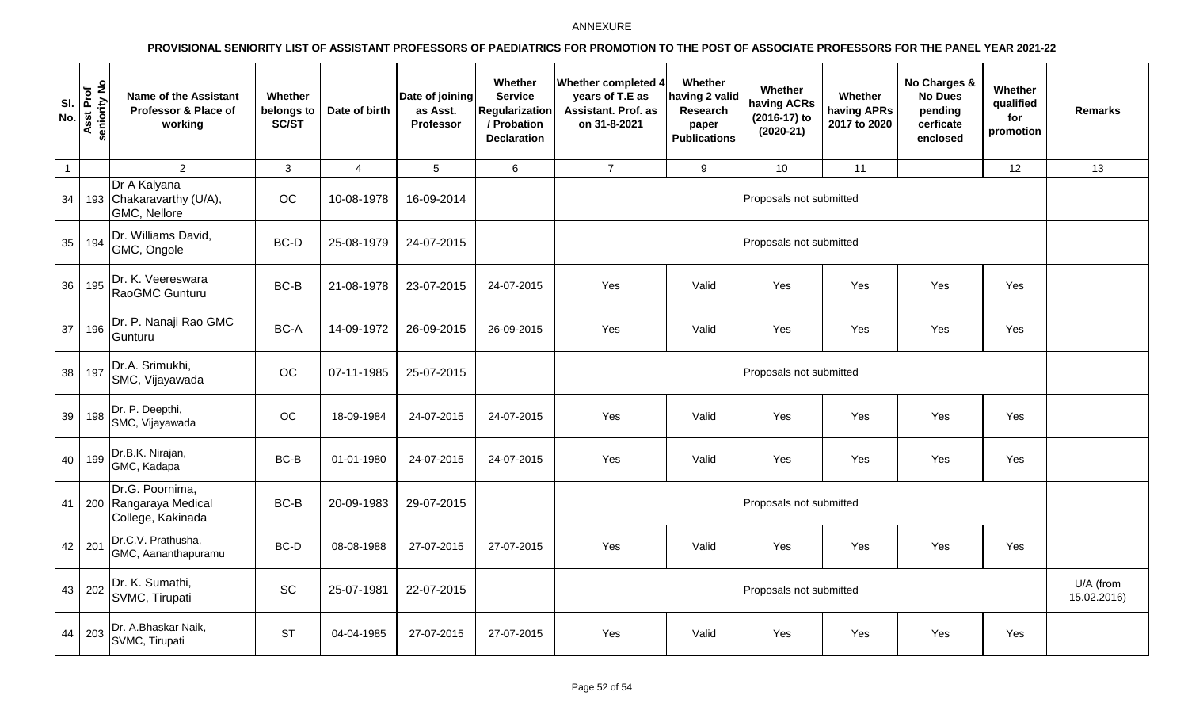ANNEXURE

**PROVISIONAL SENIORITY LIST OF ASSISTANT PROFESSORS OF PAEDIATRICS FOR PROMOTION TO THE POST OF ASSOCIATE PROFESSORS FOR THE PANEL YEAR 2021-22**

| Sl. No. | Asst Prof seniority No | Name of the Assistant Professor & Place of working | Whether belongs to SC/ST | Date of birth | Date of joining as Asst. Professor | Whether Service Regularization / Probation Declaration | Whether completed 4 years of T.E as Assistant. Prof. as on 31-8-2021 | Whether having 2 valid Research paper Publications | Whether having ACRs (2016-17) to (2020-21) | Whether having APRs 2017 to 2020 | No Charges & No Dues pending cerficate enclosed | Whether qualified for promotion | Remarks |
|---|---|---|---|---|---|---|---|---|---|---|---|---|---|
| 1 | | 2 | 3 | 4 | 5 | 6 | 7 | 9 | 10 | 11 | | 12 | 13 |
| 34 | 193 | Dr A Kalyana Chakaravarthy (U/A), GMC, Nellore | OC | 10-08-1978 | 16-09-2014 | | Proposals not submitted | | | | | | |
| 35 | 194 | Dr. Williams David, GMC, Ongole | BC-D | 25-08-1979 | 24-07-2015 | | Proposals not submitted | | | | | | |
| 36 | 195 | Dr. K. Veereswara RaoGMC Gunturu | BC-B | 21-08-1978 | 23-07-2015 | 24-07-2015 | Yes | Valid | Yes | Yes | Yes | Yes | |
| 37 | 196 | Dr. P. Nanaji Rao GMC Gunturu | BC-A | 14-09-1972 | 26-09-2015 | 26-09-2015 | Yes | Valid | Yes | Yes | Yes | Yes | |
| 38 | 197 | Dr.A. Srimukhi, SMC, Vijayawada | OC | 07-11-1985 | 25-07-2015 | | Proposals not submitted | | | | | | |
| 39 | 198 | Dr. P. Deepthi, SMC, Vijayawada | OC | 18-09-1984 | 24-07-2015 | 24-07-2015 | Yes | Valid | Yes | Yes | Yes | Yes | |
| 40 | 199 | Dr.B.K. Nirajan, GMC, Kadapa | BC-B | 01-01-1980 | 24-07-2015 | 24-07-2015 | Yes | Valid | Yes | Yes | Yes | Yes | |
| 41 | 200 | Dr.G. Poornima, Rangaraya Medical College, Kakinada | BC-B | 20-09-1983 | 29-07-2015 | | Proposals not submitted | | | | | | |
| 42 | 201 | Dr.C.V. Prathusha, GMC, Aananthapuramu | BC-D | 08-08-1988 | 27-07-2015 | 27-07-2015 | Yes | Valid | Yes | Yes | Yes | Yes | |
| 43 | 202 | Dr. K. Sumathi, SVMC, Tirupati | SC | 25-07-1981 | 22-07-2015 | | Proposals not submitted | | | | | | U/A (from 15.02.2016) |
| 44 | 203 | Dr. A.Bhaskar Naik, SVMC, Tirupati | ST | 04-04-1985 | 27-07-2015 | 27-07-2015 | Yes | Valid | Yes | Yes | Yes | Yes | |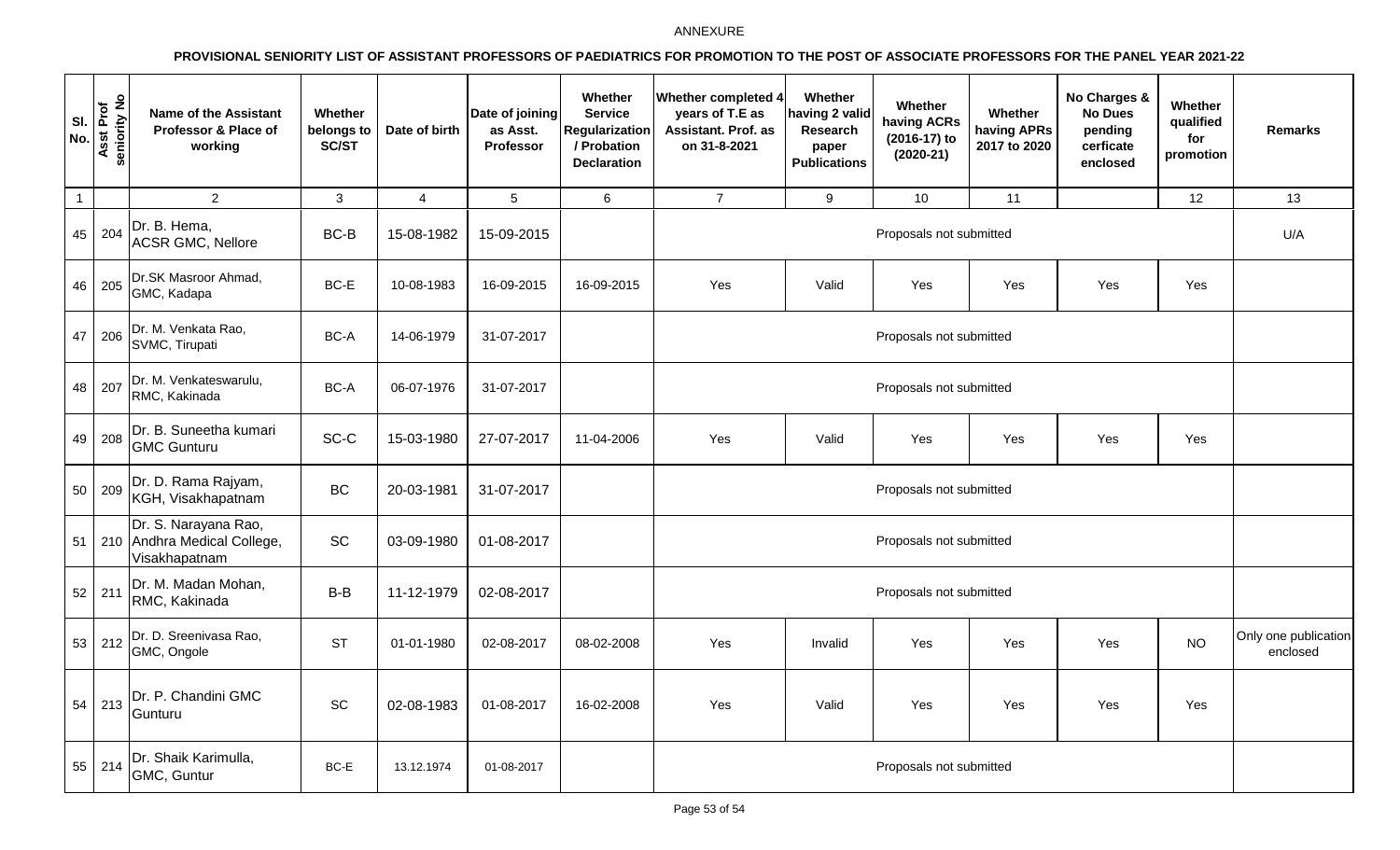ANNEXURE

**PROVISIONAL SENIORITY LIST OF ASSISTANT PROFESSORS OF PAEDIATRICS FOR PROMOTION TO THE POST OF ASSOCIATE PROFESSORS FOR THE PANEL YEAR 2021-22**

| Sl. No. | Asst Prof seniority No | Name of the Assistant Professor & Place of working | Whether belongs to SC/ST | Date of birth | Date of joining as Asst. Professor | Whether Service Regularization / Probation Declaration | Whether completed 4 years of T.E as Assistant. Prof. as on 31-8-2021 | Whether having 2 valid Research paper Publications | Whether having ACRs (2016-17) to (2020-21) | Whether having APRs 2017 to 2020 | No Charges & No Dues pending cerficate enclosed | Whether qualified for promotion | Remarks |
|---|---|---|---|---|---|---|---|---|---|---|---|---|---|
| 1 | | 2 | 3 | 4 | 5 | 6 | 7 | 9 | 10 | 11 | | 12 | 13 |
| 45 | 204 | Dr. B. Hema, ACSR GMC, Nellore | BC-B | 15-08-1982 | 15-09-2015 | | Proposals not submitted | | | | | | U/A |
| 46 | 205 | Dr.SK Masroor Ahmad, GMC, Kadapa | BC-E | 10-08-1983 | 16-09-2015 | 16-09-2015 | Yes | Valid | Yes | Yes | Yes | Yes | |
| 47 | 206 | Dr. M. Venkata Rao, SVMC, Tirupati | BC-A | 14-06-1979 | 31-07-2017 | | Proposals not submitted | | | | | | |
| 48 | 207 | Dr. M. Venkateswarulu, RMC, Kakinada | BC-A | 06-07-1976 | 31-07-2017 | | Proposals not submitted | | | | | | |
| 49 | 208 | Dr. B. Suneetha kumari GMC Gunturu | SC-C | 15-03-1980 | 27-07-2017 | 11-04-2006 | Yes | Valid | Yes | Yes | Yes | Yes | |
| 50 | 209 | Dr. D. Rama Rajyam, KGH, Visakhapatnam | BC | 20-03-1981 | 31-07-2017 | | Proposals not submitted | | | | | | |
| 51 | 210 | Dr. S. Narayana Rao, Andhra Medical College, Visakhapatnam | SC | 03-09-1980 | 01-08-2017 | | Proposals not submitted | | | | | | |
| 52 | 211 | Dr. M. Madan Mohan, RMC, Kakinada | B-B | 11-12-1979 | 02-08-2017 | | Proposals not submitted | | | | | | |
| 53 | 212 | Dr. D. Sreenivasa Rao, GMC, Ongole | ST | 01-01-1980 | 02-08-2017 | 08-02-2008 | Yes | Invalid | Yes | Yes | Yes | NO | Only one publication enclosed |
| 54 | 213 | Dr. P. Chandini GMC Gunturu | SC | 02-08-1983 | 01-08-2017 | 16-02-2008 | Yes | Valid | Yes | Yes | Yes | Yes | |
| 55 | 214 | Dr. Shaik Karimulla, GMC, Guntur | BC-E | 13.12.1974 | 01-08-2017 | | Proposals not submitted | | | | | | |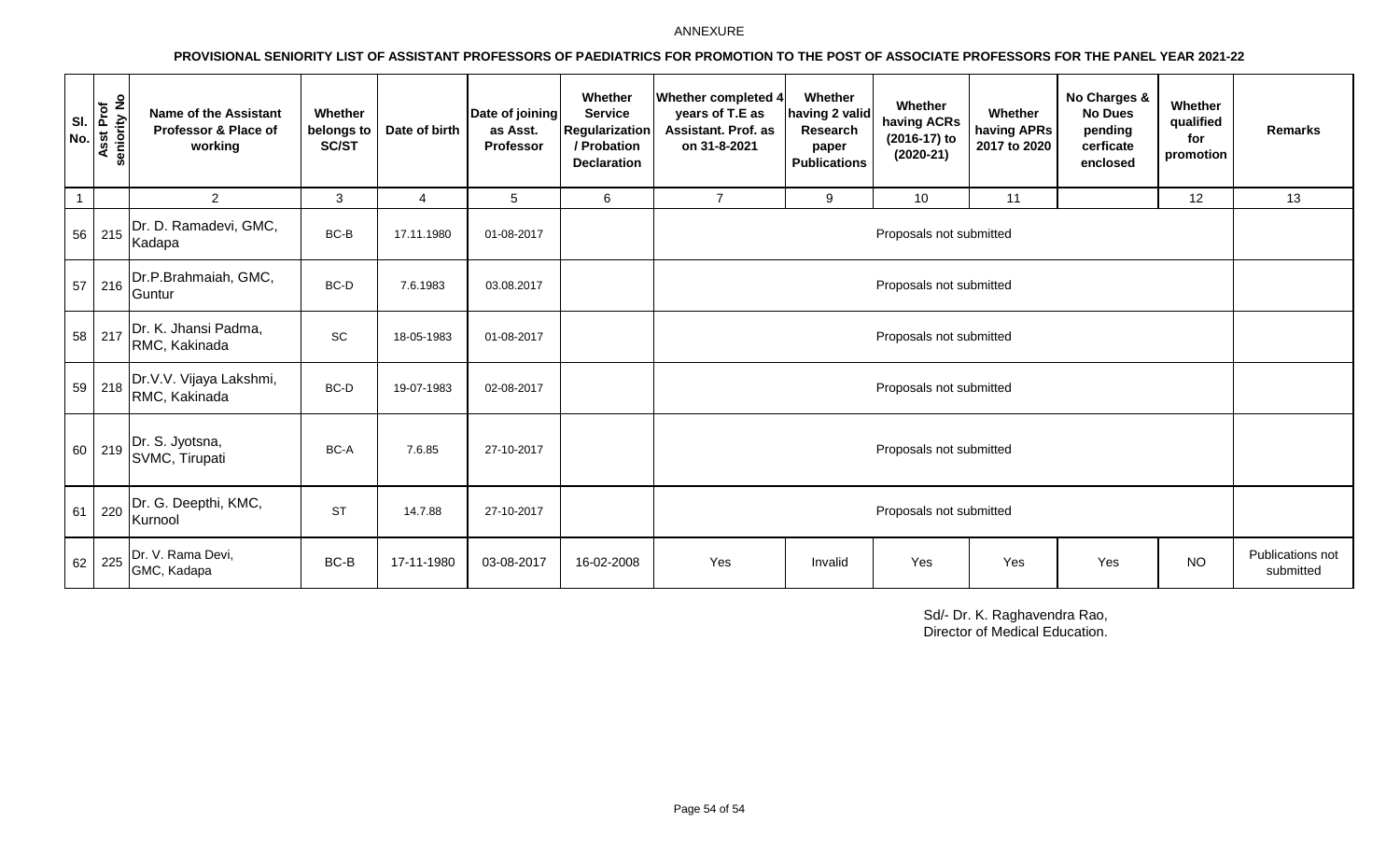ANNEXURE

**PROVISIONAL SENIORITY LIST OF ASSISTANT PROFESSORS OF PAEDIATRICS FOR PROMOTION TO THE POST OF ASSOCIATE PROFESSORS FOR THE PANEL YEAR 2021-22**

| Sl. No. | Asst Prof seniority No | Name of the Assistant Professor & Place of working | Whether belongs to SC/ST | Date of birth | Date of joining as Asst. Professor | Whether Service Regularization / Probation Declaration | Whether completed 4 years of T.E as Assistant. Prof. as on 31-8-2021 | Whether having 2 valid Research paper Publications | Whether having ACRs (2016-17) to (2020-21) | Whether having APRs 2017 to 2020 | No Charges & No Dues pending cerficate enclosed | Whether qualified for promotion | Remarks |
|---|---|---|---|---|---|---|---|---|---|---|---|---|---|
| 1 | | 2 | 3 | 4 | 5 | 6 | 7 | 9 | 10 | 11 | | 12 | 13 |
| 56 | 215 | Dr. D. Ramadevi, GMC, Kadapa | BC-B | 17.11.1980 | 01-08-2017 | | Proposals not submitted | | | | | | |
| 57 | 216 | Dr.P.Brahmaiah, GMC, Guntur | BC-D | 7.6.1983 | 03.08.2017 | | Proposals not submitted | | | | | | |
| 58 | 217 | Dr. K. Jhansi Padma, RMC, Kakinada | SC | 18-05-1983 | 01-08-2017 | | Proposals not submitted | | | | | | |
| 59 | 218 | Dr.V.V. Vijaya Lakshmi, RMC, Kakinada | BC-D | 19-07-1983 | 02-08-2017 | | Proposals not submitted | | | | | | |
| 60 | 219 | Dr. S. Jyotsna, SVMC, Tirupati | BC-A | 7.6.85 | 27-10-2017 | | Proposals not submitted | | | | | | |
| 61 | 220 | Dr. G. Deepthi, KMC, Kurnool | ST | 14.7.88 | 27-10-2017 | | Proposals not submitted | | | | | | |
| 62 | 225 | Dr. V. Rama Devi, GMC, Kadapa | BC-B | 17-11-1980 | 03-08-2017 | 16-02-2008 | Yes | Invalid | Yes | Yes | Yes | NO | Publications not submitted |

Sd/- Dr. K. Raghavendra Rao,
Director of Medical Education.